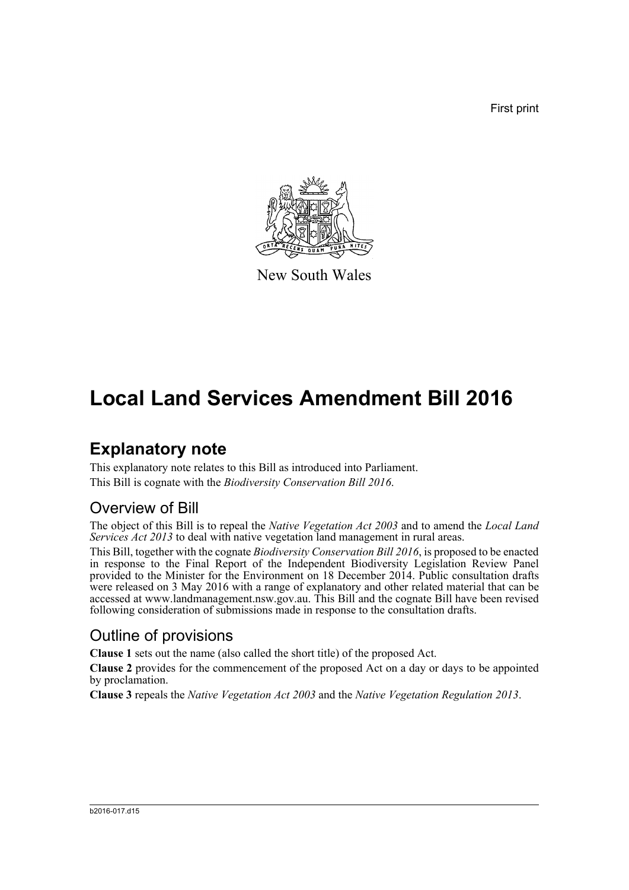First print

New South Wales

# Local Land Services Amendment Bill 2016

## Explanatory note

This explanatory note relates to this Bill as introduced into Parliament.

This Bill is cognate with the *Biodiversity Conservation Bill 2016*.

### Overview of Bill

The object of this Bill is to repeal the *Native Vegetation Act 2003* and to amend the *Local Land Services Act 2013* to deal with native vegetation land management in rural areas.

This Bill, together with the cognate *Biodiversity Conservation Bill 2016*, is proposed to be enacted in response to the Final Report of the Independent Biodiversity Legislation Review Panel provided to the Minister for the Environment on 18 December 2014. Public consultation drafts were released on 3 May 2016 with a range of explanatory and other related material that can be accessed at www.landmanagement.nsw.gov.au. This Bill and the cognate Bill have been revised following consideration of submissions made in response to the consultation drafts.

### Outline of provisions

**Clause 1** sets out the name (also called the short title) of the proposed Act.

**Clause 2** provides for the commencement of the proposed Act on a day or days to be appointed by proclamation.

**Clause 3** repeals the *Native Vegetation Act 2003* and the *Native Vegetation Regulation 2013*.

b2016-017.d15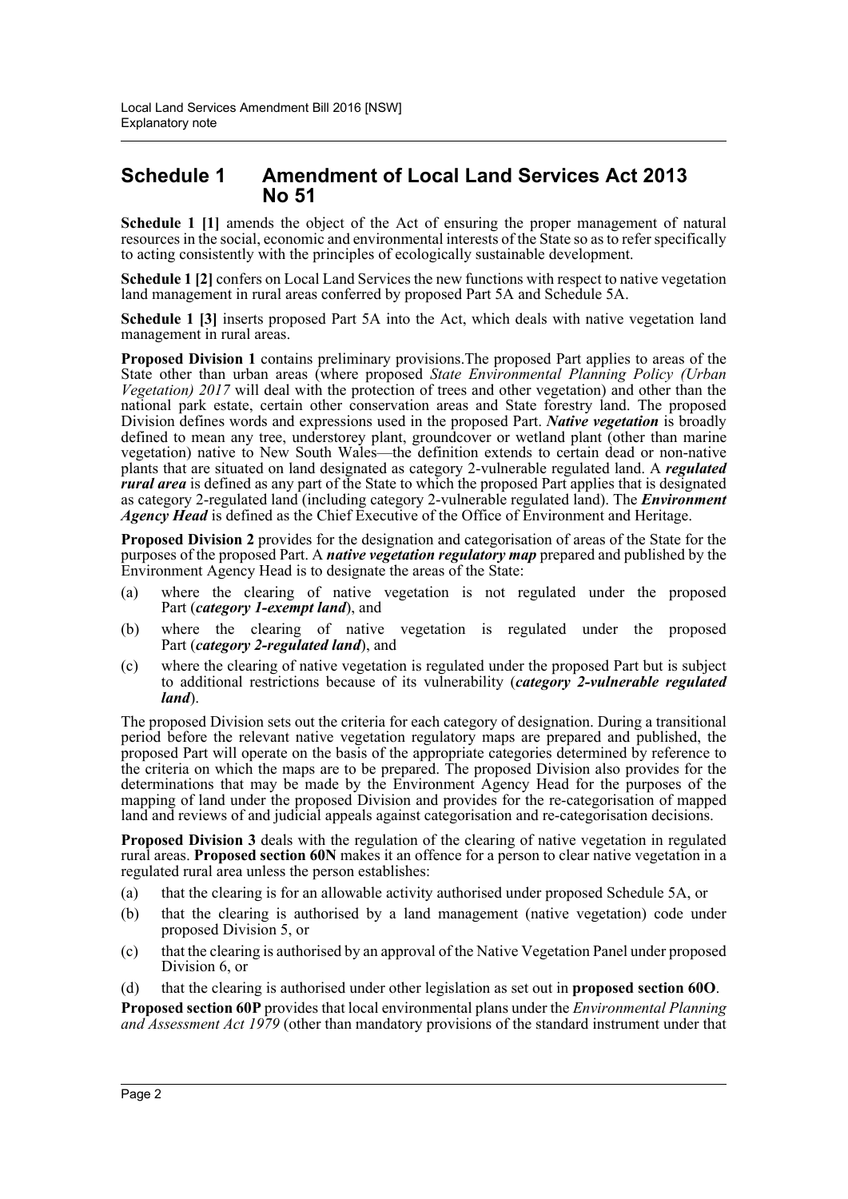## Schedule 1 Amendment of Local Land Services Act 2013 No 51

**Schedule 1 [1]** amends the object of the Act of ensuring the proper management of natural resources in the social, economic and environmental interests of the State so as to refer specifically to acting consistently with the principles of ecologically sustainable development.

**Schedule 1 [2]** confers on Local Land Services the new functions with respect to native vegetation land management in rural areas conferred by proposed Part 5A and Schedule 5A.

**Schedule 1 [3]** inserts proposed Part 5A into the Act, which deals with native vegetation land management in rural areas.

**Proposed Division 1** contains preliminary provisions.The proposed Part applies to areas of the State other than urban areas (where proposed *State Environmental Planning Policy (Urban Vegetation) 2017* will deal with the protection of trees and other vegetation) and other than the national park estate, certain other conservation areas and State forestry land. The proposed Division defines words and expressions used in the proposed Part. ***Native vegetation*** is broadly defined to mean any tree, understorey plant, groundcover or wetland plant (other than marine vegetation) native to New South Wales—the definition extends to certain dead or non-native plants that are situated on land designated as category 2-vulnerable regulated land. A ***regulated rural area*** is defined as any part of the State to which the proposed Part applies that is designated as category 2-regulated land (including category 2-vulnerable regulated land). The ***Environment Agency Head*** is defined as the Chief Executive of the Office of Environment and Heritage.

**Proposed Division 2** provides for the designation and categorisation of areas of the State for the purposes of the proposed Part. A ***native vegetation regulatory map*** prepared and published by the Environment Agency Head is to designate the areas of the State:

(a) where the clearing of native vegetation is not regulated under the proposed Part (***category 1-exempt land***), and

(b) where the clearing of native vegetation is regulated under the proposed Part (***category 2-regulated land***), and

(c) where the clearing of native vegetation is regulated under the proposed Part but is subject to additional restrictions because of its vulnerability (***category 2-vulnerable regulated land***).

The proposed Division sets out the criteria for each category of designation. During a transitional period before the relevant native vegetation regulatory maps are prepared and published, the proposed Part will operate on the basis of the appropriate categories determined by reference to the criteria on which the maps are to be prepared. The proposed Division also provides for the determinations that may be made by the Environment Agency Head for the purposes of the mapping of land under the proposed Division and provides for the re-categorisation of mapped land and reviews of and judicial appeals against categorisation and re-categorisation decisions.

**Proposed Division 3** deals with the regulation of the clearing of native vegetation in regulated rural areas. **Proposed section 60N** makes it an offence for a person to clear native vegetation in a regulated rural area unless the person establishes:

(a) that the clearing is for an allowable activity authorised under proposed Schedule 5A, or

(b) that the clearing is authorised by a land management (native vegetation) code under proposed Division 5, or

(c) that the clearing is authorised by an approval of the Native Vegetation Panel under proposed Division 6, or

(d) that the clearing is authorised under other legislation as set out in **proposed section 60O**.

**Proposed section 60P** provides that local environmental plans under the *Environmental Planning and Assessment Act 1979* (other than mandatory provisions of the standard instrument under that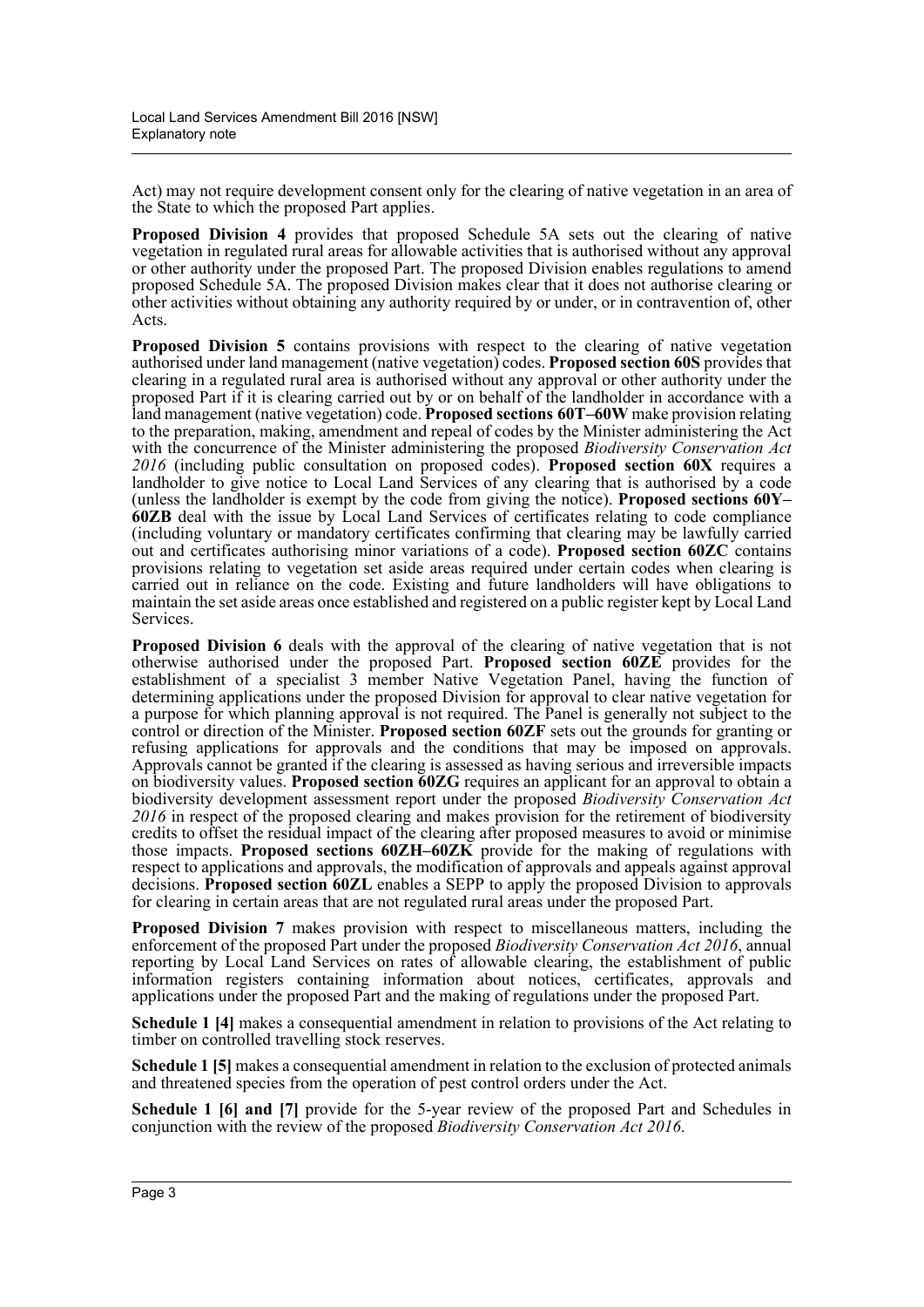Act) may not require development consent only for the clearing of native vegetation in an area of the State to which the proposed Part applies.

**Proposed Division 4** provides that proposed Schedule 5A sets out the clearing of native vegetation in regulated rural areas for allowable activities that is authorised without any approval or other authority under the proposed Part. The proposed Division enables regulations to amend proposed Schedule 5A. The proposed Division makes clear that it does not authorise clearing or other activities without obtaining any authority required by or under, or in contravention of, other Acts.

**Proposed Division 5** contains provisions with respect to the clearing of native vegetation authorised under land management (native vegetation) codes. **Proposed section 60S** provides that clearing in a regulated rural area is authorised without any approval or other authority under the proposed Part if it is clearing carried out by or on behalf of the landholder in accordance with a land management (native vegetation) code. **Proposed sections 60T–60W** make provision relating to the preparation, making, amendment and repeal of codes by the Minister administering the Act with the concurrence of the Minister administering the proposed *Biodiversity Conservation Act 2016* (including public consultation on proposed codes). **Proposed section 60X** requires a landholder to give notice to Local Land Services of any clearing that is authorised by a code (unless the landholder is exempt by the code from giving the notice). **Proposed sections 60Y–60ZB** deal with the issue by Local Land Services of certificates relating to code compliance (including voluntary or mandatory certificates confirming that clearing may be lawfully carried out and certificates authorising minor variations of a code). **Proposed section 60ZC** contains provisions relating to vegetation set aside areas required under certain codes when clearing is carried out in reliance on the code. Existing and future landholders will have obligations to maintain the set aside areas once established and registered on a public register kept by Local Land Services.

**Proposed Division 6** deals with the approval of the clearing of native vegetation that is not otherwise authorised under the proposed Part. **Proposed section 60ZE** provides for the establishment of a specialist 3 member Native Vegetation Panel, having the function of determining applications under the proposed Division for approval to clear native vegetation for a purpose for which planning approval is not required. The Panel is generally not subject to the control or direction of the Minister. **Proposed section 60ZF** sets out the grounds for granting or refusing applications for approvals and the conditions that may be imposed on approvals. Approvals cannot be granted if the clearing is assessed as having serious and irreversible impacts on biodiversity values. **Proposed section 60ZG** requires an applicant for an approval to obtain a biodiversity development assessment report under the proposed *Biodiversity Conservation Act 2016* in respect of the proposed clearing and makes provision for the retirement of biodiversity credits to offset the residual impact of the clearing after proposed measures to avoid or minimise those impacts. **Proposed sections 60ZH–60ZK** provide for the making of regulations with respect to applications and approvals, the modification of approvals and appeals against approval decisions. **Proposed section 60ZL** enables a SEPP to apply the proposed Division to approvals for clearing in certain areas that are not regulated rural areas under the proposed Part.

**Proposed Division 7** makes provision with respect to miscellaneous matters, including the enforcement of the proposed Part under the proposed *Biodiversity Conservation Act 2016*, annual reporting by Local Land Services on rates of allowable clearing, the establishment of public information registers containing information about notices, certificates, approvals and applications under the proposed Part and the making of regulations under the proposed Part.

**Schedule 1 [4]** makes a consequential amendment in relation to provisions of the Act relating to timber on controlled travelling stock reserves.

**Schedule 1 [5]** makes a consequential amendment in relation to the exclusion of protected animals and threatened species from the operation of pest control orders under the Act.

**Schedule 1 [6] and [7]** provide for the 5-year review of the proposed Part and Schedules in conjunction with the review of the proposed *Biodiversity Conservation Act 2016*.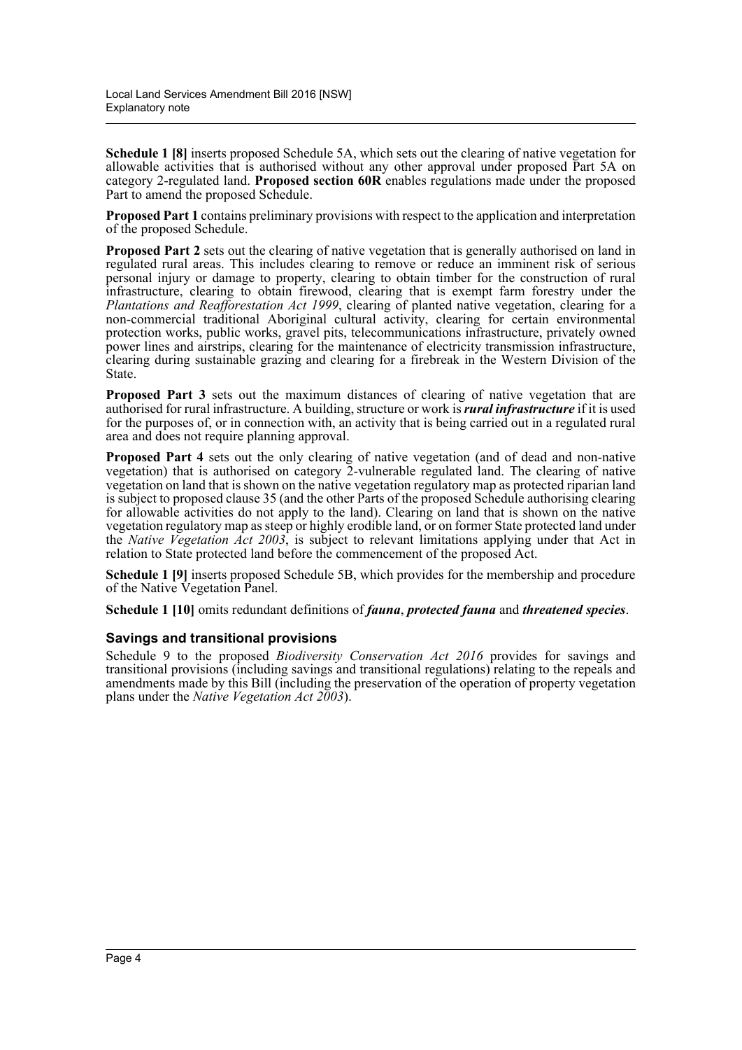**Schedule 1 [8]** inserts proposed Schedule 5A, which sets out the clearing of native vegetation for allowable activities that is authorised without any other approval under proposed Part 5A on category 2-regulated land. **Proposed section 60R** enables regulations made under the proposed Part to amend the proposed Schedule.

**Proposed Part 1** contains preliminary provisions with respect to the application and interpretation of the proposed Schedule.

**Proposed Part 2** sets out the clearing of native vegetation that is generally authorised on land in regulated rural areas. This includes clearing to remove or reduce an imminent risk of serious personal injury or damage to property, clearing to obtain timber for the construction of rural infrastructure, clearing to obtain firewood, clearing that is exempt farm forestry under the *Plantations and Reafforestation Act 1999*, clearing of planted native vegetation, clearing for a non-commercial traditional Aboriginal cultural activity, clearing for certain environmental protection works, public works, gravel pits, telecommunications infrastructure, privately owned power lines and airstrips, clearing for the maintenance of electricity transmission infrastructure, clearing during sustainable grazing and clearing for a firebreak in the Western Division of the State.

**Proposed Part 3** sets out the maximum distances of clearing of native vegetation that are authorised for rural infrastructure. A building, structure or work is ***rural infrastructure*** if it is used for the purposes of, or in connection with, an activity that is being carried out in a regulated rural area and does not require planning approval.

**Proposed Part 4** sets out the only clearing of native vegetation (and of dead and non-native vegetation) that is authorised on category 2-vulnerable regulated land. The clearing of native vegetation on land that is shown on the native vegetation regulatory map as protected riparian land is subject to proposed clause 35 (and the other Parts of the proposed Schedule authorising clearing for allowable activities do not apply to the land). Clearing on land that is shown on the native vegetation regulatory map as steep or highly erodible land, or on former State protected land under the *Native Vegetation Act 2003*, is subject to relevant limitations applying under that Act in relation to State protected land before the commencement of the proposed Act.

**Schedule 1 [9]** inserts proposed Schedule 5B, which provides for the membership and procedure of the Native Vegetation Panel.

**Schedule 1 [10]** omits redundant definitions of ***fauna***, ***protected fauna*** and ***threatened species***.

## Savings and transitional provisions

Schedule 9 to the proposed *Biodiversity Conservation Act 2016* provides for savings and transitional provisions (including savings and transitional regulations) relating to the repeals and amendments made by this Bill (including the preservation of the operation of property vegetation plans under the *Native Vegetation Act 2003*).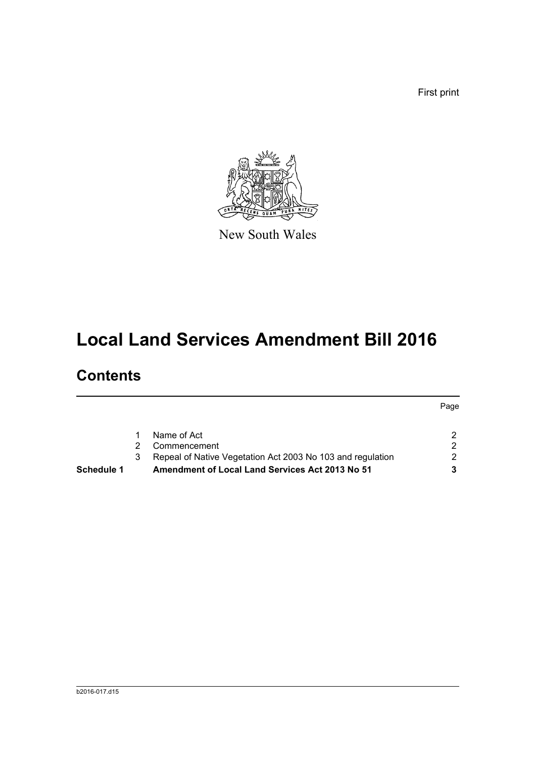First print

New South Wales

# Local Land Services Amendment Bill 2016

## Contents

| | | | Page |
|---|---|---|---|
| | 1 | Name of Act | 2 |
| | 2 | Commencement | 2 |
| | 3 | Repeal of Native Vegetation Act 2003 No 103 and regulation | 2 |
| **Schedule 1** | | **Amendment of Local Land Services Act 2013 No 51** | **3** |

b2016-017.d15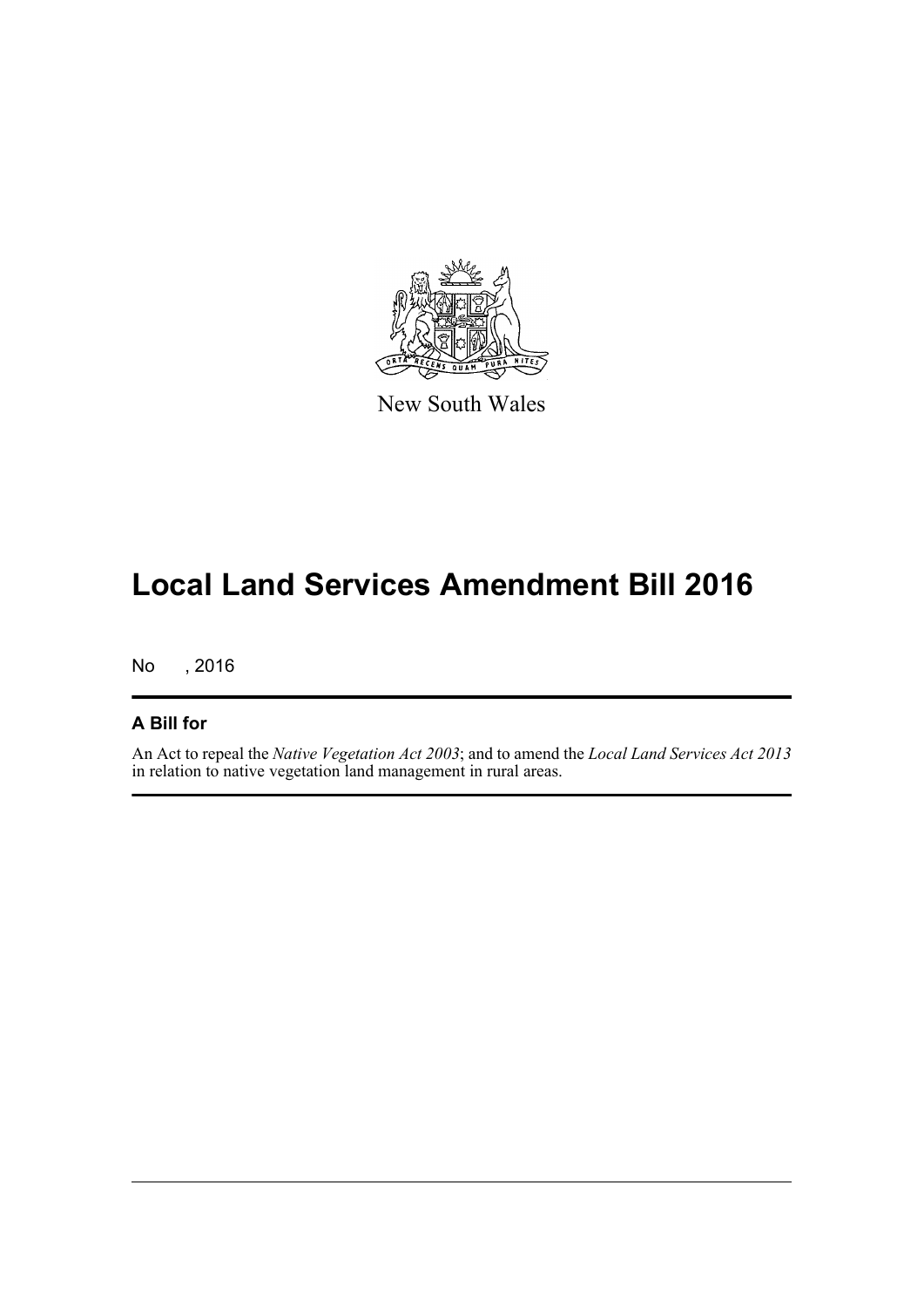New South Wales

# Local Land Services Amendment Bill 2016

No , 2016

## A Bill for

An Act to repeal the *Native Vegetation Act 2003*; and to amend the *Local Land Services Act 2013* in relation to native vegetation land management in rural areas.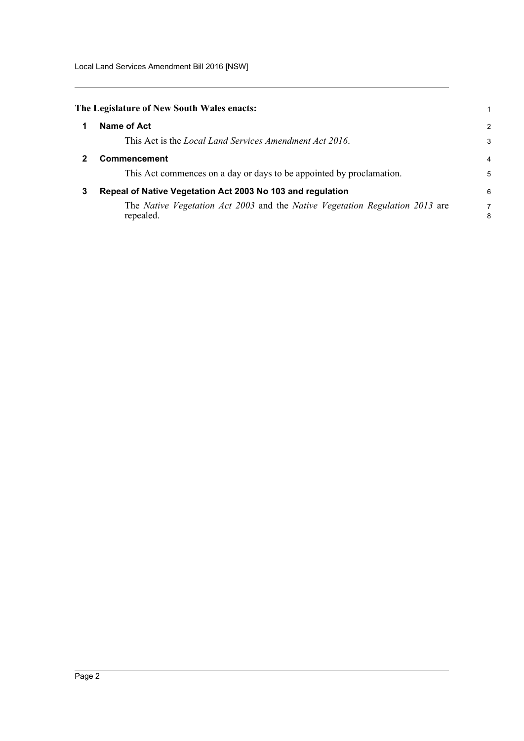**The Legislature of New South Wales enacts:**

## 1 Name of Act

This Act is the *Local Land Services Amendment Act 2016*.

## 2 Commencement

This Act commences on a day or days to be appointed by proclamation.

## 3 Repeal of Native Vegetation Act 2003 No 103 and regulation

The *Native Vegetation Act 2003* and the *Native Vegetation Regulation 2013* are repealed.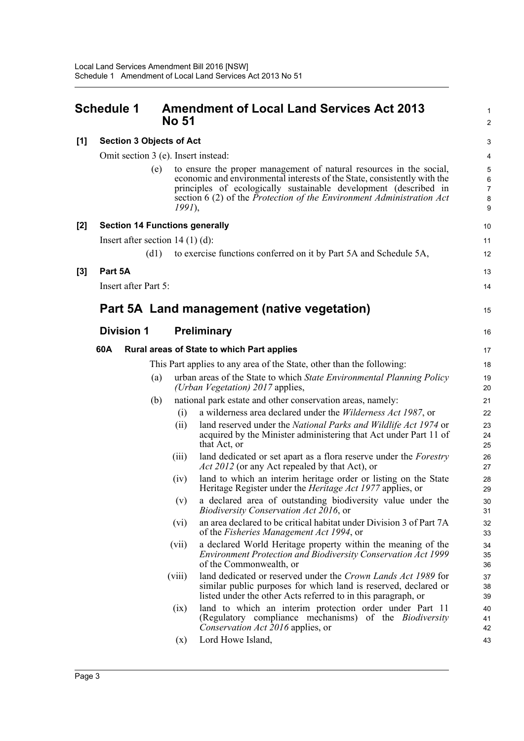# Schedule 1 Amendment of Local Land Services Act 2013 No 51

**[1] Section 3 Objects of Act**

Omit section 3 (e). Insert instead:

> (e) to ensure the proper management of natural resources in the social, economic and environmental interests of the State, consistently with the principles of ecologically sustainable development (described in section 6 (2) of the *Protection of the Environment Administration Act 1991*),

**[2] Section 14 Functions generally**

Insert after section 14 (1) (d):

> (d1) to exercise functions conferred on it by Part 5A and Schedule 5A,

**[3] Part 5A**

Insert after Part 5:

## Part 5A Land management (native vegetation)

### Division 1 Preliminary

**60A Rural areas of State to which Part applies**

This Part applies to any area of the State, other than the following:

(a) urban areas of the State to which *State Environmental Planning Policy (Urban Vegetation) 2017* applies,

(b) national park estate and other conservation areas, namely:

- (i) a wilderness area declared under the *Wilderness Act 1987*, or
- (ii) land reserved under the *National Parks and Wildlife Act 1974* or acquired by the Minister administering that Act under Part 11 of that Act, or
- (iii) land dedicated or set apart as a flora reserve under the *Forestry Act 2012* (or any Act repealed by that Act), or
- (iv) land to which an interim heritage order or listing on the State Heritage Register under the *Heritage Act 1977* applies, or
- (v) a declared area of outstanding biodiversity value under the *Biodiversity Conservation Act 2016*, or
- (vi) an area declared to be critical habitat under Division 3 of Part 7A of the *Fisheries Management Act 1994*, or
- (vii) a declared World Heritage property within the meaning of the *Environment Protection and Biodiversity Conservation Act 1999* of the Commonwealth, or
- (viii) land dedicated or reserved under the *Crown Lands Act 1989* for similar public purposes for which land is reserved, declared or listed under the other Acts referred to in this paragraph, or
- (ix) land to which an interim protection order under Part 11 (Regulatory compliance mechanisms) of the *Biodiversity Conservation Act 2016* applies, or
- (x) Lord Howe Island,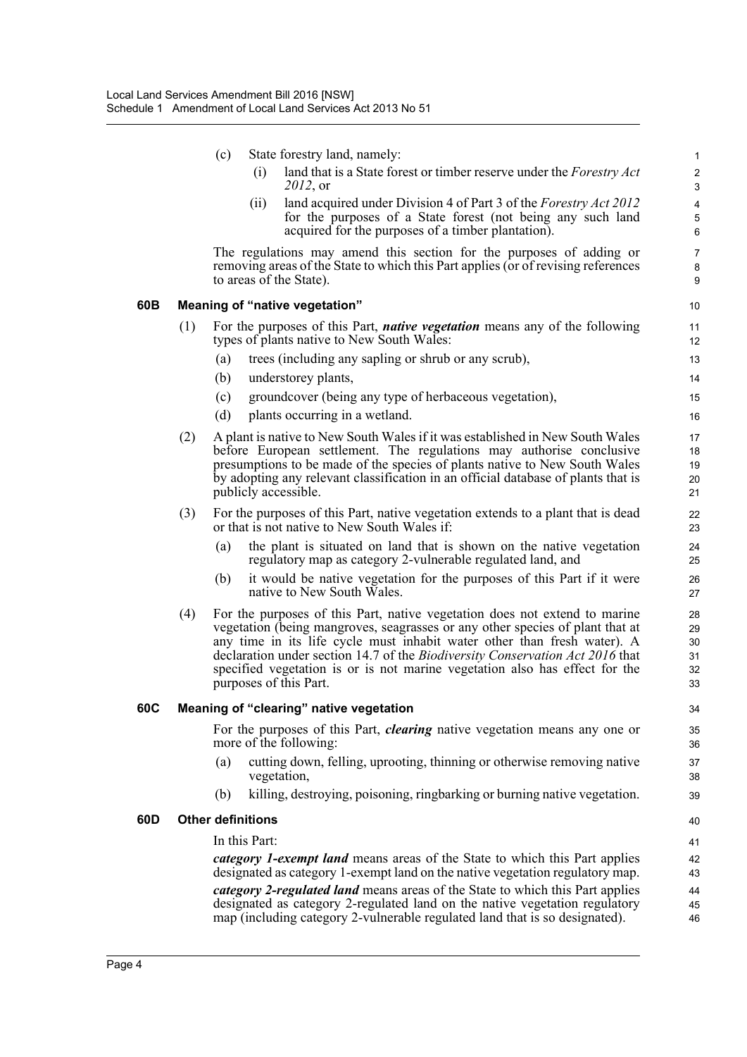(c) State forestry land, namely:

(i) land that is a State forest or timber reserve under the *Forestry Act 2012*, or

(ii) land acquired under Division 4 of Part 3 of the *Forestry Act 2012* for the purposes of a State forest (not being any such land acquired for the purposes of a timber plantation).

The regulations may amend this section for the purposes of adding or removing areas of the State to which this Part applies (or of revising references to areas of the State).

### 60B Meaning of "native vegetation"

(1) For the purposes of this Part, ***native vegetation*** means any of the following types of plants native to New South Wales:

(a) trees (including any sapling or shrub or any scrub),

(b) understorey plants,

(c) groundcover (being any type of herbaceous vegetation),

(d) plants occurring in a wetland.

(2) A plant is native to New South Wales if it was established in New South Wales before European settlement. The regulations may authorise conclusive presumptions to be made of the species of plants native to New South Wales by adopting any relevant classification in an official database of plants that is publicly accessible.

(3) For the purposes of this Part, native vegetation extends to a plant that is dead or that is not native to New South Wales if:

(a) the plant is situated on land that is shown on the native vegetation regulatory map as category 2-vulnerable regulated land, and

(b) it would be native vegetation for the purposes of this Part if it were native to New South Wales.

(4) For the purposes of this Part, native vegetation does not extend to marine vegetation (being mangroves, seagrasses or any other species of plant that at any time in its life cycle must inhabit water other than fresh water). A declaration under section 14.7 of the *Biodiversity Conservation Act 2016* that specified vegetation is or is not marine vegetation also has effect for the purposes of this Part.

### 60C Meaning of "clearing" native vegetation

For the purposes of this Part, ***clearing*** native vegetation means any one or more of the following:

(a) cutting down, felling, uprooting, thinning or otherwise removing native vegetation,

(b) killing, destroying, poisoning, ringbarking or burning native vegetation.

### 60D Other definitions

In this Part:

***category 1-exempt land*** means areas of the State to which this Part applies designated as category 1-exempt land on the native vegetation regulatory map.

***category 2-regulated land*** means areas of the State to which this Part applies designated as category 2-regulated land on the native vegetation regulatory map (including category 2-vulnerable regulated land that is so designated).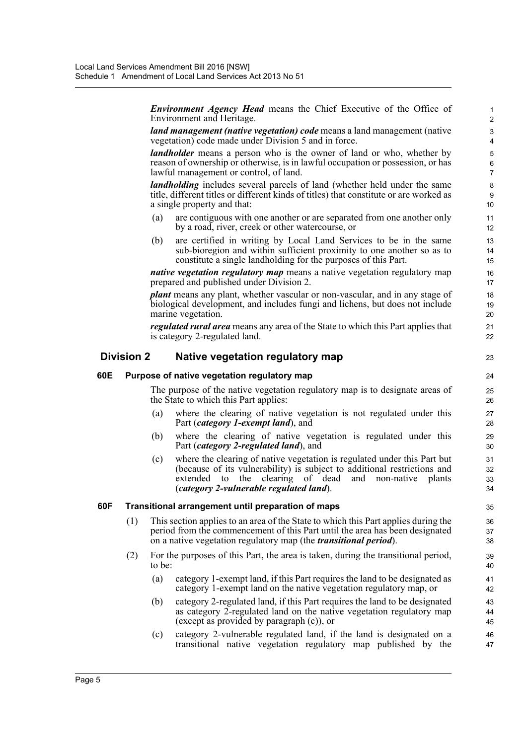***Environment Agency Head*** means the Chief Executive of the Office of Environment and Heritage.

***land management (native vegetation) code*** means a land management (native vegetation) code made under Division 5 and in force.

***landholder*** means a person who is the owner of land or who, whether by reason of ownership or otherwise, is in lawful occupation or possession, or has lawful management or control, of land.

***landholding*** includes several parcels of land (whether held under the same title, different titles or different kinds of titles) that constitute or are worked as a single property and that:

- (a) are contiguous with one another or are separated from one another only by a road, river, creek or other watercourse, or
- (b) are certified in writing by Local Land Services to be in the same sub-bioregion and within sufficient proximity to one another so as to constitute a single landholding for the purposes of this Part.

***native vegetation regulatory map*** means a native vegetation regulatory map prepared and published under Division 2.

***plant*** means any plant, whether vascular or non-vascular, and in any stage of biological development, and includes fungi and lichens, but does not include marine vegetation.

***regulated rural area*** means any area of the State to which this Part applies that is category 2-regulated land.

## Division 2 Native vegetation regulatory map

### 60E Purpose of native vegetation regulatory map

The purpose of the native vegetation regulatory map is to designate areas of the State to which this Part applies:

- (a) where the clearing of native vegetation is not regulated under this Part (***category 1-exempt land***), and
- (b) where the clearing of native vegetation is regulated under this Part (***category 2-regulated land***), and
- (c) where the clearing of native vegetation is regulated under this Part but (because of its vulnerability) is subject to additional restrictions and extended to the clearing of dead and non-native plants (***category 2-vulnerable regulated land***).

### 60F Transitional arrangement until preparation of maps

(1) This section applies to an area of the State to which this Part applies during the period from the commencement of this Part until the area has been designated on a native vegetation regulatory map (the ***transitional period***).

(2) For the purposes of this Part, the area is taken, during the transitional period, to be:

- (a) category 1-exempt land, if this Part requires the land to be designated as category 1-exempt land on the native vegetation regulatory map, or
- (b) category 2-regulated land, if this Part requires the land to be designated as category 2-regulated land on the native vegetation regulatory map (except as provided by paragraph (c)), or
- (c) category 2-vulnerable regulated land, if the land is designated on a transitional native vegetation regulatory map published by the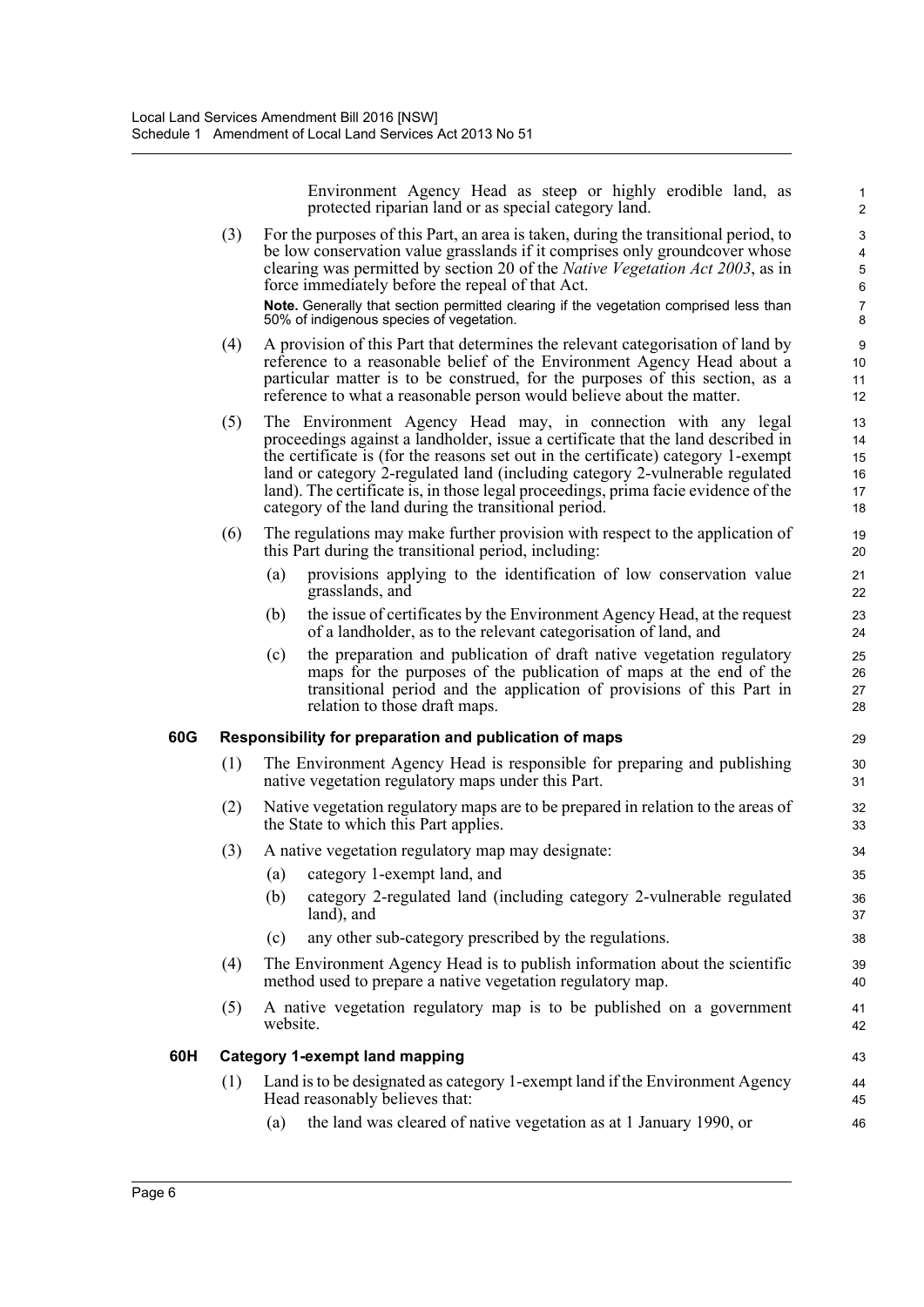Environment Agency Head as steep or highly erodible land, as protected riparian land or as special category land.

(3) For the purposes of this Part, an area is taken, during the transitional period, to be low conservation value grasslands if it comprises only groundcover whose clearing was permitted by section 20 of the *Native Vegetation Act 2003*, as in force immediately before the repeal of that Act.

**Note.** Generally that section permitted clearing if the vegetation comprised less than 50% of indigenous species of vegetation.

(4) A provision of this Part that determines the relevant categorisation of land by reference to a reasonable belief of the Environment Agency Head about a particular matter is to be construed, for the purposes of this section, as a reference to what a reasonable person would believe about the matter.

(5) The Environment Agency Head may, in connection with any legal proceedings against a landholder, issue a certificate that the land described in the certificate is (for the reasons set out in the certificate) category 1-exempt land or category 2-regulated land (including category 2-vulnerable regulated land). The certificate is, in those legal proceedings, prima facie evidence of the category of the land during the transitional period.

(6) The regulations may make further provision with respect to the application of this Part during the transitional period, including:

(a) provisions applying to the identification of low conservation value grasslands, and

(b) the issue of certificates by the Environment Agency Head, at the request of a landholder, as to the relevant categorisation of land, and

(c) the preparation and publication of draft native vegetation regulatory maps for the purposes of the publication of maps at the end of the transitional period and the application of provisions of this Part in relation to those draft maps.

### 60G Responsibility for preparation and publication of maps

(1) The Environment Agency Head is responsible for preparing and publishing native vegetation regulatory maps under this Part.

(2) Native vegetation regulatory maps are to be prepared in relation to the areas of the State to which this Part applies.

(3) A native vegetation regulatory map may designate:

(a) category 1-exempt land, and

(b) category 2-regulated land (including category 2-vulnerable regulated land), and

(c) any other sub-category prescribed by the regulations.

(4) The Environment Agency Head is to publish information about the scientific method used to prepare a native vegetation regulatory map.

(5) A native vegetation regulatory map is to be published on a government website.

### 60H Category 1-exempt land mapping

(1) Land is to be designated as category 1-exempt land if the Environment Agency Head reasonably believes that:

(a) the land was cleared of native vegetation as at 1 January 1990, or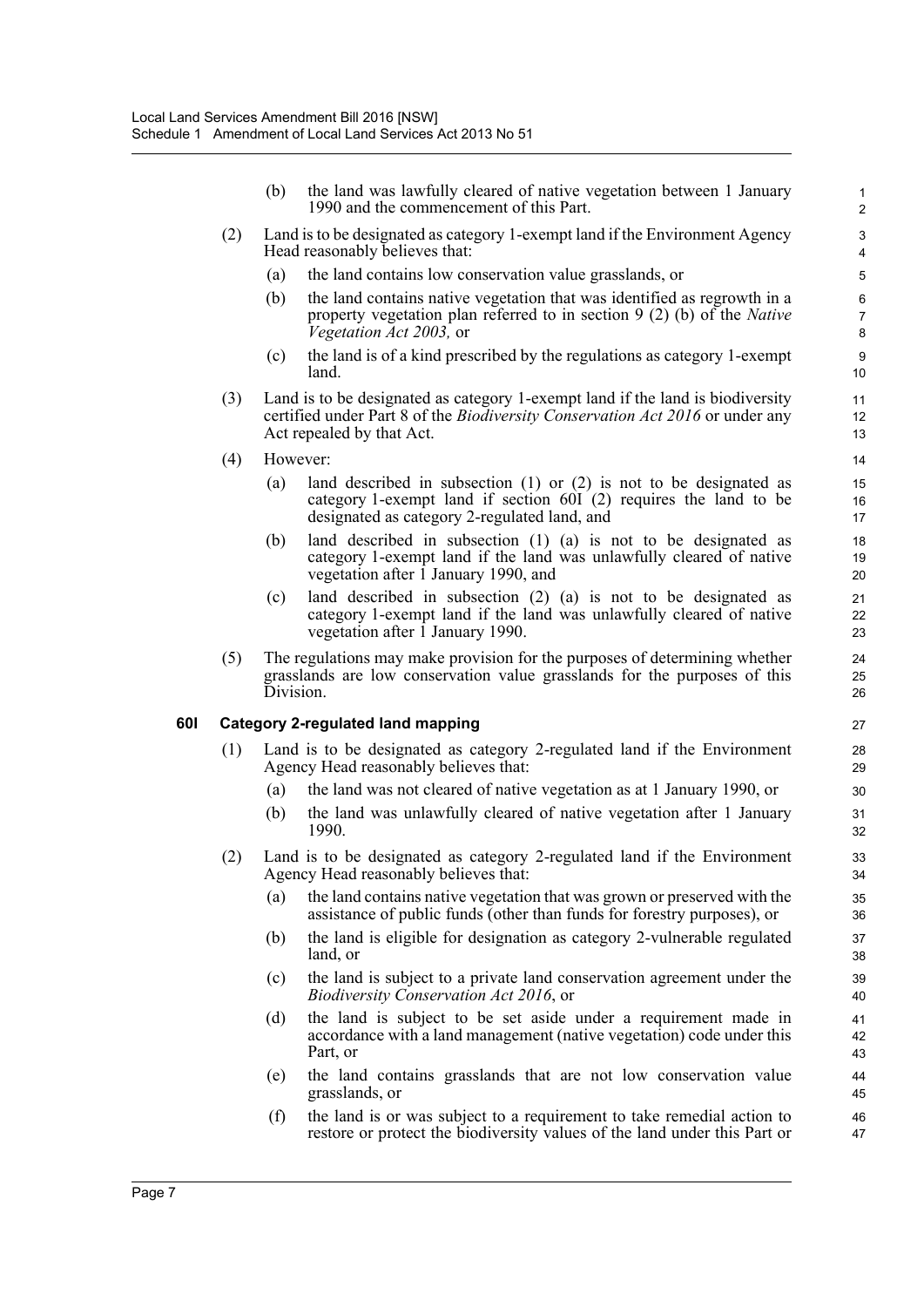(b) the land was lawfully cleared of native vegetation between 1 January 1990 and the commencement of this Part.

(2) Land is to be designated as category 1-exempt land if the Environment Agency Head reasonably believes that:

(a) the land contains low conservation value grasslands, or

(b) the land contains native vegetation that was identified as regrowth in a property vegetation plan referred to in section 9 (2) (b) of the *Native Vegetation Act 2003,* or

(c) the land is of a kind prescribed by the regulations as category 1-exempt land.

(3) Land is to be designated as category 1-exempt land if the land is biodiversity certified under Part 8 of the *Biodiversity Conservation Act 2016* or under any Act repealed by that Act.

(4) However:

(a) land described in subsection (1) or (2) is not to be designated as category 1-exempt land if section 60I (2) requires the land to be designated as category 2-regulated land, and

(b) land described in subsection (1) (a) is not to be designated as category 1-exempt land if the land was unlawfully cleared of native vegetation after 1 January 1990, and

(c) land described in subsection (2) (a) is not to be designated as category 1-exempt land if the land was unlawfully cleared of native vegetation after 1 January 1990.

(5) The regulations may make provision for the purposes of determining whether grasslands are low conservation value grasslands for the purposes of this Division.

**60I Category 2-regulated land mapping**

(1) Land is to be designated as category 2-regulated land if the Environment Agency Head reasonably believes that:

(a) the land was not cleared of native vegetation as at 1 January 1990, or

(b) the land was unlawfully cleared of native vegetation after 1 January 1990.

(2) Land is to be designated as category 2-regulated land if the Environment Agency Head reasonably believes that:

(a) the land contains native vegetation that was grown or preserved with the assistance of public funds (other than funds for forestry purposes), or

(b) the land is eligible for designation as category 2-vulnerable regulated land, or

(c) the land is subject to a private land conservation agreement under the *Biodiversity Conservation Act 2016*, or

(d) the land is subject to be set aside under a requirement made in accordance with a land management (native vegetation) code under this Part, or

(e) the land contains grasslands that are not low conservation value grasslands, or

(f) the land is or was subject to a requirement to take remedial action to restore or protect the biodiversity values of the land under this Part or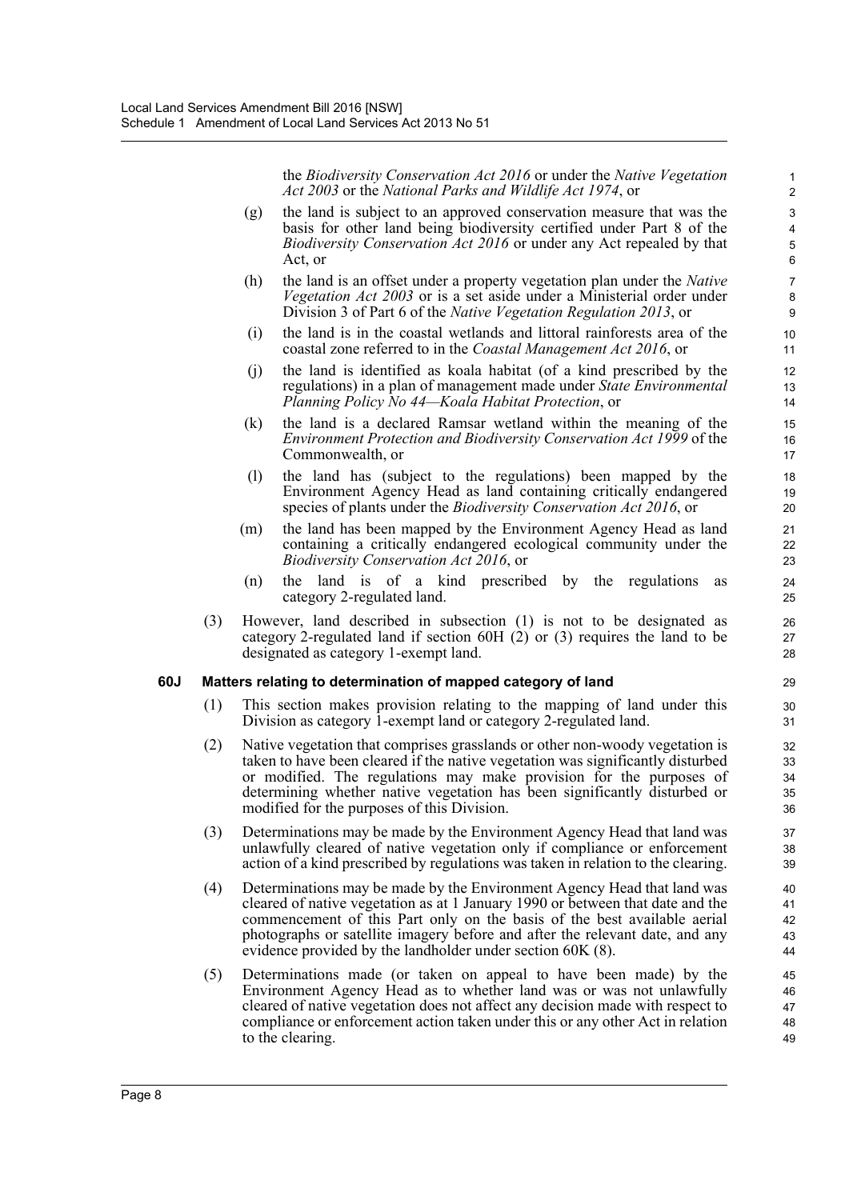the *Biodiversity Conservation Act 2016* or under the *Native Vegetation Act 2003* or the *National Parks and Wildlife Act 1974*, or

(g) the land is subject to an approved conservation measure that was the basis for other land being biodiversity certified under Part 8 of the *Biodiversity Conservation Act 2016* or under any Act repealed by that Act, or

(h) the land is an offset under a property vegetation plan under the *Native Vegetation Act 2003* or is a set aside under a Ministerial order under Division 3 of Part 6 of the *Native Vegetation Regulation 2013*, or

(i) the land is in the coastal wetlands and littoral rainforests area of the coastal zone referred to in the *Coastal Management Act 2016*, or

(j) the land is identified as koala habitat (of a kind prescribed by the regulations) in a plan of management made under *State Environmental Planning Policy No 44—Koala Habitat Protection*, or

(k) the land is a declared Ramsar wetland within the meaning of the *Environment Protection and Biodiversity Conservation Act 1999* of the Commonwealth, or

(l) the land has (subject to the regulations) been mapped by the Environment Agency Head as land containing critically endangered species of plants under the *Biodiversity Conservation Act 2016*, or

(m) the land has been mapped by the Environment Agency Head as land containing a critically endangered ecological community under the *Biodiversity Conservation Act 2016*, or

(n) the land is of a kind prescribed by the regulations as category 2-regulated land.

(3) However, land described in subsection (1) is not to be designated as category 2-regulated land if section 60H (2) or (3) requires the land to be designated as category 1-exempt land.

**60J Matters relating to determination of mapped category of land**

(1) This section makes provision relating to the mapping of land under this Division as category 1-exempt land or category 2-regulated land.

(2) Native vegetation that comprises grasslands or other non-woody vegetation is taken to have been cleared if the native vegetation was significantly disturbed or modified. The regulations may make provision for the purposes of determining whether native vegetation has been significantly disturbed or modified for the purposes of this Division.

(3) Determinations may be made by the Environment Agency Head that land was unlawfully cleared of native vegetation only if compliance or enforcement action of a kind prescribed by regulations was taken in relation to the clearing.

(4) Determinations may be made by the Environment Agency Head that land was cleared of native vegetation as at 1 January 1990 or between that date and the commencement of this Part only on the basis of the best available aerial photographs or satellite imagery before and after the relevant date, and any evidence provided by the landholder under section 60K (8).

(5) Determinations made (or taken on appeal to have been made) by the Environment Agency Head as to whether land was or was not unlawfully cleared of native vegetation does not affect any decision made with respect to compliance or enforcement action taken under this or any other Act in relation to the clearing.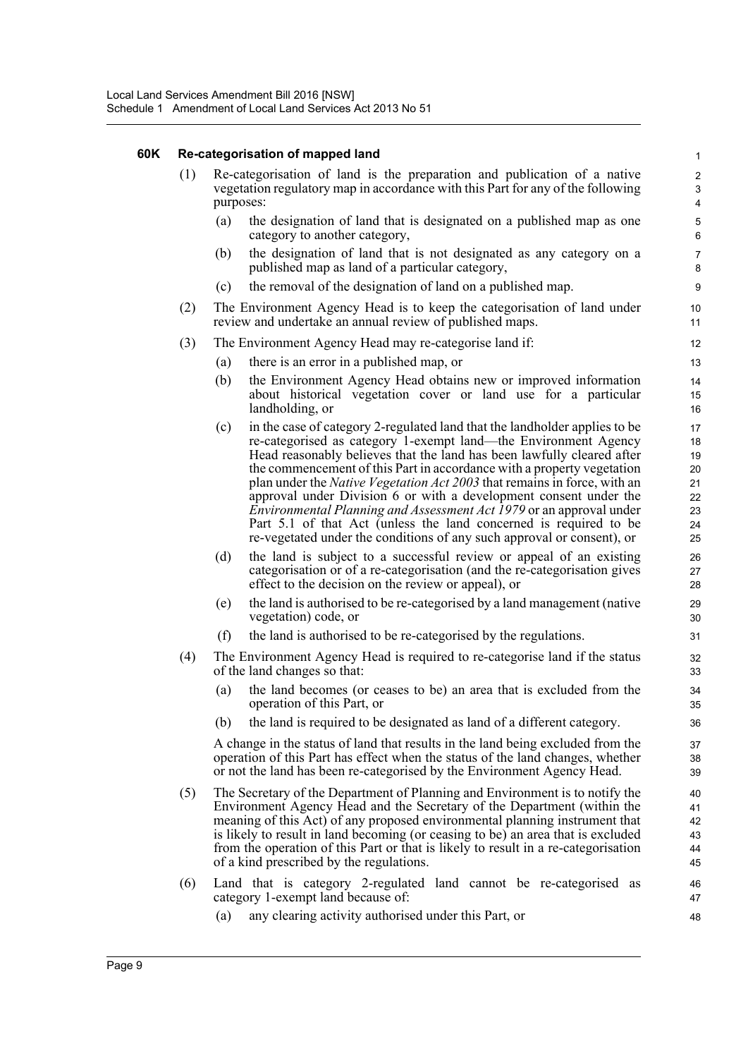**60K Re-categorisation of mapped land**

(1) Re-categorisation of land is the preparation and publication of a native vegetation regulatory map in accordance with this Part for any of the following purposes:

(a) the designation of land that is designated on a published map as one category to another category,

(b) the designation of land that is not designated as any category on a published map as land of a particular category,

(c) the removal of the designation of land on a published map.

(2) The Environment Agency Head is to keep the categorisation of land under review and undertake an annual review of published maps.

(3) The Environment Agency Head may re-categorise land if:

(a) there is an error in a published map, or

(b) the Environment Agency Head obtains new or improved information about historical vegetation cover or land use for a particular landholding, or

(c) in the case of category 2-regulated land that the landholder applies to be re-categorised as category 1-exempt land—the Environment Agency Head reasonably believes that the land has been lawfully cleared after the commencement of this Part in accordance with a property vegetation plan under the *Native Vegetation Act 2003* that remains in force, with an approval under Division 6 or with a development consent under the *Environmental Planning and Assessment Act 1979* or an approval under Part 5.1 of that Act (unless the land concerned is required to be re-vegetated under the conditions of any such approval or consent), or

(d) the land is subject to a successful review or appeal of an existing categorisation or of a re-categorisation (and the re-categorisation gives effect to the decision on the review or appeal), or

(e) the land is authorised to be re-categorised by a land management (native vegetation) code, or

(f) the land is authorised to be re-categorised by the regulations.

(4) The Environment Agency Head is required to re-categorise land if the status of the land changes so that:

(a) the land becomes (or ceases to be) an area that is excluded from the operation of this Part, or

(b) the land is required to be designated as land of a different category.

A change in the status of land that results in the land being excluded from the operation of this Part has effect when the status of the land changes, whether or not the land has been re-categorised by the Environment Agency Head.

(5) The Secretary of the Department of Planning and Environment is to notify the Environment Agency Head and the Secretary of the Department (within the meaning of this Act) of any proposed environmental planning instrument that is likely to result in land becoming (or ceasing to be) an area that is excluded from the operation of this Part or that is likely to result in a re-categorisation of a kind prescribed by the regulations.

(6) Land that is category 2-regulated land cannot be re-categorised as category 1-exempt land because of:

(a) any clearing activity authorised under this Part, or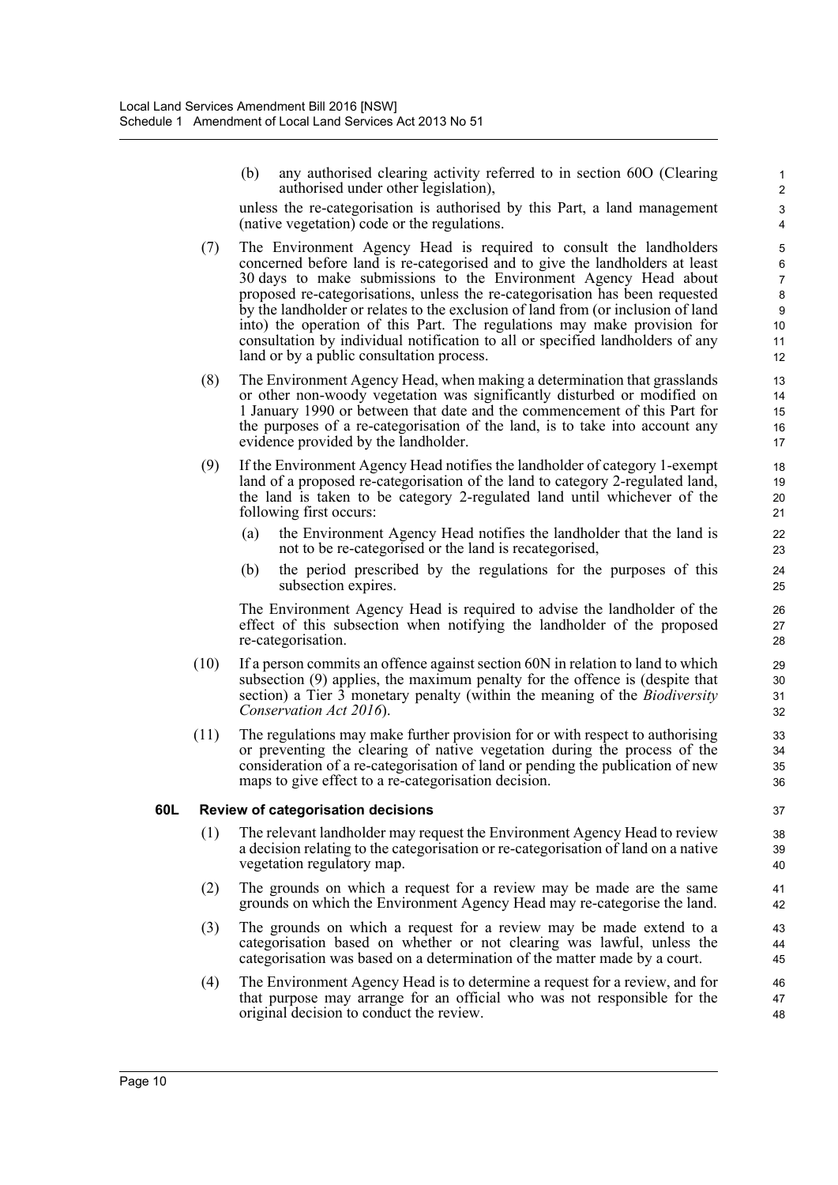(b) any authorised clearing activity referred to in section 60O (Clearing authorised under other legislation),

unless the re-categorisation is authorised by this Part, a land management (native vegetation) code or the regulations.

(7) The Environment Agency Head is required to consult the landholders concerned before land is re-categorised and to give the landholders at least 30 days to make submissions to the Environment Agency Head about proposed re-categorisations, unless the re-categorisation has been requested by the landholder or relates to the exclusion of land from (or inclusion of land into) the operation of this Part. The regulations may make provision for consultation by individual notification to all or specified landholders of any land or by a public consultation process.

(8) The Environment Agency Head, when making a determination that grasslands or other non-woody vegetation was significantly disturbed or modified on 1 January 1990 or between that date and the commencement of this Part for the purposes of a re-categorisation of the land, is to take into account any evidence provided by the landholder.

(9) If the Environment Agency Head notifies the landholder of category 1-exempt land of a proposed re-categorisation of the land to category 2-regulated land, the land is taken to be category 2-regulated land until whichever of the following first occurs:

(a) the Environment Agency Head notifies the landholder that the land is not to be re-categorised or the land is recategorised,

(b) the period prescribed by the regulations for the purposes of this subsection expires.

The Environment Agency Head is required to advise the landholder of the effect of this subsection when notifying the landholder of the proposed re-categorisation.

(10) If a person commits an offence against section 60N in relation to land to which subsection (9) applies, the maximum penalty for the offence is (despite that section) a Tier 3 monetary penalty (within the meaning of the *Biodiversity Conservation Act 2016*).

(11) The regulations may make further provision for or with respect to authorising or preventing the clearing of native vegetation during the process of the consideration of a re-categorisation of land or pending the publication of new maps to give effect to a re-categorisation decision.

### 60L Review of categorisation decisions

(1) The relevant landholder may request the Environment Agency Head to review a decision relating to the categorisation or re-categorisation of land on a native vegetation regulatory map.

(2) The grounds on which a request for a review may be made are the same grounds on which the Environment Agency Head may re-categorise the land.

(3) The grounds on which a request for a review may be made extend to a categorisation based on whether or not clearing was lawful, unless the categorisation was based on a determination of the matter made by a court.

(4) The Environment Agency Head is to determine a request for a review, and for that purpose may arrange for an official who was not responsible for the original decision to conduct the review.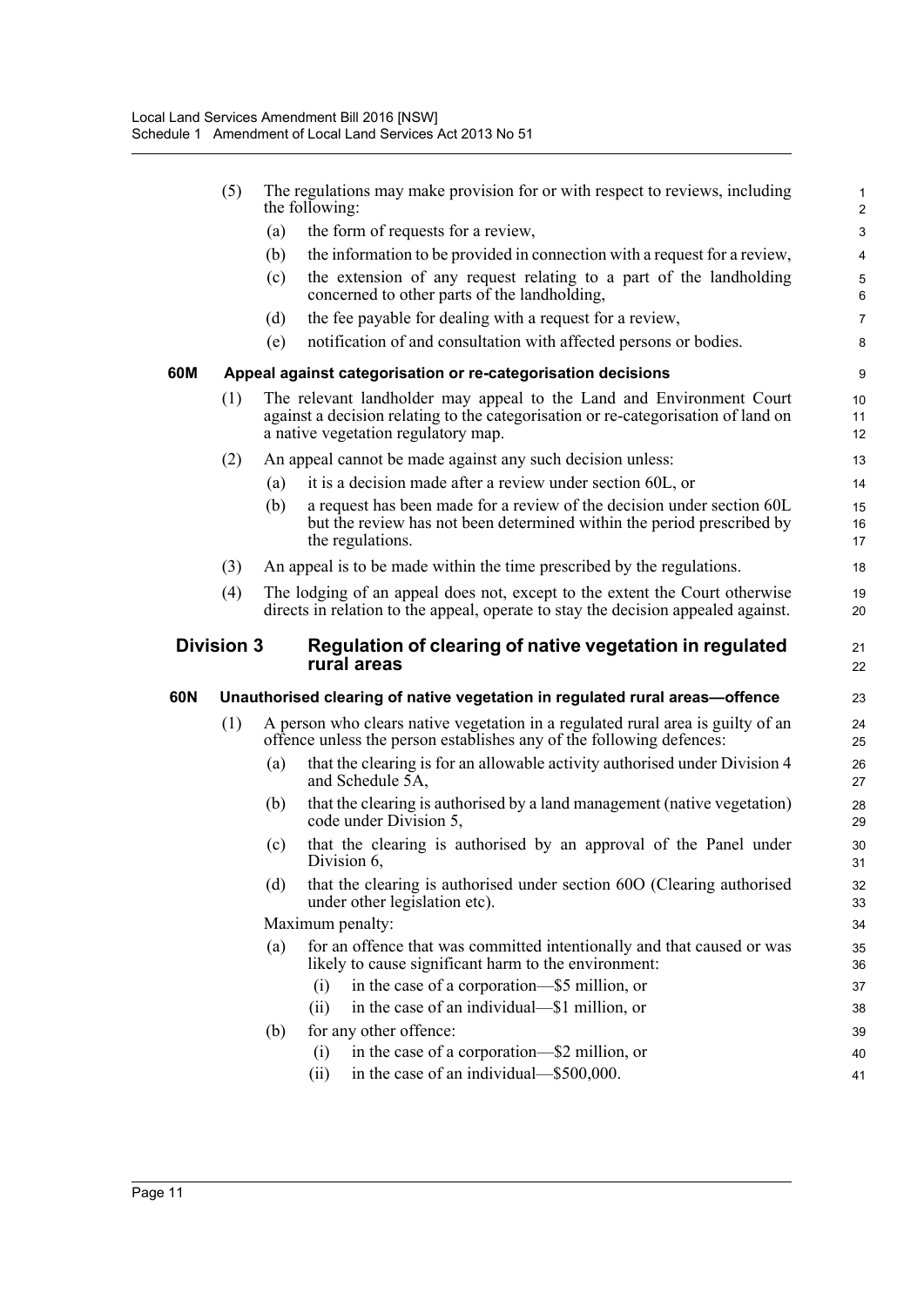(5) The regulations may make provision for or with respect to reviews, including the following:

(a) the form of requests for a review,

(b) the information to be provided in connection with a request for a review,

(c) the extension of any request relating to a part of the landholding concerned to other parts of the landholding,

(d) the fee payable for dealing with a request for a review,

(e) notification of and consultation with affected persons or bodies.

### 60M Appeal against categorisation or re-categorisation decisions

(1) The relevant landholder may appeal to the Land and Environment Court against a decision relating to the categorisation or re-categorisation of land on a native vegetation regulatory map.

(2) An appeal cannot be made against any such decision unless:

(a) it is a decision made after a review under section 60L, or

(b) a request has been made for a review of the decision under section 60L but the review has not been determined within the period prescribed by the regulations.

(3) An appeal is to be made within the time prescribed by the regulations.

(4) The lodging of an appeal does not, except to the extent the Court otherwise directs in relation to the appeal, operate to stay the decision appealed against.

## Division 3 Regulation of clearing of native vegetation in regulated rural areas

### 60N Unauthorised clearing of native vegetation in regulated rural areas—offence

(1) A person who clears native vegetation in a regulated rural area is guilty of an offence unless the person establishes any of the following defences:

(a) that the clearing is for an allowable activity authorised under Division 4 and Schedule 5A,

(b) that the clearing is authorised by a land management (native vegetation) code under Division 5,

(c) that the clearing is authorised by an approval of the Panel under Division 6,

(d) that the clearing is authorised under section 60O (Clearing authorised under other legislation etc).

Maximum penalty:

(a) for an offence that was committed intentionally and that caused or was likely to cause significant harm to the environment:

(i) in the case of a corporation—$5 million, or

(ii) in the case of an individual—$1 million, or

(b) for any other offence:

(i) in the case of a corporation—$2 million, or

(ii) in the case of an individual—$500,000.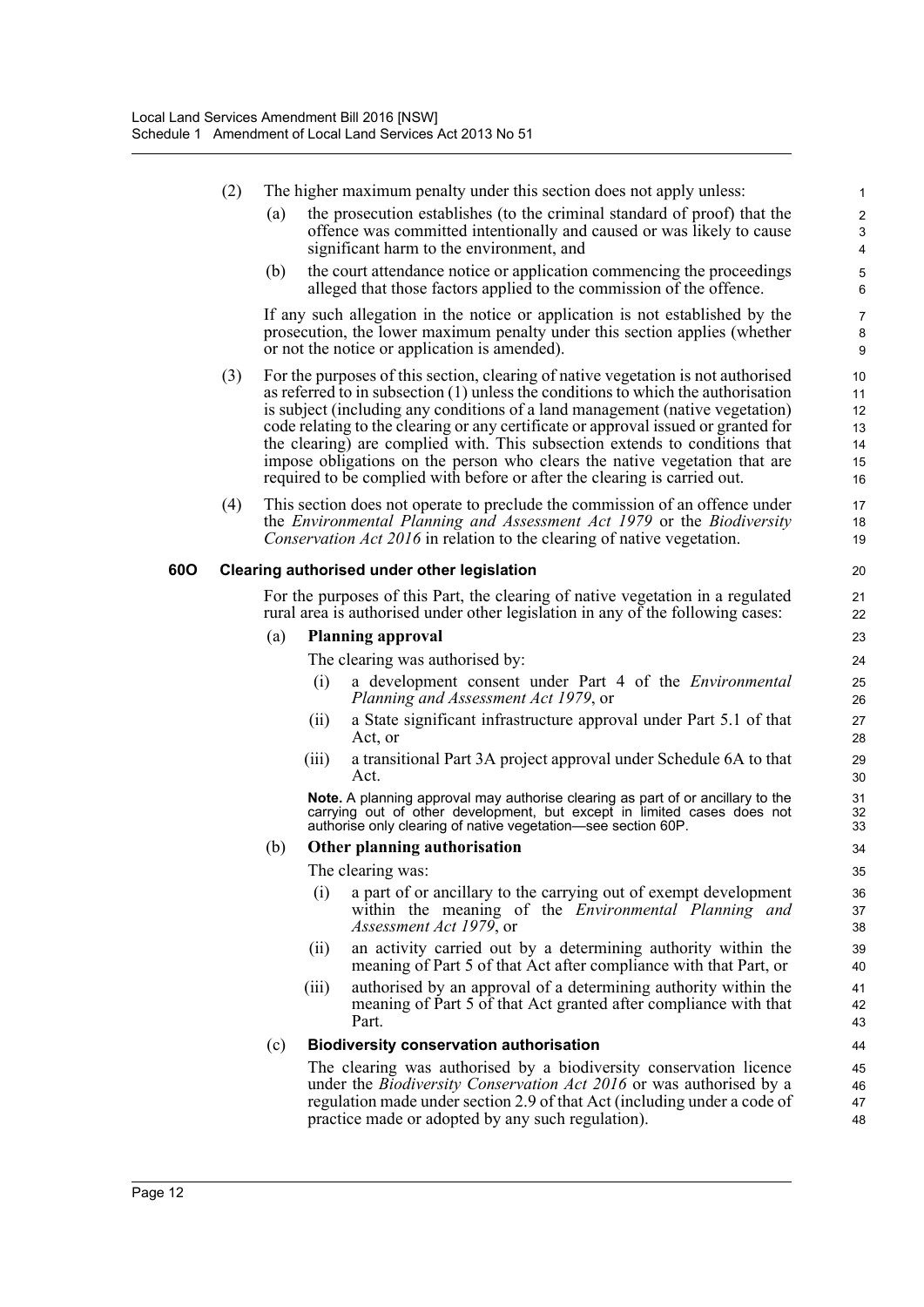(2) The higher maximum penalty under this section does not apply unless:

(a) the prosecution establishes (to the criminal standard of proof) that the offence was committed intentionally and caused or was likely to cause significant harm to the environment, and

(b) the court attendance notice or application commencing the proceedings alleged that those factors applied to the commission of the offence.

If any such allegation in the notice or application is not established by the prosecution, the lower maximum penalty under this section applies (whether or not the notice or application is amended).

(3) For the purposes of this section, clearing of native vegetation is not authorised as referred to in subsection (1) unless the conditions to which the authorisation is subject (including any conditions of a land management (native vegetation) code relating to the clearing or any certificate or approval issued or granted for the clearing) are complied with. This subsection extends to conditions that impose obligations on the person who clears the native vegetation that are required to be complied with before or after the clearing is carried out.

(4) This section does not operate to preclude the commission of an offence under the *Environmental Planning and Assessment Act 1979* or the *Biodiversity Conservation Act 2016* in relation to the clearing of native vegetation.

**60O Clearing authorised under other legislation**

For the purposes of this Part, the clearing of native vegetation in a regulated rural area is authorised under other legislation in any of the following cases:

(a) **Planning approval**

The clearing was authorised by:

(i) a development consent under Part 4 of the *Environmental Planning and Assessment Act 1979*, or

(ii) a State significant infrastructure approval under Part 5.1 of that Act, or

(iii) a transitional Part 3A project approval under Schedule 6A to that Act.

**Note.** A planning approval may authorise clearing as part of or ancillary to the carrying out of other development, but except in limited cases does not authorise only clearing of native vegetation—see section 60P.

(b) **Other planning authorisation**

The clearing was:

(i) a part of or ancillary to the carrying out of exempt development within the meaning of the *Environmental Planning and Assessment Act 1979*, or

(ii) an activity carried out by a determining authority within the meaning of Part 5 of that Act after compliance with that Part, or

(iii) authorised by an approval of a determining authority within the meaning of Part 5 of that Act granted after compliance with that Part.

(c) **Biodiversity conservation authorisation**

The clearing was authorised by a biodiversity conservation licence under the *Biodiversity Conservation Act 2016* or was authorised by a regulation made under section 2.9 of that Act (including under a code of practice made or adopted by any such regulation).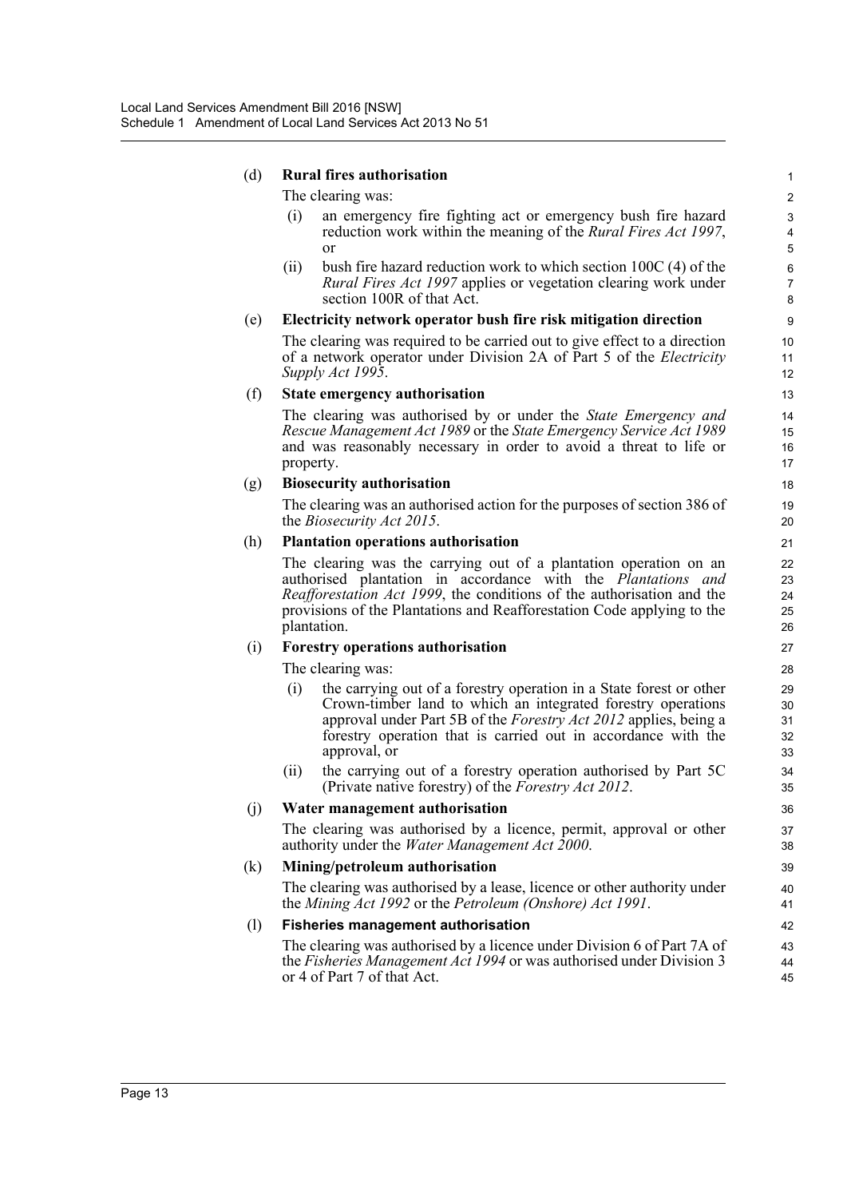(d) **Rural fires authorisation**

The clearing was:

- (i) an emergency fire fighting act or emergency bush fire hazard reduction work within the meaning of the *Rural Fires Act 1997*, or
- (ii) bush fire hazard reduction work to which section 100C (4) of the *Rural Fires Act 1997* applies or vegetation clearing work under section 100R of that Act.

(e) **Electricity network operator bush fire risk mitigation direction**

The clearing was required to be carried out to give effect to a direction of a network operator under Division 2A of Part 5 of the *Electricity Supply Act 1995*.

(f) **State emergency authorisation**

The clearing was authorised by or under the *State Emergency and Rescue Management Act 1989* or the *State Emergency Service Act 1989* and was reasonably necessary in order to avoid a threat to life or property.

(g) **Biosecurity authorisation**

The clearing was an authorised action for the purposes of section 386 of the *Biosecurity Act 2015*.

(h) **Plantation operations authorisation**

The clearing was the carrying out of a plantation operation on an authorised plantation in accordance with the *Plantations and Reafforestation Act 1999*, the conditions of the authorisation and the provisions of the Plantations and Reafforestation Code applying to the plantation.

(i) **Forestry operations authorisation**

The clearing was:

- (i) the carrying out of a forestry operation in a State forest or other Crown-timber land to which an integrated forestry operations approval under Part 5B of the *Forestry Act 2012* applies, being a forestry operation that is carried out in accordance with the approval, or
- (ii) the carrying out of a forestry operation authorised by Part 5C (Private native forestry) of the *Forestry Act 2012*.

(j) **Water management authorisation**

The clearing was authorised by a licence, permit, approval or other authority under the *Water Management Act 2000*.

(k) **Mining/petroleum authorisation**

The clearing was authorised by a lease, licence or other authority under the *Mining Act 1992* or the *Petroleum (Onshore) Act 1991*.

(l) **Fisheries management authorisation**

The clearing was authorised by a licence under Division 6 of Part 7A of the *Fisheries Management Act 1994* or was authorised under Division 3 or 4 of Part 7 of that Act.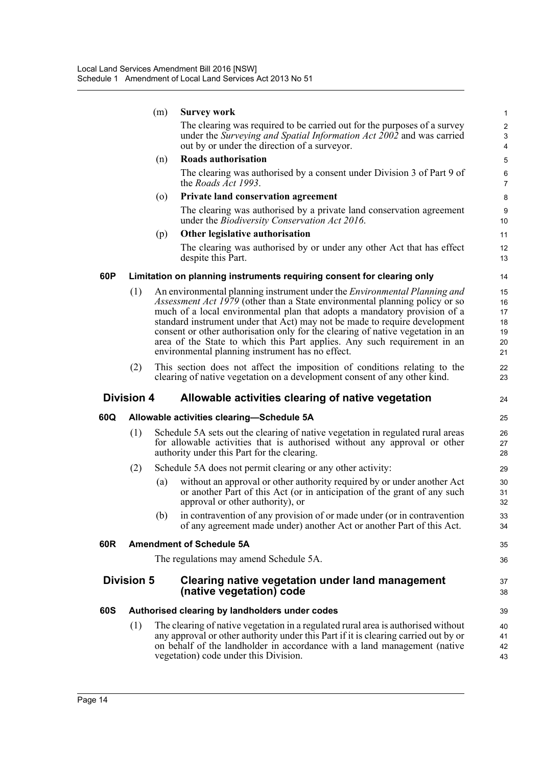(m) **Survey work**

The clearing was required to be carried out for the purposes of a survey under the *Surveying and Spatial Information Act 2002* and was carried out by or under the direction of a surveyor.

(n) **Roads authorisation**

The clearing was authorised by a consent under Division 3 of Part 9 of the *Roads Act 1993*.

(o) **Private land conservation agreement**

The clearing was authorised by a private land conservation agreement under the *Biodiversity Conservation Act 2016*.

(p) **Other legislative authorisation**

The clearing was authorised by or under any other Act that has effect despite this Part.

### 60P Limitation on planning instruments requiring consent for clearing only

(1) An environmental planning instrument under the *Environmental Planning and Assessment Act 1979* (other than a State environmental planning policy or so much of a local environmental plan that adopts a mandatory provision of a standard instrument under that Act) may not be made to require development consent or other authorisation only for the clearing of native vegetation in an area of the State to which this Part applies. Any such requirement in an environmental planning instrument has no effect.

(2) This section does not affect the imposition of conditions relating to the clearing of native vegetation on a development consent of any other kind.

## Division 4 Allowable activities clearing of native vegetation

### 60Q Allowable activities clearing—Schedule 5A

(1) Schedule 5A sets out the clearing of native vegetation in regulated rural areas for allowable activities that is authorised without any approval or other authority under this Part for the clearing.

(2) Schedule 5A does not permit clearing or any other activity:

(a) without an approval or other authority required by or under another Act or another Part of this Act (or in anticipation of the grant of any such approval or other authority), or

(b) in contravention of any provision of or made under (or in contravention of any agreement made under) another Act or another Part of this Act.

### 60R Amendment of Schedule 5A

The regulations may amend Schedule 5A.

## Division 5 Clearing native vegetation under land management (native vegetation) code

### 60S Authorised clearing by landholders under codes

(1) The clearing of native vegetation in a regulated rural area is authorised without any approval or other authority under this Part if it is clearing carried out by or on behalf of the landholder in accordance with a land management (native vegetation) code under this Division.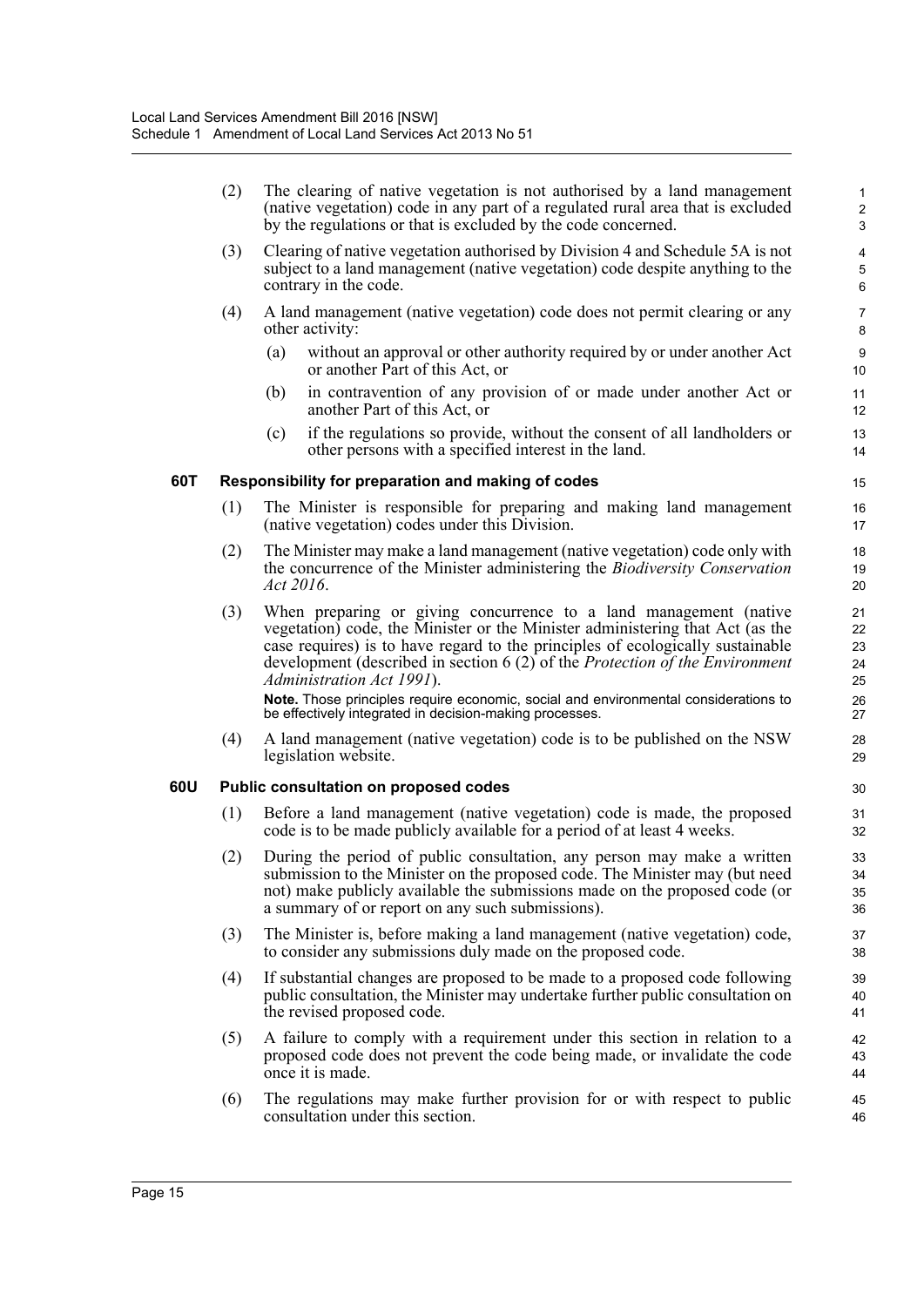(2) The clearing of native vegetation is not authorised by a land management (native vegetation) code in any part of a regulated rural area that is excluded by the regulations or that is excluded by the code concerned.

(3) Clearing of native vegetation authorised by Division 4 and Schedule 5A is not subject to a land management (native vegetation) code despite anything to the contrary in the code.

(4) A land management (native vegetation) code does not permit clearing or any other activity:

- (a) without an approval or other authority required by or under another Act or another Part of this Act, or
- (b) in contravention of any provision of or made under another Act or another Part of this Act, or
- (c) if the regulations so provide, without the consent of all landholders or other persons with a specified interest in the land.

### 60T Responsibility for preparation and making of codes

(1) The Minister is responsible for preparing and making land management (native vegetation) codes under this Division.

(2) The Minister may make a land management (native vegetation) code only with the concurrence of the Minister administering the *Biodiversity Conservation Act 2016*.

(3) When preparing or giving concurrence to a land management (native vegetation) code, the Minister or the Minister administering that Act (as the case requires) is to have regard to the principles of ecologically sustainable development (described in section 6 (2) of the *Protection of the Environment Administration Act 1991*).

**Note.** Those principles require economic, social and environmental considerations to be effectively integrated in decision-making processes.

(4) A land management (native vegetation) code is to be published on the NSW legislation website.

### 60U Public consultation on proposed codes

(1) Before a land management (native vegetation) code is made, the proposed code is to be made publicly available for a period of at least 4 weeks.

(2) During the period of public consultation, any person may make a written submission to the Minister on the proposed code. The Minister may (but need not) make publicly available the submissions made on the proposed code (or a summary of or report on any such submissions).

(3) The Minister is, before making a land management (native vegetation) code, to consider any submissions duly made on the proposed code.

(4) If substantial changes are proposed to be made to a proposed code following public consultation, the Minister may undertake further public consultation on the revised proposed code.

(5) A failure to comply with a requirement under this section in relation to a proposed code does not prevent the code being made, or invalidate the code once it is made.

(6) The regulations may make further provision for or with respect to public consultation under this section.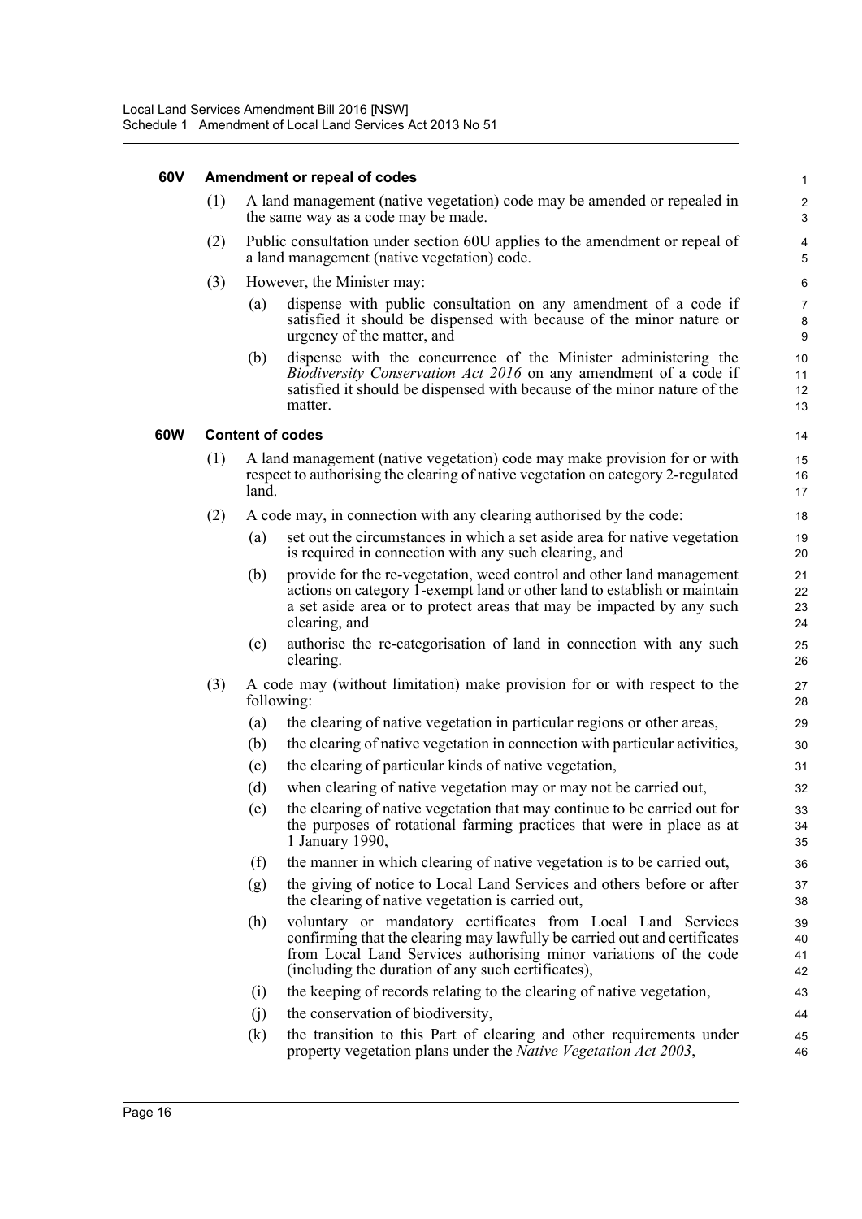#### 60V Amendment or repeal of codes

(1) A land management (native vegetation) code may be amended or repealed in the same way as a code may be made.

(2) Public consultation under section 60U applies to the amendment or repeal of a land management (native vegetation) code.

(3) However, the Minister may:

- (a) dispense with public consultation on any amendment of a code if satisfied it should be dispensed with because of the minor nature or urgency of the matter, and
- (b) dispense with the concurrence of the Minister administering the *Biodiversity Conservation Act 2016* on any amendment of a code if satisfied it should be dispensed with because of the minor nature of the matter.

#### 60W Content of codes

(1) A land management (native vegetation) code may make provision for or with respect to authorising the clearing of native vegetation on category 2-regulated land.

(2) A code may, in connection with any clearing authorised by the code:

- (a) set out the circumstances in which a set aside area for native vegetation is required in connection with any such clearing, and
- (b) provide for the re-vegetation, weed control and other land management actions on category 1-exempt land or other land to establish or maintain a set aside area or to protect areas that may be impacted by any such clearing, and
- (c) authorise the re-categorisation of land in connection with any such clearing.

(3) A code may (without limitation) make provision for or with respect to the following:

- (a) the clearing of native vegetation in particular regions or other areas,
- (b) the clearing of native vegetation in connection with particular activities,
- (c) the clearing of particular kinds of native vegetation,
- (d) when clearing of native vegetation may or may not be carried out,
- (e) the clearing of native vegetation that may continue to be carried out for the purposes of rotational farming practices that were in place as at 1 January 1990,
- (f) the manner in which clearing of native vegetation is to be carried out,
- (g) the giving of notice to Local Land Services and others before or after the clearing of native vegetation is carried out,
- (h) voluntary or mandatory certificates from Local Land Services confirming that the clearing may lawfully be carried out and certificates from Local Land Services authorising minor variations of the code (including the duration of any such certificates),
- (i) the keeping of records relating to the clearing of native vegetation,
- (j) the conservation of biodiversity,
- (k) the transition to this Part of clearing and other requirements under property vegetation plans under the *Native Vegetation Act 2003*,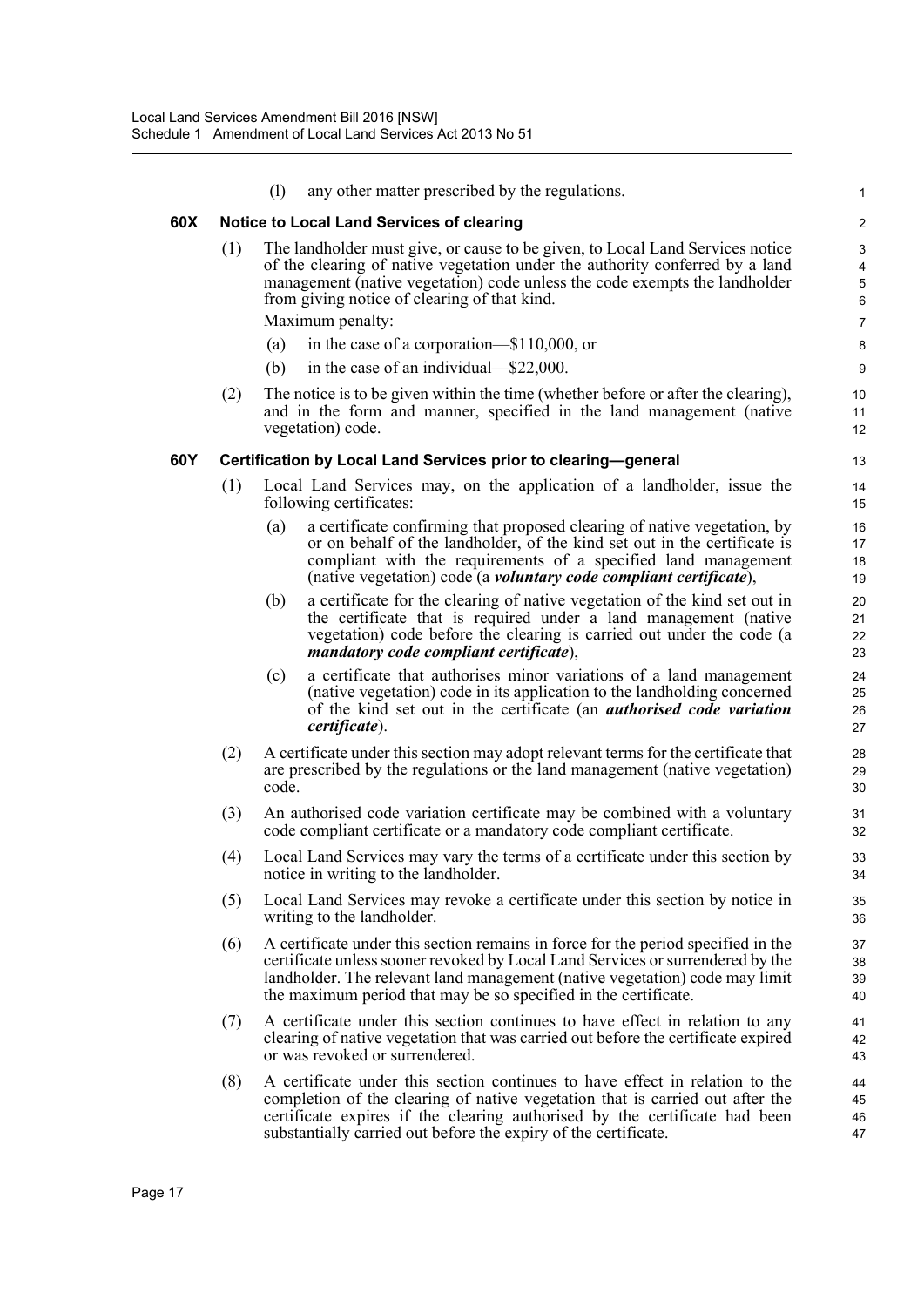(l) any other matter prescribed by the regulations.

**60X Notice to Local Land Services of clearing**

(1) The landholder must give, or cause to be given, to Local Land Services notice of the clearing of native vegetation under the authority conferred by a land management (native vegetation) code unless the code exempts the landholder from giving notice of clearing of that kind.

Maximum penalty:

(a) in the case of a corporation—$110,000, or

(b) in the case of an individual—$22,000.

(2) The notice is to be given within the time (whether before or after the clearing), and in the form and manner, specified in the land management (native vegetation) code.

**60Y Certification by Local Land Services prior to clearing—general**

(1) Local Land Services may, on the application of a landholder, issue the following certificates:

(a) a certificate confirming that proposed clearing of native vegetation, by or on behalf of the landholder, of the kind set out in the certificate is compliant with the requirements of a specified land management (native vegetation) code (a ***voluntary code compliant certificate***),

(b) a certificate for the clearing of native vegetation of the kind set out in the certificate that is required under a land management (native vegetation) code before the clearing is carried out under the code (a ***mandatory code compliant certificate***),

(c) a certificate that authorises minor variations of a land management (native vegetation) code in its application to the landholding concerned of the kind set out in the certificate (an ***authorised code variation certificate***).

(2) A certificate under this section may adopt relevant terms for the certificate that are prescribed by the regulations or the land management (native vegetation) code.

(3) An authorised code variation certificate may be combined with a voluntary code compliant certificate or a mandatory code compliant certificate.

(4) Local Land Services may vary the terms of a certificate under this section by notice in writing to the landholder.

(5) Local Land Services may revoke a certificate under this section by notice in writing to the landholder.

(6) A certificate under this section remains in force for the period specified in the certificate unless sooner revoked by Local Land Services or surrendered by the landholder. The relevant land management (native vegetation) code may limit the maximum period that may be so specified in the certificate.

(7) A certificate under this section continues to have effect in relation to any clearing of native vegetation that was carried out before the certificate expired or was revoked or surrendered.

(8) A certificate under this section continues to have effect in relation to the completion of the clearing of native vegetation that is carried out after the certificate expires if the clearing authorised by the certificate had been substantially carried out before the expiry of the certificate.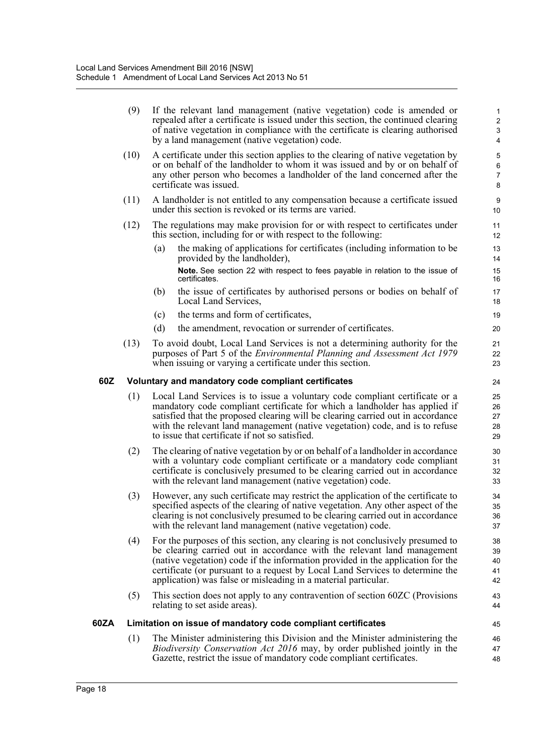(9) If the relevant land management (native vegetation) code is amended or repealed after a certificate is issued under this section, the continued clearing of native vegetation in compliance with the certificate is clearing authorised by a land management (native vegetation) code.

(10) A certificate under this section applies to the clearing of native vegetation by or on behalf of the landholder to whom it was issued and by or on behalf of any other person who becomes a landholder of the land concerned after the certificate was issued.

(11) A landholder is not entitled to any compensation because a certificate issued under this section is revoked or its terms are varied.

(12) The regulations may make provision for or with respect to certificates under this section, including for or with respect to the following:

(a) the making of applications for certificates (including information to be provided by the landholder),

**Note.** See section 22 with respect to fees payable in relation to the issue of certificates.

(b) the issue of certificates by authorised persons or bodies on behalf of Local Land Services,

(c) the terms and form of certificates,

(d) the amendment, revocation or surrender of certificates.

(13) To avoid doubt, Local Land Services is not a determining authority for the purposes of Part 5 of the *Environmental Planning and Assessment Act 1979* when issuing or varying a certificate under this section.

### 60Z Voluntary and mandatory code compliant certificates

(1) Local Land Services is to issue a voluntary code compliant certificate or a mandatory code compliant certificate for which a landholder has applied if satisfied that the proposed clearing will be clearing carried out in accordance with the relevant land management (native vegetation) code, and is to refuse to issue that certificate if not so satisfied.

(2) The clearing of native vegetation by or on behalf of a landholder in accordance with a voluntary code compliant certificate or a mandatory code compliant certificate is conclusively presumed to be clearing carried out in accordance with the relevant land management (native vegetation) code.

(3) However, any such certificate may restrict the application of the certificate to specified aspects of the clearing of native vegetation. Any other aspect of the clearing is not conclusively presumed to be clearing carried out in accordance with the relevant land management (native vegetation) code.

(4) For the purposes of this section, any clearing is not conclusively presumed to be clearing carried out in accordance with the relevant land management (native vegetation) code if the information provided in the application for the certificate (or pursuant to a request by Local Land Services to determine the application) was false or misleading in a material particular.

(5) This section does not apply to any contravention of section 60ZC (Provisions relating to set aside areas).

### 60ZA Limitation on issue of mandatory code compliant certificates

(1) The Minister administering this Division and the Minister administering the *Biodiversity Conservation Act 2016* may, by order published jointly in the Gazette, restrict the issue of mandatory code compliant certificates.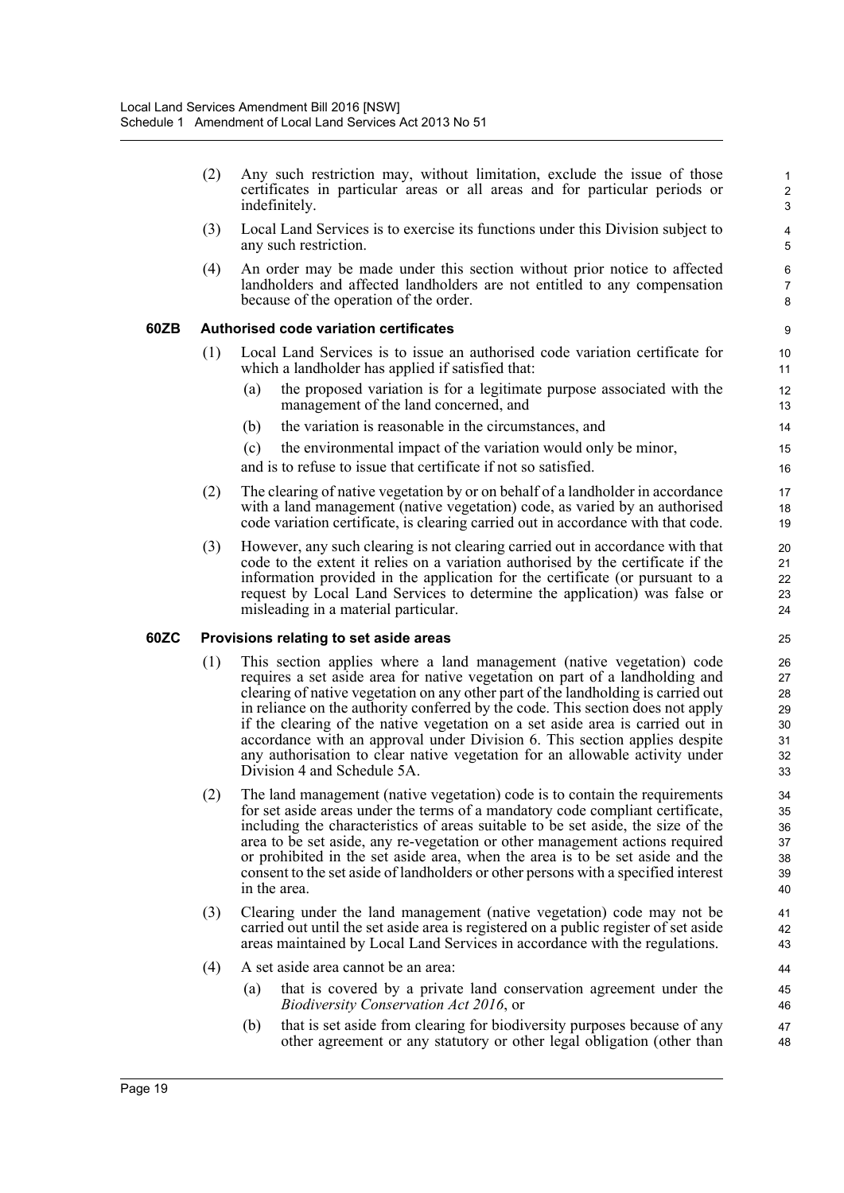(2) Any such restriction may, without limitation, exclude the issue of those certificates in particular areas or all areas and for particular periods or indefinitely.

(3) Local Land Services is to exercise its functions under this Division subject to any such restriction.

(4) An order may be made under this section without prior notice to affected landholders and affected landholders are not entitled to any compensation because of the operation of the order.

### 60ZB Authorised code variation certificates

(1) Local Land Services is to issue an authorised code variation certificate for which a landholder has applied if satisfied that:

- (a) the proposed variation is for a legitimate purpose associated with the management of the land concerned, and
- (b) the variation is reasonable in the circumstances, and
- (c) the environmental impact of the variation would only be minor,

and is to refuse to issue that certificate if not so satisfied.

(2) The clearing of native vegetation by or on behalf of a landholder in accordance with a land management (native vegetation) code, as varied by an authorised code variation certificate, is clearing carried out in accordance with that code.

(3) However, any such clearing is not clearing carried out in accordance with that code to the extent it relies on a variation authorised by the certificate if the information provided in the application for the certificate (or pursuant to a request by Local Land Services to determine the application) was false or misleading in a material particular.

### 60ZC Provisions relating to set aside areas

(1) This section applies where a land management (native vegetation) code requires a set aside area for native vegetation on part of a landholding and clearing of native vegetation on any other part of the landholding is carried out in reliance on the authority conferred by the code. This section does not apply if the clearing of the native vegetation on a set aside area is carried out in accordance with an approval under Division 6. This section applies despite any authorisation to clear native vegetation for an allowable activity under Division 4 and Schedule 5A.

(2) The land management (native vegetation) code is to contain the requirements for set aside areas under the terms of a mandatory code compliant certificate, including the characteristics of areas suitable to be set aside, the size of the area to be set aside, any re-vegetation or other management actions required or prohibited in the set aside area, when the area is to be set aside and the consent to the set aside of landholders or other persons with a specified interest in the area.

(3) Clearing under the land management (native vegetation) code may not be carried out until the set aside area is registered on a public register of set aside areas maintained by Local Land Services in accordance with the regulations.

(4) A set aside area cannot be an area:

- (a) that is covered by a private land conservation agreement under the *Biodiversity Conservation Act 2016*, or
- (b) that is set aside from clearing for biodiversity purposes because of any other agreement or any statutory or other legal obligation (other than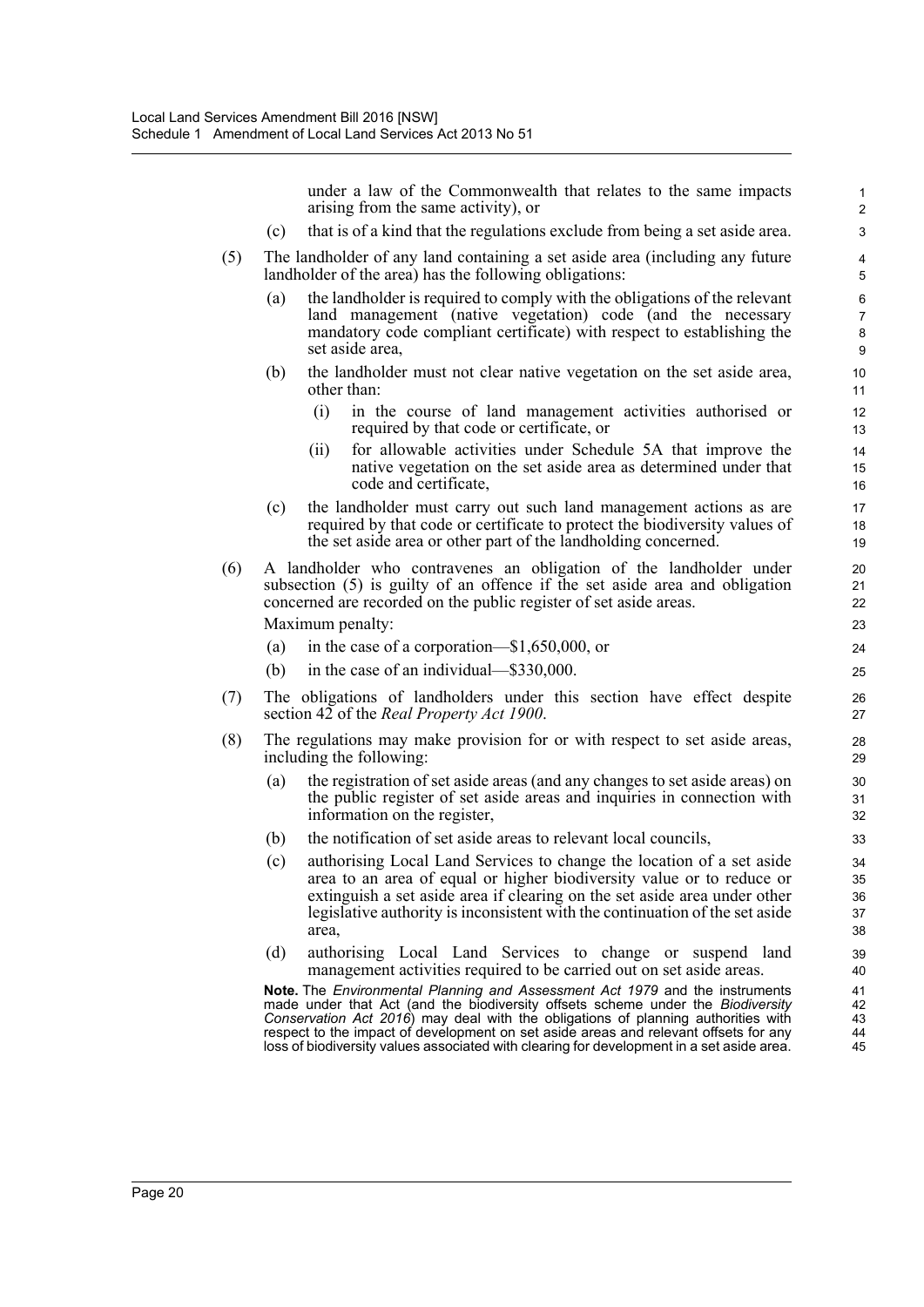under a law of the Commonwealth that relates to the same impacts arising from the same activity), or

(c) that is of a kind that the regulations exclude from being a set aside area.

(5) The landholder of any land containing a set aside area (including any future landholder of the area) has the following obligations:

(a) the landholder is required to comply with the obligations of the relevant land management (native vegetation) code (and the necessary mandatory code compliant certificate) with respect to establishing the set aside area,

(b) the landholder must not clear native vegetation on the set aside area, other than:

(i) in the course of land management activities authorised or required by that code or certificate, or

(ii) for allowable activities under Schedule 5A that improve the native vegetation on the set aside area as determined under that code and certificate,

(c) the landholder must carry out such land management actions as are required by that code or certificate to protect the biodiversity values of the set aside area or other part of the landholding concerned.

(6) A landholder who contravenes an obligation of the landholder under subsection (5) is guilty of an offence if the set aside area and obligation concerned are recorded on the public register of set aside areas.

Maximum penalty:

(a) in the case of a corporation—$1,650,000, or

(b) in the case of an individual—$330,000.

(7) The obligations of landholders under this section have effect despite section 42 of the *Real Property Act 1900*.

(8) The regulations may make provision for or with respect to set aside areas, including the following:

(a) the registration of set aside areas (and any changes to set aside areas) on the public register of set aside areas and inquiries in connection with information on the register,

(b) the notification of set aside areas to relevant local councils,

(c) authorising Local Land Services to change the location of a set aside area to an area of equal or higher biodiversity value or to reduce or extinguish a set aside area if clearing on the set aside area under other legislative authority is inconsistent with the continuation of the set aside area,

(d) authorising Local Land Services to change or suspend land management activities required to be carried out on set aside areas.

**Note.** The *Environmental Planning and Assessment Act 1979* and the instruments made under that Act (and the biodiversity offsets scheme under the *Biodiversity Conservation Act 2016*) may deal with the obligations of planning authorities with respect to the impact of development on set aside areas and relevant offsets for any loss of biodiversity values associated with clearing for development in a set aside area.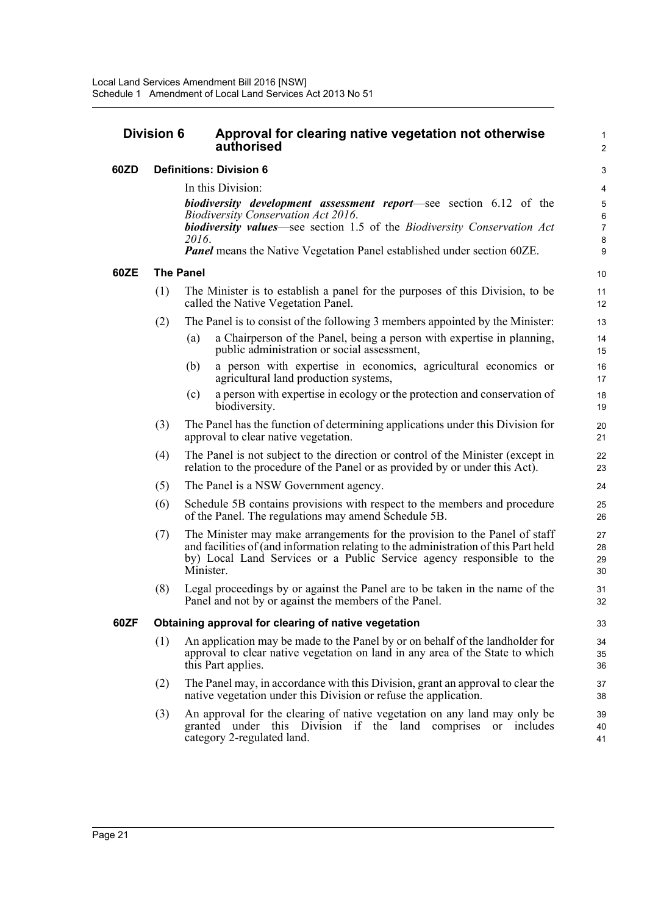## Division 6 Approval for clearing native vegetation not otherwise authorised

### 60ZD Definitions: Division 6

In this Division:

***biodiversity development assessment report***—see section 6.12 of the *Biodiversity Conservation Act 2016*.

***biodiversity values***—see section 1.5 of the *Biodiversity Conservation Act 2016*.

***Panel*** means the Native Vegetation Panel established under section 60ZE.

### 60ZE The Panel

(1) The Minister is to establish a panel for the purposes of this Division, to be called the Native Vegetation Panel.

(2) The Panel is to consist of the following 3 members appointed by the Minister:

(a) a Chairperson of the Panel, being a person with expertise in planning, public administration or social assessment,

(b) a person with expertise in economics, agricultural economics or agricultural land production systems,

(c) a person with expertise in ecology or the protection and conservation of biodiversity.

(3) The Panel has the function of determining applications under this Division for approval to clear native vegetation.

(4) The Panel is not subject to the direction or control of the Minister (except in relation to the procedure of the Panel or as provided by or under this Act).

(5) The Panel is a NSW Government agency.

(6) Schedule 5B contains provisions with respect to the members and procedure of the Panel. The regulations may amend Schedule 5B.

(7) The Minister may make arrangements for the provision to the Panel of staff and facilities of (and information relating to the administration of this Part held by) Local Land Services or a Public Service agency responsible to the Minister.

(8) Legal proceedings by or against the Panel are to be taken in the name of the Panel and not by or against the members of the Panel.

### 60ZF Obtaining approval for clearing of native vegetation

(1) An application may be made to the Panel by or on behalf of the landholder for approval to clear native vegetation on land in any area of the State to which this Part applies.

(2) The Panel may, in accordance with this Division, grant an approval to clear the native vegetation under this Division or refuse the application.

(3) An approval for the clearing of native vegetation on any land may only be granted under this Division if the land comprises or includes category 2-regulated land.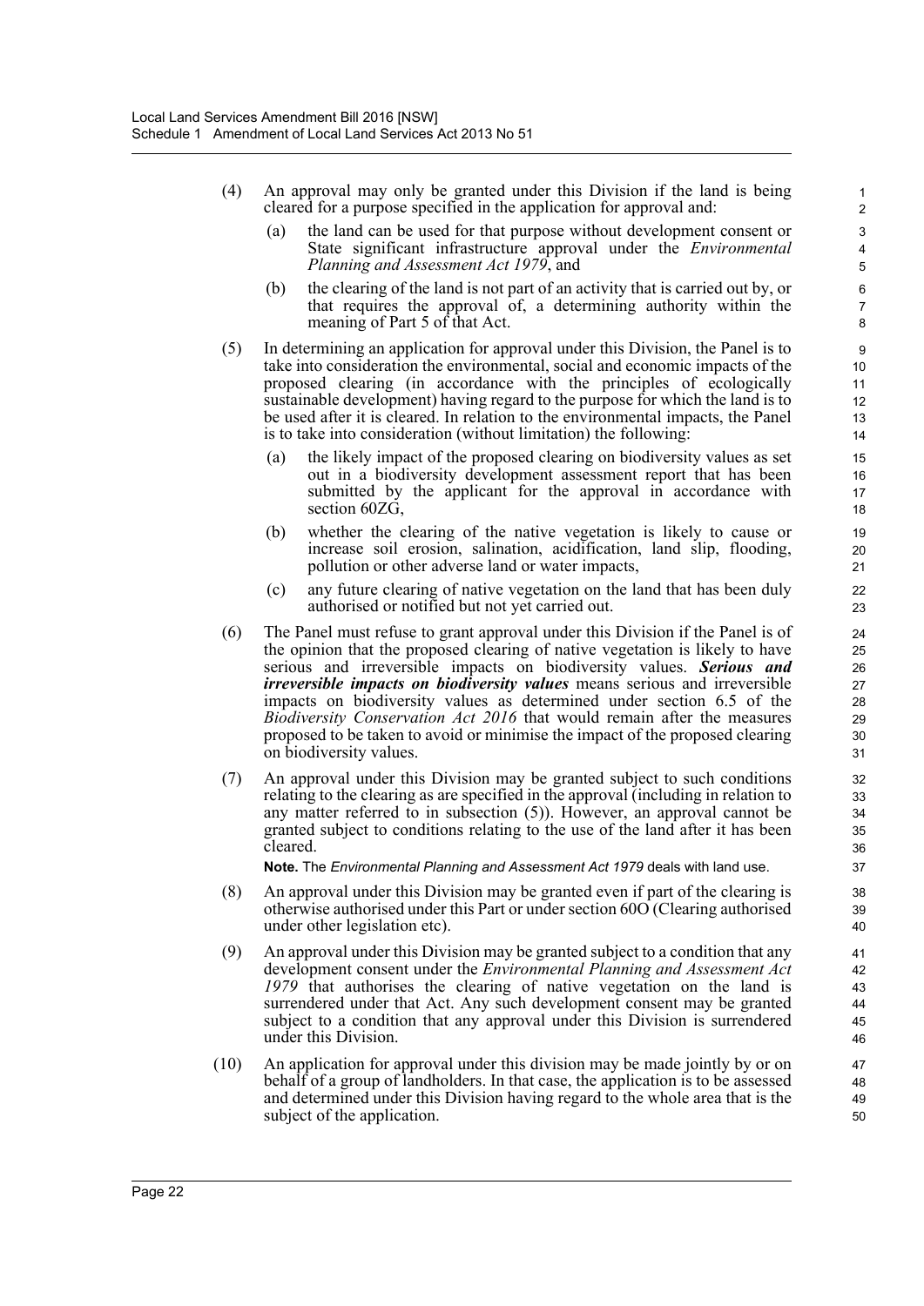(4) An approval may only be granted under this Division if the land is being cleared for a purpose specified in the application for approval and:

  (a) the land can be used for that purpose without development consent or State significant infrastructure approval under the *Environmental Planning and Assessment Act 1979*, and

  (b) the clearing of the land is not part of an activity that is carried out by, or that requires the approval of, a determining authority within the meaning of Part 5 of that Act.

(5) In determining an application for approval under this Division, the Panel is to take into consideration the environmental, social and economic impacts of the proposed clearing (in accordance with the principles of ecologically sustainable development) having regard to the purpose for which the land is to be used after it is cleared. In relation to the environmental impacts, the Panel is to take into consideration (without limitation) the following:

  (a) the likely impact of the proposed clearing on biodiversity values as set out in a biodiversity development assessment report that has been submitted by the applicant for the approval in accordance with section 60ZG,

  (b) whether the clearing of the native vegetation is likely to cause or increase soil erosion, salination, acidification, land slip, flooding, pollution or other adverse land or water impacts,

  (c) any future clearing of native vegetation on the land that has been duly authorised or notified but not yet carried out.

(6) The Panel must refuse to grant approval under this Division if the Panel is of the opinion that the proposed clearing of native vegetation is likely to have serious and irreversible impacts on biodiversity values. ***Serious and irreversible impacts on biodiversity values*** means serious and irreversible impacts on biodiversity values as determined under section 6.5 of the *Biodiversity Conservation Act 2016* that would remain after the measures proposed to be taken to avoid or minimise the impact of the proposed clearing on biodiversity values.

(7) An approval under this Division may be granted subject to such conditions relating to the clearing as are specified in the approval (including in relation to any matter referred to in subsection (5)). However, an approval cannot be granted subject to conditions relating to the use of the land after it has been cleared.

**Note.** The *Environmental Planning and Assessment Act 1979* deals with land use.

(8) An approval under this Division may be granted even if part of the clearing is otherwise authorised under this Part or under section 60O (Clearing authorised under other legislation etc).

(9) An approval under this Division may be granted subject to a condition that any development consent under the *Environmental Planning and Assessment Act 1979* that authorises the clearing of native vegetation on the land is surrendered under that Act. Any such development consent may be granted subject to a condition that any approval under this Division is surrendered under this Division.

(10) An application for approval under this division may be made jointly by or on behalf of a group of landholders. In that case, the application is to be assessed and determined under this Division having regard to the whole area that is the subject of the application.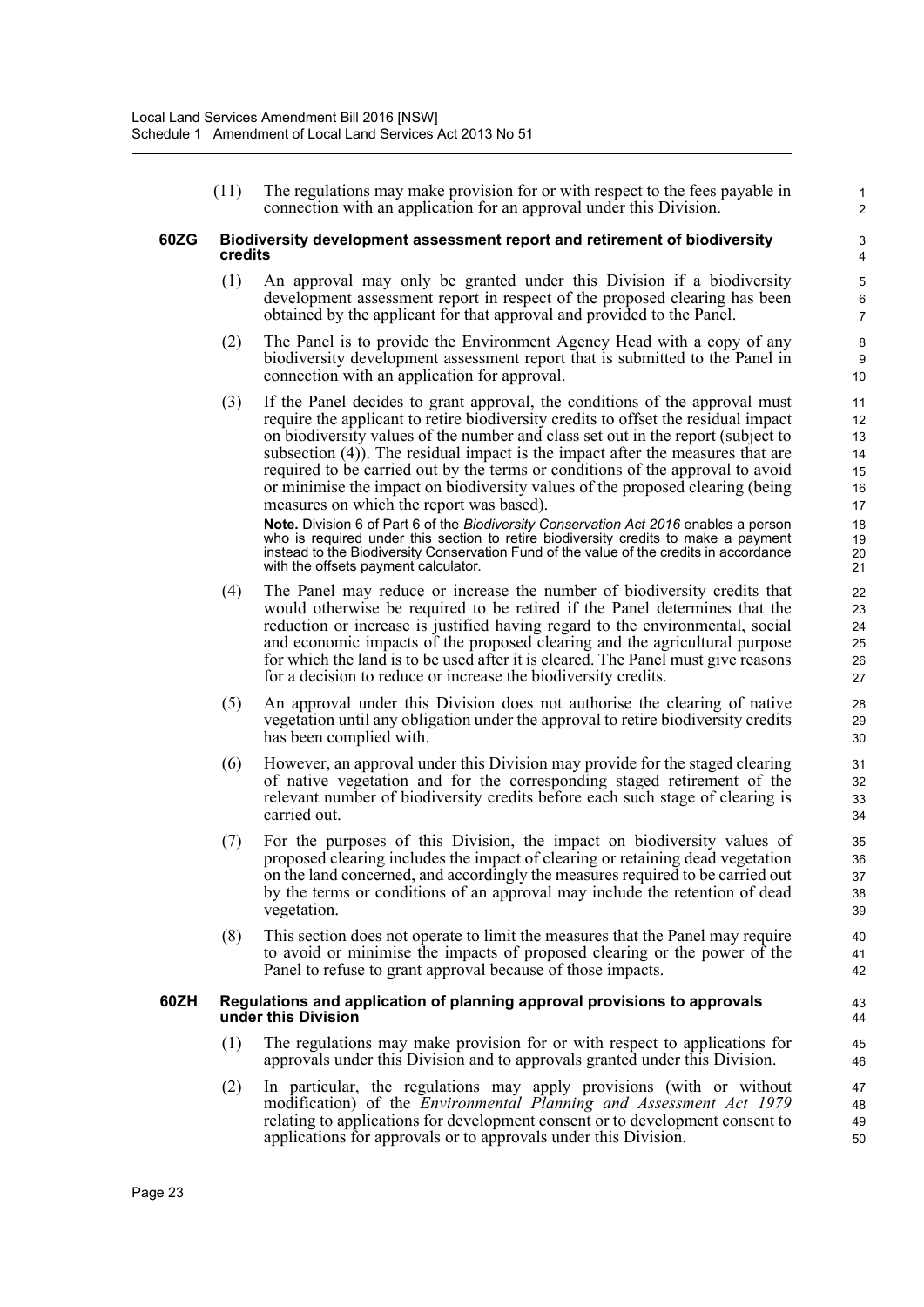(11) The regulations may make provision for or with respect to the fees payable in connection with an application for an approval under this Division.

#### 60ZG Biodiversity development assessment report and retirement of biodiversity credits

(1) An approval may only be granted under this Division if a biodiversity development assessment report in respect of the proposed clearing has been obtained by the applicant for that approval and provided to the Panel.

(2) The Panel is to provide the Environment Agency Head with a copy of any biodiversity development assessment report that is submitted to the Panel in connection with an application for approval.

(3) If the Panel decides to grant approval, the conditions of the approval must require the applicant to retire biodiversity credits to offset the residual impact on biodiversity values of the number and class set out in the report (subject to subsection (4)). The residual impact is the impact after the measures that are required to be carried out by the terms or conditions of the approval to avoid or minimise the impact on biodiversity values of the proposed clearing (being measures on which the report was based).

**Note.** Division 6 of Part 6 of the *Biodiversity Conservation Act 2016* enables a person who is required under this section to retire biodiversity credits to make a payment instead to the Biodiversity Conservation Fund of the value of the credits in accordance with the offsets payment calculator.

(4) The Panel may reduce or increase the number of biodiversity credits that would otherwise be required to be retired if the Panel determines that the reduction or increase is justified having regard to the environmental, social and economic impacts of the proposed clearing and the agricultural purpose for which the land is to be used after it is cleared. The Panel must give reasons for a decision to reduce or increase the biodiversity credits.

(5) An approval under this Division does not authorise the clearing of native vegetation until any obligation under the approval to retire biodiversity credits has been complied with.

(6) However, an approval under this Division may provide for the staged clearing of native vegetation and for the corresponding staged retirement of the relevant number of biodiversity credits before each such stage of clearing is carried out.

(7) For the purposes of this Division, the impact on biodiversity values of proposed clearing includes the impact of clearing or retaining dead vegetation on the land concerned, and accordingly the measures required to be carried out by the terms or conditions of an approval may include the retention of dead vegetation.

(8) This section does not operate to limit the measures that the Panel may require to avoid or minimise the impacts of proposed clearing or the power of the Panel to refuse to grant approval because of those impacts.

#### 60ZH Regulations and application of planning approval provisions to approvals under this Division

(1) The regulations may make provision for or with respect to applications for approvals under this Division and to approvals granted under this Division.

(2) In particular, the regulations may apply provisions (with or without modification) of the *Environmental Planning and Assessment Act 1979* relating to applications for development consent or to development consent to applications for approvals or to approvals under this Division.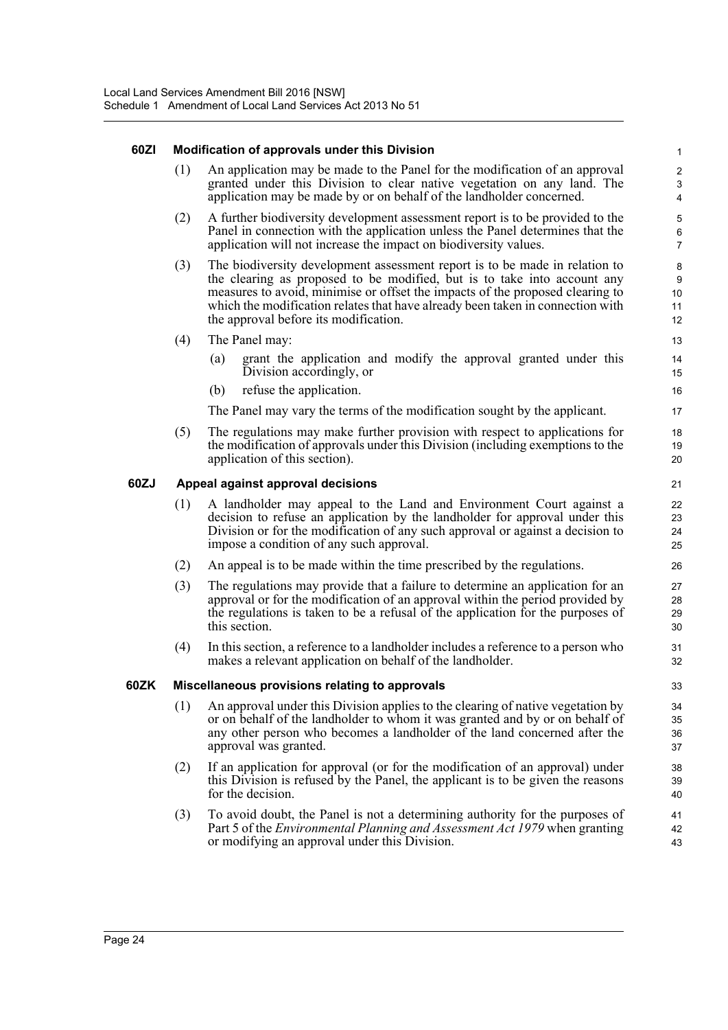#### 60ZI Modification of approvals under this Division

(1) An application may be made to the Panel for the modification of an approval granted under this Division to clear native vegetation on any land. The application may be made by or on behalf of the landholder concerned.

(2) A further biodiversity development assessment report is to be provided to the Panel in connection with the application unless the Panel determines that the application will not increase the impact on biodiversity values.

(3) The biodiversity development assessment report is to be made in relation to the clearing as proposed to be modified, but is to take into account any measures to avoid, minimise or offset the impacts of the proposed clearing to which the modification relates that have already been taken in connection with the approval before its modification.

(4) The Panel may:

(a) grant the application and modify the approval granted under this Division accordingly, or

(b) refuse the application.

The Panel may vary the terms of the modification sought by the applicant.

(5) The regulations may make further provision with respect to applications for the modification of approvals under this Division (including exemptions to the application of this section).

#### 60ZJ Appeal against approval decisions

(1) A landholder may appeal to the Land and Environment Court against a decision to refuse an application by the landholder for approval under this Division or for the modification of any such approval or against a decision to impose a condition of any such approval.

(2) An appeal is to be made within the time prescribed by the regulations.

(3) The regulations may provide that a failure to determine an application for an approval or for the modification of an approval within the period provided by the regulations is taken to be a refusal of the application for the purposes of this section.

(4) In this section, a reference to a landholder includes a reference to a person who makes a relevant application on behalf of the landholder.

#### 60ZK Miscellaneous provisions relating to approvals

(1) An approval under this Division applies to the clearing of native vegetation by or on behalf of the landholder to whom it was granted and by or on behalf of any other person who becomes a landholder of the land concerned after the approval was granted.

(2) If an application for approval (or for the modification of an approval) under this Division is refused by the Panel, the applicant is to be given the reasons for the decision.

(3) To avoid doubt, the Panel is not a determining authority for the purposes of Part 5 of the *Environmental Planning and Assessment Act 1979* when granting or modifying an approval under this Division.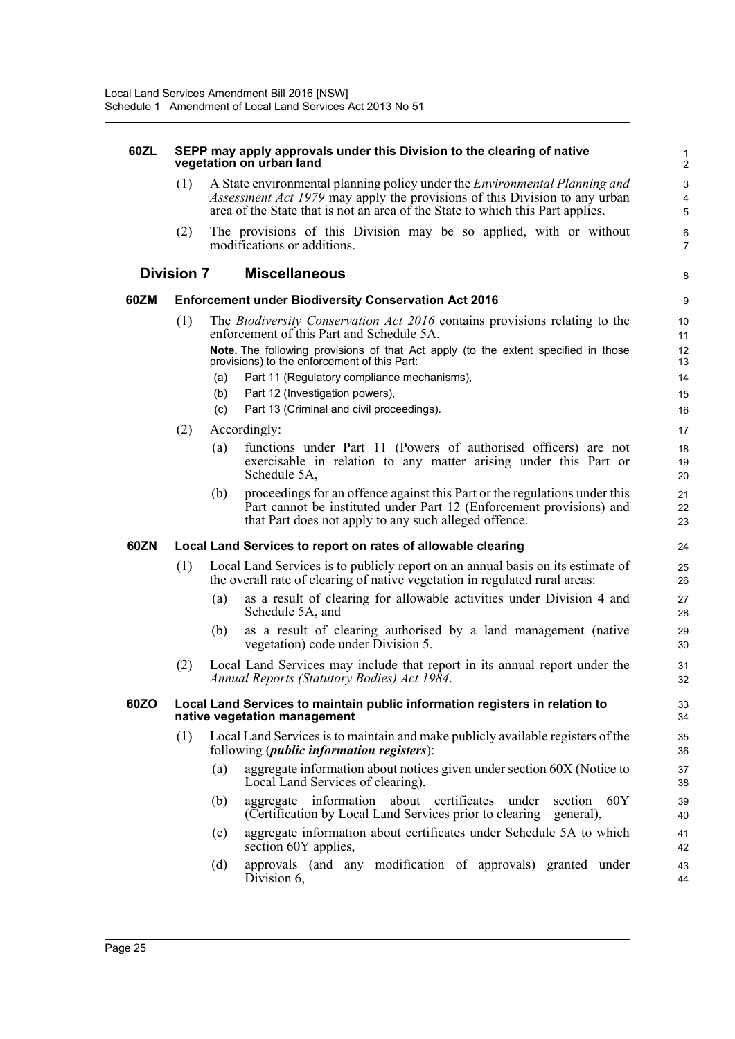#### 60ZL SEPP may apply approvals under this Division to the clearing of native vegetation on urban land

(1) A State environmental planning policy under the *Environmental Planning and Assessment Act 1979* may apply the provisions of this Division to any urban area of the State that is not an area of the State to which this Part applies.

(2) The provisions of this Division may be so applied, with or without modifications or additions.

### Division 7 Miscellaneous

#### 60ZM Enforcement under Biodiversity Conservation Act 2016

(1) The *Biodiversity Conservation Act 2016* contains provisions relating to the enforcement of this Part and Schedule 5A.

**Note.** The following provisions of that Act apply (to the extent specified in those provisions) to the enforcement of this Part:

(a) Part 11 (Regulatory compliance mechanisms),

(b) Part 12 (Investigation powers),

(c) Part 13 (Criminal and civil proceedings).

(2) Accordingly:

(a) functions under Part 11 (Powers of authorised officers) are not exercisable in relation to any matter arising under this Part or Schedule 5A,

(b) proceedings for an offence against this Part or the regulations under this Part cannot be instituted under Part 12 (Enforcement provisions) and that Part does not apply to any such alleged offence.

#### 60ZN Local Land Services to report on rates of allowable clearing

(1) Local Land Services is to publicly report on an annual basis on its estimate of the overall rate of clearing of native vegetation in regulated rural areas:

(a) as a result of clearing for allowable activities under Division 4 and Schedule 5A, and

(b) as a result of clearing authorised by a land management (native vegetation) code under Division 5.

(2) Local Land Services may include that report in its annual report under the *Annual Reports (Statutory Bodies) Act 1984*.

#### 60ZO Local Land Services to maintain public information registers in relation to native vegetation management

(1) Local Land Services is to maintain and make publicly available registers of the following (***public information registers***):

(a) aggregate information about notices given under section 60X (Notice to Local Land Services of clearing),

(b) aggregate information about certificates under section 60Y (Certification by Local Land Services prior to clearing—general),

(c) aggregate information about certificates under Schedule 5A to which section 60Y applies,

(d) approvals (and any modification of approvals) granted under Division 6,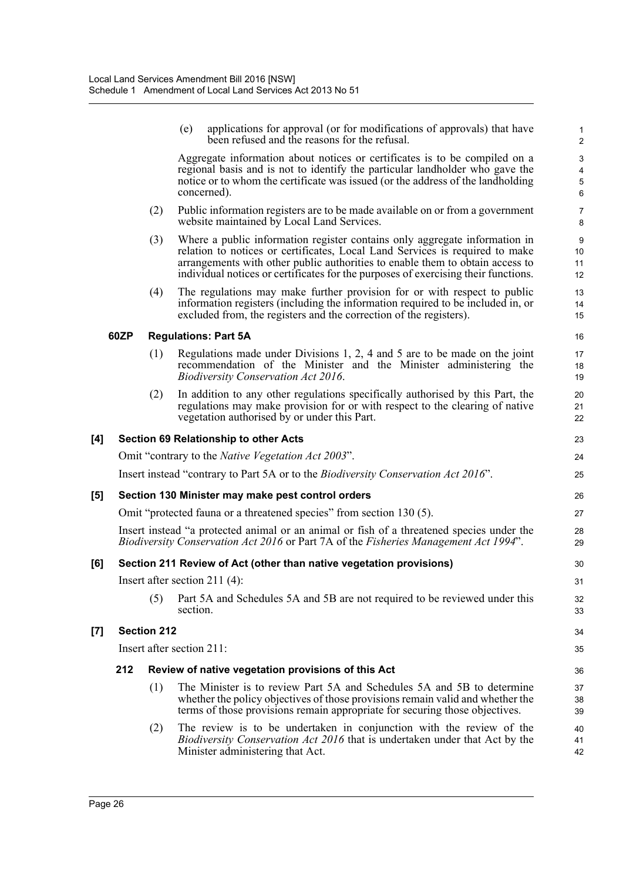(e) applications for approval (or for modifications of approvals) that have been refused and the reasons for the refusal.

Aggregate information about notices or certificates is to be compiled on a regional basis and is not to identify the particular landholder who gave the notice or to whom the certificate was issued (or the address of the landholding concerned).

(2) Public information registers are to be made available on or from a government website maintained by Local Land Services.

(3) Where a public information register contains only aggregate information in relation to notices or certificates, Local Land Services is required to make arrangements with other public authorities to enable them to obtain access to individual notices or certificates for the purposes of exercising their functions.

(4) The regulations may make further provision for or with respect to public information registers (including the information required to be included in, or excluded from, the registers and the correction of the registers).

**60ZP Regulations: Part 5A**

(1) Regulations made under Divisions 1, 2, 4 and 5 are to be made on the joint recommendation of the Minister and the Minister administering the *Biodiversity Conservation Act 2016*.

(2) In addition to any other regulations specifically authorised by this Part, the regulations may make provision for or with respect to the clearing of native vegetation authorised by or under this Part.

**[4] Section 69 Relationship to other Acts**

Omit "contrary to the *Native Vegetation Act 2003*".

Insert instead "contrary to Part 5A or to the *Biodiversity Conservation Act 2016*".

**[5] Section 130 Minister may make pest control orders**

Omit "protected fauna or a threatened species" from section 130 (5).

Insert instead "a protected animal or an animal or fish of a threatened species under the *Biodiversity Conservation Act 2016* or Part 7A of the *Fisheries Management Act 1994*".

**[6] Section 211 Review of Act (other than native vegetation provisions)**

Insert after section 211 (4):

(5) Part 5A and Schedules 5A and 5B are not required to be reviewed under this section.

**[7] Section 212**

Insert after section 211:

**212 Review of native vegetation provisions of this Act**

(1) The Minister is to review Part 5A and Schedules 5A and 5B to determine whether the policy objectives of those provisions remain valid and whether the terms of those provisions remain appropriate for securing those objectives.

(2) The review is to be undertaken in conjunction with the review of the *Biodiversity Conservation Act 2016* that is undertaken under that Act by the Minister administering that Act.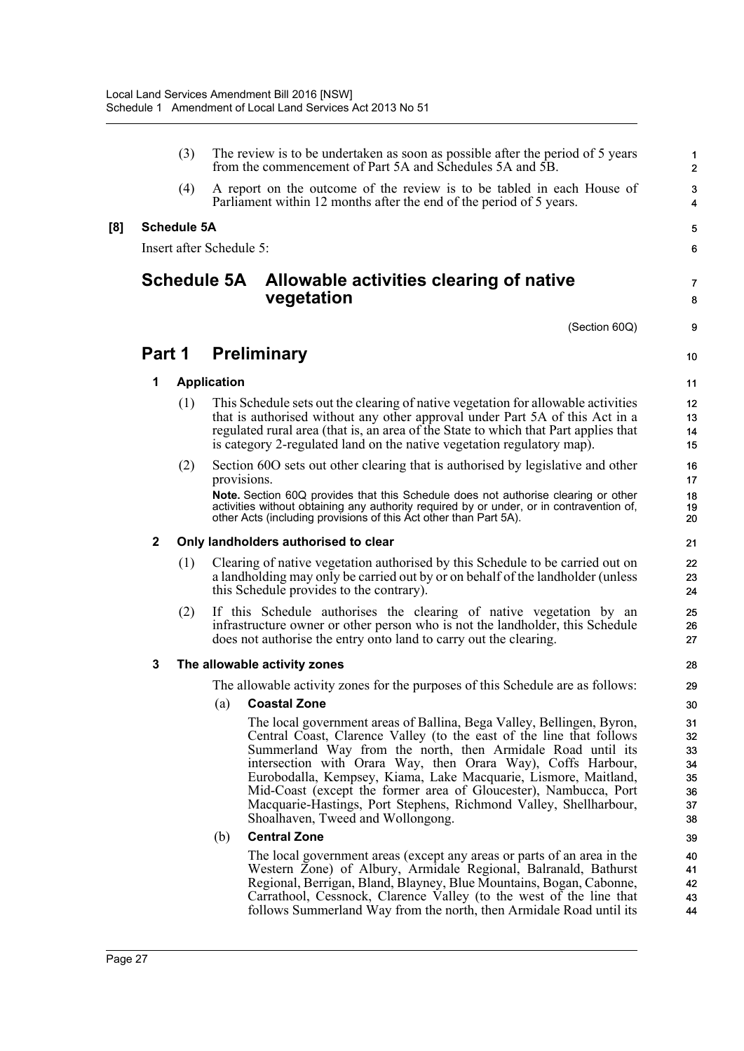(3) The review is to be undertaken as soon as possible after the period of 5 years from the commencement of Part 5A and Schedules 5A and 5B.

(4) A report on the outcome of the review is to be tabled in each House of Parliament within 12 months after the end of the period of 5 years.

**[8] Schedule 5A**

Insert after Schedule 5:

## Schedule 5A Allowable activities clearing of native vegetation

(Section 60Q)

## Part 1 Preliminary

### 1 Application

(1) This Schedule sets out the clearing of native vegetation for allowable activities that is authorised without any other approval under Part 5A of this Act in a regulated rural area (that is, an area of the State to which that Part applies that is category 2-regulated land on the native vegetation regulatory map).

(2) Section 60O sets out other clearing that is authorised by legislative and other provisions.

**Note.** Section 60Q provides that this Schedule does not authorise clearing or other activities without obtaining any authority required by or under, or in contravention of, other Acts (including provisions of this Act other than Part 5A).

### 2 Only landholders authorised to clear

(1) Clearing of native vegetation authorised by this Schedule to be carried out on a landholding may only be carried out by or on behalf of the landholder (unless this Schedule provides to the contrary).

(2) If this Schedule authorises the clearing of native vegetation by an infrastructure owner or other person who is not the landholder, this Schedule does not authorise the entry onto land to carry out the clearing.

### 3 The allowable activity zones

The allowable activity zones for the purposes of this Schedule are as follows:

(a) **Coastal Zone**

The local government areas of Ballina, Bega Valley, Bellingen, Byron, Central Coast, Clarence Valley (to the east of the line that follows Summerland Way from the north, then Armidale Road until its intersection with Orara Way, then Orara Way), Coffs Harbour, Eurobodalla, Kempsey, Kiama, Lake Macquarie, Lismore, Maitland, Mid-Coast (except the former area of Gloucester), Nambucca, Port Macquarie-Hastings, Port Stephens, Richmond Valley, Shellharbour, Shoalhaven, Tweed and Wollongong.

(b) **Central Zone**

The local government areas (except any areas or parts of an area in the Western Zone) of Albury, Armidale Regional, Balranald, Bathurst Regional, Berrigan, Bland, Blayney, Blue Mountains, Bogan, Cabonne, Carrathool, Cessnock, Clarence Valley (to the west of the line that follows Summerland Way from the north, then Armidale Road until its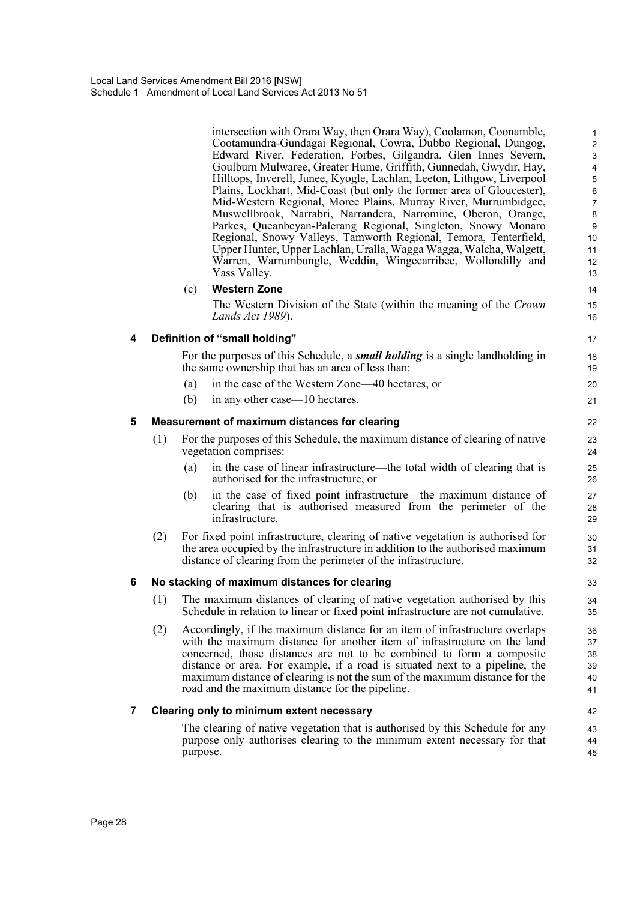intersection with Orara Way, then Orara Way), Coolamon, Coonamble, Cootamundra-Gundagai Regional, Cowra, Dubbo Regional, Dungog, Edward River, Federation, Forbes, Gilgandra, Glen Innes Severn, Goulburn Mulwaree, Greater Hume, Griffith, Gunnedah, Gwydir, Hay, Hilltops, Inverell, Junee, Kyogle, Lachlan, Leeton, Lithgow, Liverpool Plains, Lockhart, Mid-Coast (but only the former area of Gloucester), Mid-Western Regional, Moree Plains, Murray River, Murrumbidgee, Muswellbrook, Narrabri, Narrandera, Narromine, Oberon, Orange, Parkes, Queanbeyan-Palerang Regional, Singleton, Snowy Monaro Regional, Snowy Valleys, Tamworth Regional, Temora, Tenterfield, Upper Hunter, Upper Lachlan, Uralla, Wagga Wagga, Walcha, Walgett, Warren, Warrumbungle, Weddin, Wingecarribee, Wollondilly and Yass Valley.

(c) **Western Zone**

The Western Division of the State (within the meaning of the *Crown Lands Act 1989*).

### 4 Definition of "small holding"

For the purposes of this Schedule, a ***small holding*** is a single landholding in the same ownership that has an area of less than:

(a) in the case of the Western Zone—40 hectares, or

(b) in any other case—10 hectares.

### 5 Measurement of maximum distances for clearing

(1) For the purposes of this Schedule, the maximum distance of clearing of native vegetation comprises:

(a) in the case of linear infrastructure—the total width of clearing that is authorised for the infrastructure, or

(b) in the case of fixed point infrastructure—the maximum distance of clearing that is authorised measured from the perimeter of the infrastructure.

(2) For fixed point infrastructure, clearing of native vegetation is authorised for the area occupied by the infrastructure in addition to the authorised maximum distance of clearing from the perimeter of the infrastructure.

### 6 No stacking of maximum distances for clearing

(1) The maximum distances of clearing of native vegetation authorised by this Schedule in relation to linear or fixed point infrastructure are not cumulative.

(2) Accordingly, if the maximum distance for an item of infrastructure overlaps with the maximum distance for another item of infrastructure on the land concerned, those distances are not to be combined to form a composite distance or area. For example, if a road is situated next to a pipeline, the maximum distance of clearing is not the sum of the maximum distance for the road and the maximum distance for the pipeline.

### 7 Clearing only to minimum extent necessary

The clearing of native vegetation that is authorised by this Schedule for any purpose only authorises clearing to the minimum extent necessary for that purpose.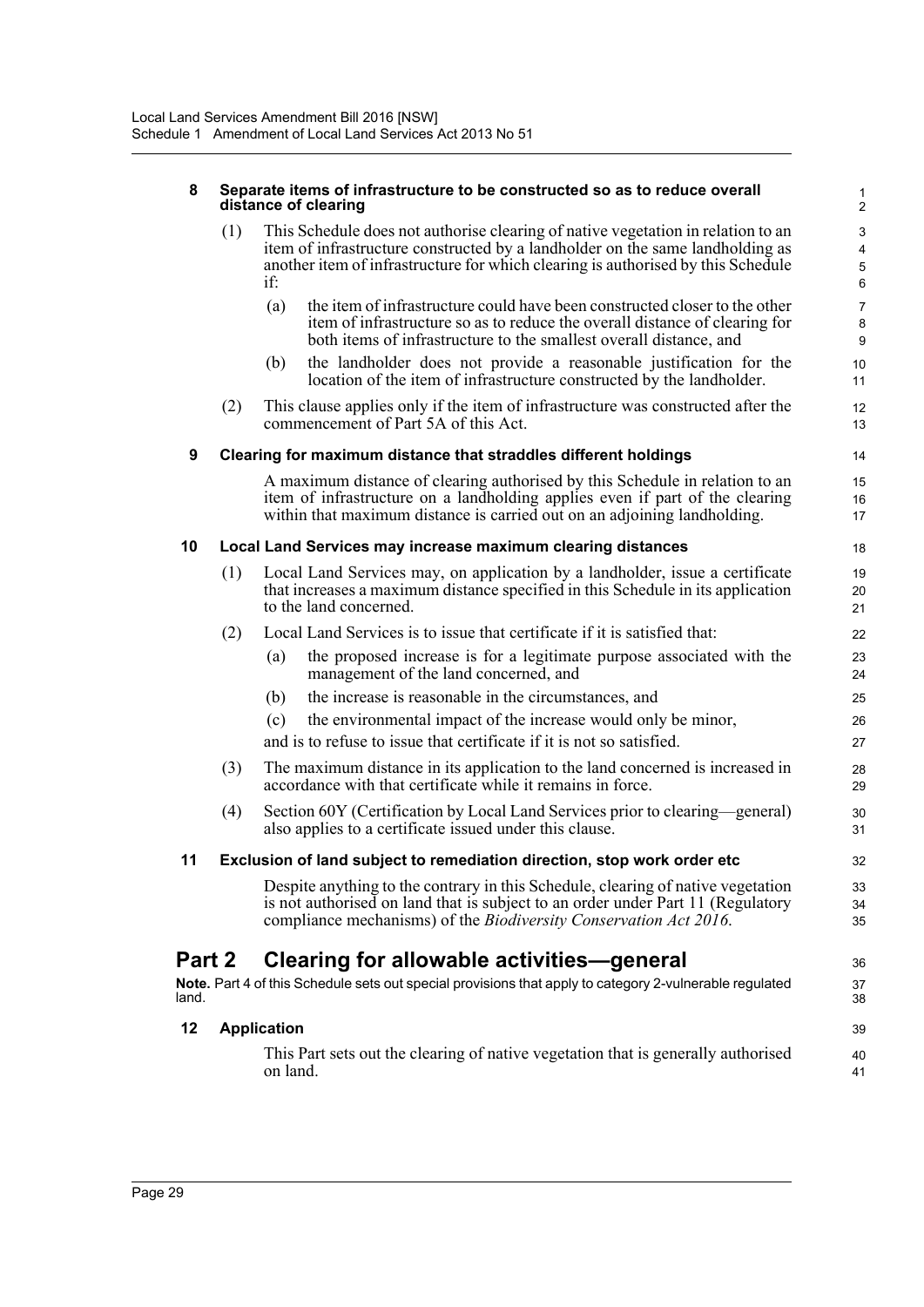**8 Separate items of infrastructure to be constructed so as to reduce overall distance of clearing**

(1) This Schedule does not authorise clearing of native vegetation in relation to an item of infrastructure constructed by a landholder on the same landholding as another item of infrastructure for which clearing is authorised by this Schedule if:

(a) the item of infrastructure could have been constructed closer to the other item of infrastructure so as to reduce the overall distance of clearing for both items of infrastructure to the smallest overall distance, and

(b) the landholder does not provide a reasonable justification for the location of the item of infrastructure constructed by the landholder.

(2) This clause applies only if the item of infrastructure was constructed after the commencement of Part 5A of this Act.

**9 Clearing for maximum distance that straddles different holdings**

A maximum distance of clearing authorised by this Schedule in relation to an item of infrastructure on a landholding applies even if part of the clearing within that maximum distance is carried out on an adjoining landholding.

**10 Local Land Services may increase maximum clearing distances**

(1) Local Land Services may, on application by a landholder, issue a certificate that increases a maximum distance specified in this Schedule in its application to the land concerned.

(2) Local Land Services is to issue that certificate if it is satisfied that:

(a) the proposed increase is for a legitimate purpose associated with the management of the land concerned, and

(b) the increase is reasonable in the circumstances, and

(c) the environmental impact of the increase would only be minor,

and is to refuse to issue that certificate if it is not so satisfied.

(3) The maximum distance in its application to the land concerned is increased in accordance with that certificate while it remains in force.

(4) Section 60Y (Certification by Local Land Services prior to clearing—general) also applies to a certificate issued under this clause.

**11 Exclusion of land subject to remediation direction, stop work order etc**

Despite anything to the contrary in this Schedule, clearing of native vegetation is not authorised on land that is subject to an order under Part 11 (Regulatory compliance mechanisms) of the *Biodiversity Conservation Act 2016*.

## Part 2 Clearing for allowable activities—general

**Note.** Part 4 of this Schedule sets out special provisions that apply to category 2-vulnerable regulated land.

**12 Application**

This Part sets out the clearing of native vegetation that is generally authorised on land.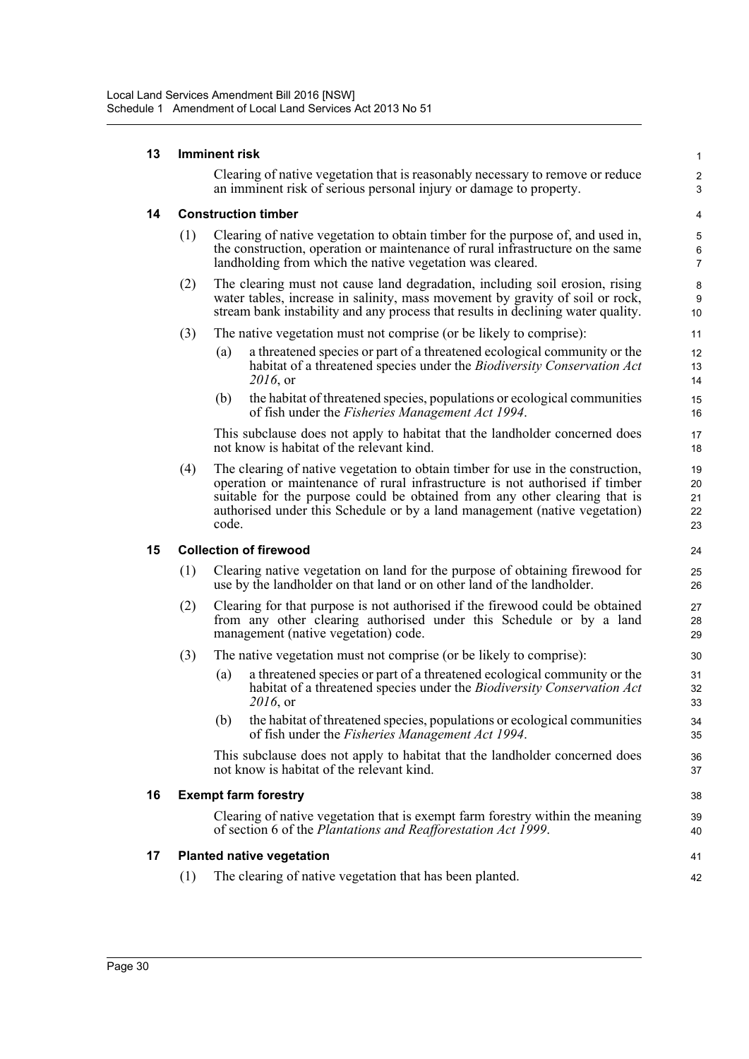### 13 Imminent risk

Clearing of native vegetation that is reasonably necessary to remove or reduce an imminent risk of serious personal injury or damage to property.

### 14 Construction timber

(1) Clearing of native vegetation to obtain timber for the purpose of, and used in, the construction, operation or maintenance of rural infrastructure on the same landholding from which the native vegetation was cleared.

(2) The clearing must not cause land degradation, including soil erosion, rising water tables, increase in salinity, mass movement by gravity of soil or rock, stream bank instability and any process that results in declining water quality.

(3) The native vegetation must not comprise (or be likely to comprise):

- (a) a threatened species or part of a threatened ecological community or the habitat of a threatened species under the *Biodiversity Conservation Act 2016*, or
- (b) the habitat of threatened species, populations or ecological communities of fish under the *Fisheries Management Act 1994*.

This subclause does not apply to habitat that the landholder concerned does not know is habitat of the relevant kind.

(4) The clearing of native vegetation to obtain timber for use in the construction, operation or maintenance of rural infrastructure is not authorised if timber suitable for the purpose could be obtained from any other clearing that is authorised under this Schedule or by a land management (native vegetation) code.

### 15 Collection of firewood

(1) Clearing native vegetation on land for the purpose of obtaining firewood for use by the landholder on that land or on other land of the landholder.

(2) Clearing for that purpose is not authorised if the firewood could be obtained from any other clearing authorised under this Schedule or by a land management (native vegetation) code.

(3) The native vegetation must not comprise (or be likely to comprise):

- (a) a threatened species or part of a threatened ecological community or the habitat of a threatened species under the *Biodiversity Conservation Act 2016*, or
- (b) the habitat of threatened species, populations or ecological communities of fish under the *Fisheries Management Act 1994*.

This subclause does not apply to habitat that the landholder concerned does not know is habitat of the relevant kind.

### 16 Exempt farm forestry

Clearing of native vegetation that is exempt farm forestry within the meaning of section 6 of the *Plantations and Reafforestation Act 1999*.

### 17 Planted native vegetation

(1) The clearing of native vegetation that has been planted.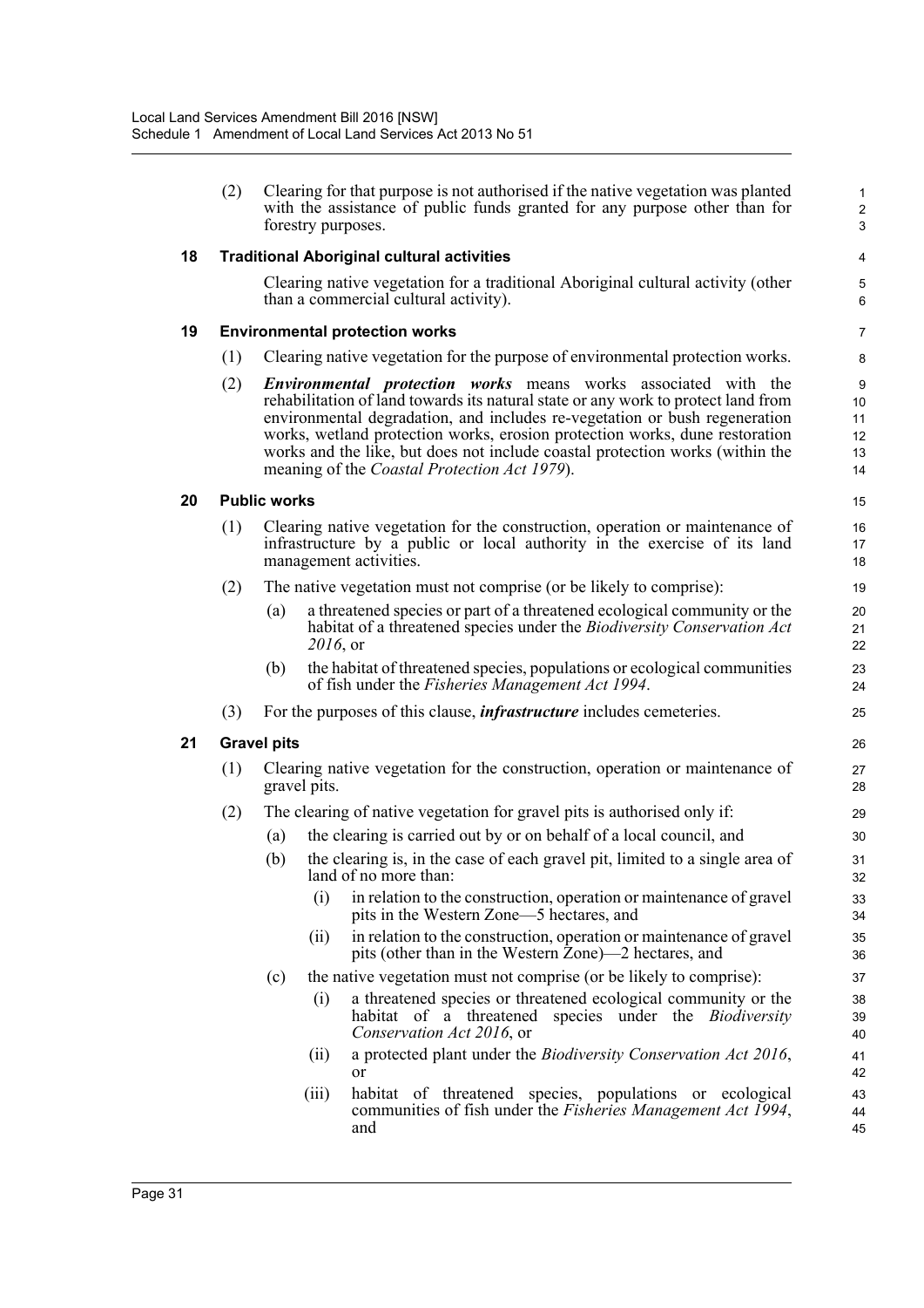(2) Clearing for that purpose is not authorised if the native vegetation was planted with the assistance of public funds granted for any purpose other than for forestry purposes.

### 18 Traditional Aboriginal cultural activities

Clearing native vegetation for a traditional Aboriginal cultural activity (other than a commercial cultural activity).

### 19 Environmental protection works

(1) Clearing native vegetation for the purpose of environmental protection works.

(2) ***Environmental protection works*** means works associated with the rehabilitation of land towards its natural state or any work to protect land from environmental degradation, and includes re-vegetation or bush regeneration works, wetland protection works, erosion protection works, dune restoration works and the like, but does not include coastal protection works (within the meaning of the *Coastal Protection Act 1979*).

### 20 Public works

(1) Clearing native vegetation for the construction, operation or maintenance of infrastructure by a public or local authority in the exercise of its land management activities.

(2) The native vegetation must not comprise (or be likely to comprise):

- (a) a threatened species or part of a threatened ecological community or the habitat of a threatened species under the *Biodiversity Conservation Act 2016*, or
- (b) the habitat of threatened species, populations or ecological communities of fish under the *Fisheries Management Act 1994*.

(3) For the purposes of this clause, ***infrastructure*** includes cemeteries.

### 21 Gravel pits

(1) Clearing native vegetation for the construction, operation or maintenance of gravel pits.

(2) The clearing of native vegetation for gravel pits is authorised only if:

- (a) the clearing is carried out by or on behalf of a local council, and
- (b) the clearing is, in the case of each gravel pit, limited to a single area of land of no more than:
  - (i) in relation to the construction, operation or maintenance of gravel pits in the Western Zone—5 hectares, and
  - (ii) in relation to the construction, operation or maintenance of gravel pits (other than in the Western Zone)—2 hectares, and
- (c) the native vegetation must not comprise (or be likely to comprise):
  - (i) a threatened species or threatened ecological community or the habitat of a threatened species under the *Biodiversity Conservation Act 2016*, or
  - (ii) a protected plant under the *Biodiversity Conservation Act 2016*, or
  - (iii) habitat of threatened species, populations or ecological communities of fish under the *Fisheries Management Act 1994*, and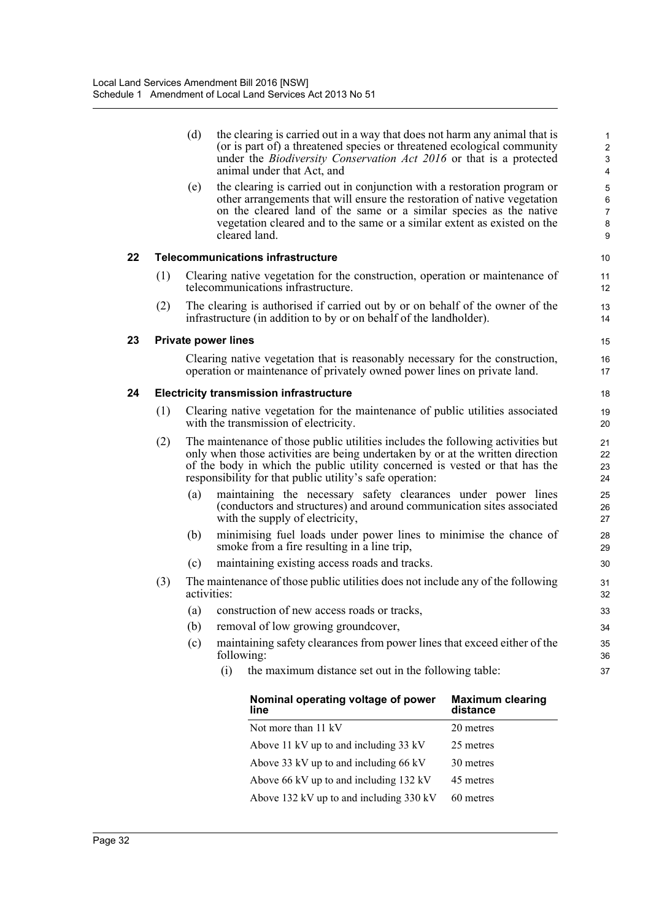(d) the clearing is carried out in a way that does not harm any animal that is (or is part of) a threatened species or threatened ecological community under the *Biodiversity Conservation Act 2016* or that is a protected animal under that Act, and

(e) the clearing is carried out in conjunction with a restoration program or other arrangements that will ensure the restoration of native vegetation on the cleared land of the same or a similar species as the native vegetation cleared and to the same or a similar extent as existed on the cleared land.

### 22 Telecommunications infrastructure

(1) Clearing native vegetation for the construction, operation or maintenance of telecommunications infrastructure.

(2) The clearing is authorised if carried out by or on behalf of the owner of the infrastructure (in addition to by or on behalf of the landholder).

### 23 Private power lines

Clearing native vegetation that is reasonably necessary for the construction, operation or maintenance of privately owned power lines on private land.

### 24 Electricity transmission infrastructure

(1) Clearing native vegetation for the maintenance of public utilities associated with the transmission of electricity.

(2) The maintenance of those public utilities includes the following activities but only when those activities are being undertaken by or at the written direction of the body in which the public utility concerned is vested or that has the responsibility for that public utility's safe operation:

(a) maintaining the necessary safety clearances under power lines (conductors and structures) and around communication sites associated with the supply of electricity,

(b) minimising fuel loads under power lines to minimise the chance of smoke from a fire resulting in a line trip,

(c) maintaining existing access roads and tracks.

(3) The maintenance of those public utilities does not include any of the following activities:

(a) construction of new access roads or tracks,

(b) removal of low growing groundcover,

(c) maintaining safety clearances from power lines that exceed either of the following:

(i) the maximum distance set out in the following table:

| Nominal operating voltage of power line | Maximum clearing distance |
|---|---|
| Not more than 11 kV | 20 metres |
| Above 11 kV up to and including 33 kV | 25 metres |
| Above 33 kV up to and including 66 kV | 30 metres |
| Above 66 kV up to and including 132 kV | 45 metres |
| Above 132 kV up to and including 330 kV | 60 metres |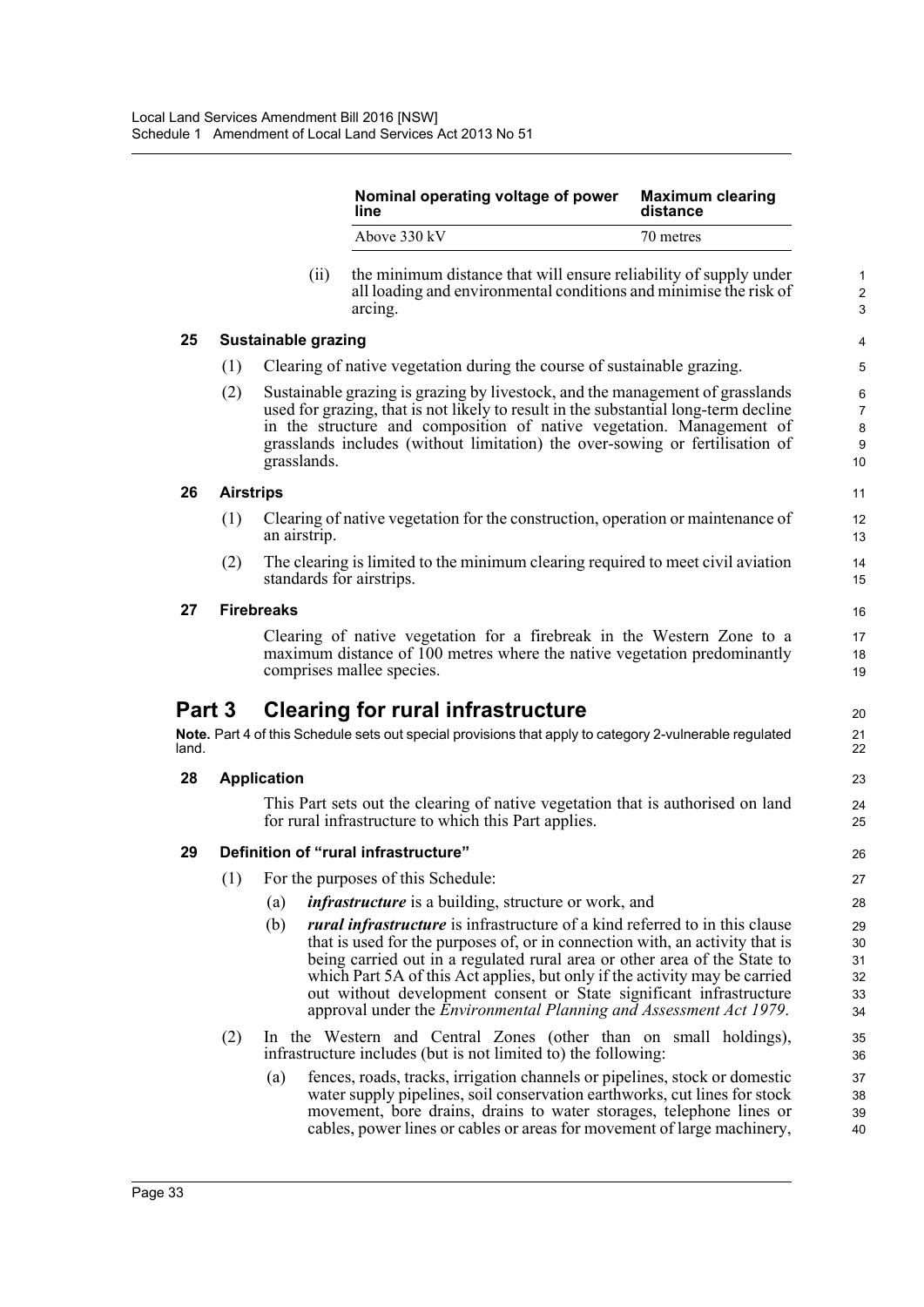| Nominal operating voltage of power line | Maximum clearing distance |
|---|---|
| Above 330 kV | 70 metres |

(ii) the minimum distance that will ensure reliability of supply under all loading and environmental conditions and minimise the risk of arcing.

**25 Sustainable grazing**

(1) Clearing of native vegetation during the course of sustainable grazing.

(2) Sustainable grazing is grazing by livestock, and the management of grasslands used for grazing, that is not likely to result in the substantial long-term decline in the structure and composition of native vegetation. Management of grasslands includes (without limitation) the over-sowing or fertilisation of grasslands.

**26 Airstrips**

(1) Clearing of native vegetation for the construction, operation or maintenance of an airstrip.

(2) The clearing is limited to the minimum clearing required to meet civil aviation standards for airstrips.

**27 Firebreaks**

Clearing of native vegetation for a firebreak in the Western Zone to a maximum distance of 100 metres where the native vegetation predominantly comprises mallee species.

## Part 3 Clearing for rural infrastructure

**Note.** Part 4 of this Schedule sets out special provisions that apply to category 2-vulnerable regulated land.

**28 Application**

This Part sets out the clearing of native vegetation that is authorised on land for rural infrastructure to which this Part applies.

**29 Definition of "rural infrastructure"**

(1) For the purposes of this Schedule:

(a) ***infrastructure*** is a building, structure or work, and

(b) ***rural infrastructure*** is infrastructure of a kind referred to in this clause that is used for the purposes of, or in connection with, an activity that is being carried out in a regulated rural area or other area of the State to which Part 5A of this Act applies, but only if the activity may be carried out without development consent or State significant infrastructure approval under the *Environmental Planning and Assessment Act 1979*.

(2) In the Western and Central Zones (other than on small holdings), infrastructure includes (but is not limited to) the following:

(a) fences, roads, tracks, irrigation channels or pipelines, stock or domestic water supply pipelines, soil conservation earthworks, cut lines for stock movement, bore drains, drains to water storages, telephone lines or cables, power lines or cables or areas for movement of large machinery,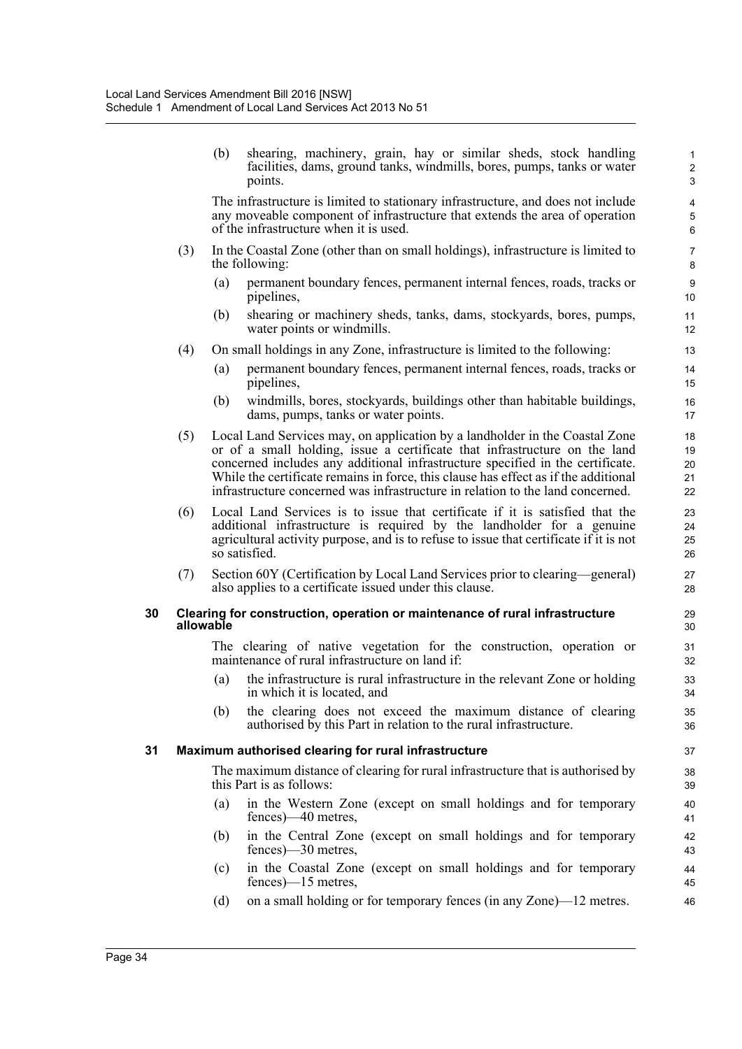(b) shearing, machinery, grain, hay or similar sheds, stock handling facilities, dams, ground tanks, windmills, bores, pumps, tanks or water points.

The infrastructure is limited to stationary infrastructure, and does not include any moveable component of infrastructure that extends the area of operation of the infrastructure when it is used.

(3) In the Coastal Zone (other than on small holdings), infrastructure is limited to the following:

(a) permanent boundary fences, permanent internal fences, roads, tracks or pipelines,

(b) shearing or machinery sheds, tanks, dams, stockyards, bores, pumps, water points or windmills.

(4) On small holdings in any Zone, infrastructure is limited to the following:

(a) permanent boundary fences, permanent internal fences, roads, tracks or pipelines,

(b) windmills, bores, stockyards, buildings other than habitable buildings, dams, pumps, tanks or water points.

(5) Local Land Services may, on application by a landholder in the Coastal Zone or of a small holding, issue a certificate that infrastructure on the land concerned includes any additional infrastructure specified in the certificate. While the certificate remains in force, this clause has effect as if the additional infrastructure concerned was infrastructure in relation to the land concerned.

(6) Local Land Services is to issue that certificate if it is satisfied that the additional infrastructure is required by the landholder for a genuine agricultural activity purpose, and is to refuse to issue that certificate if it is not so satisfied.

(7) Section 60Y (Certification by Local Land Services prior to clearing—general) also applies to a certificate issued under this clause.

### 30 Clearing for construction, operation or maintenance of rural infrastructure allowable

The clearing of native vegetation for the construction, operation or maintenance of rural infrastructure on land if:

(a) the infrastructure is rural infrastructure in the relevant Zone or holding in which it is located, and

(b) the clearing does not exceed the maximum distance of clearing authorised by this Part in relation to the rural infrastructure.

### 31 Maximum authorised clearing for rural infrastructure

The maximum distance of clearing for rural infrastructure that is authorised by this Part is as follows:

(a) in the Western Zone (except on small holdings and for temporary fences)—40 metres,

(b) in the Central Zone (except on small holdings and for temporary fences)—30 metres,

(c) in the Coastal Zone (except on small holdings and for temporary fences)—15 metres,

(d) on a small holding or for temporary fences (in any Zone)—12 metres.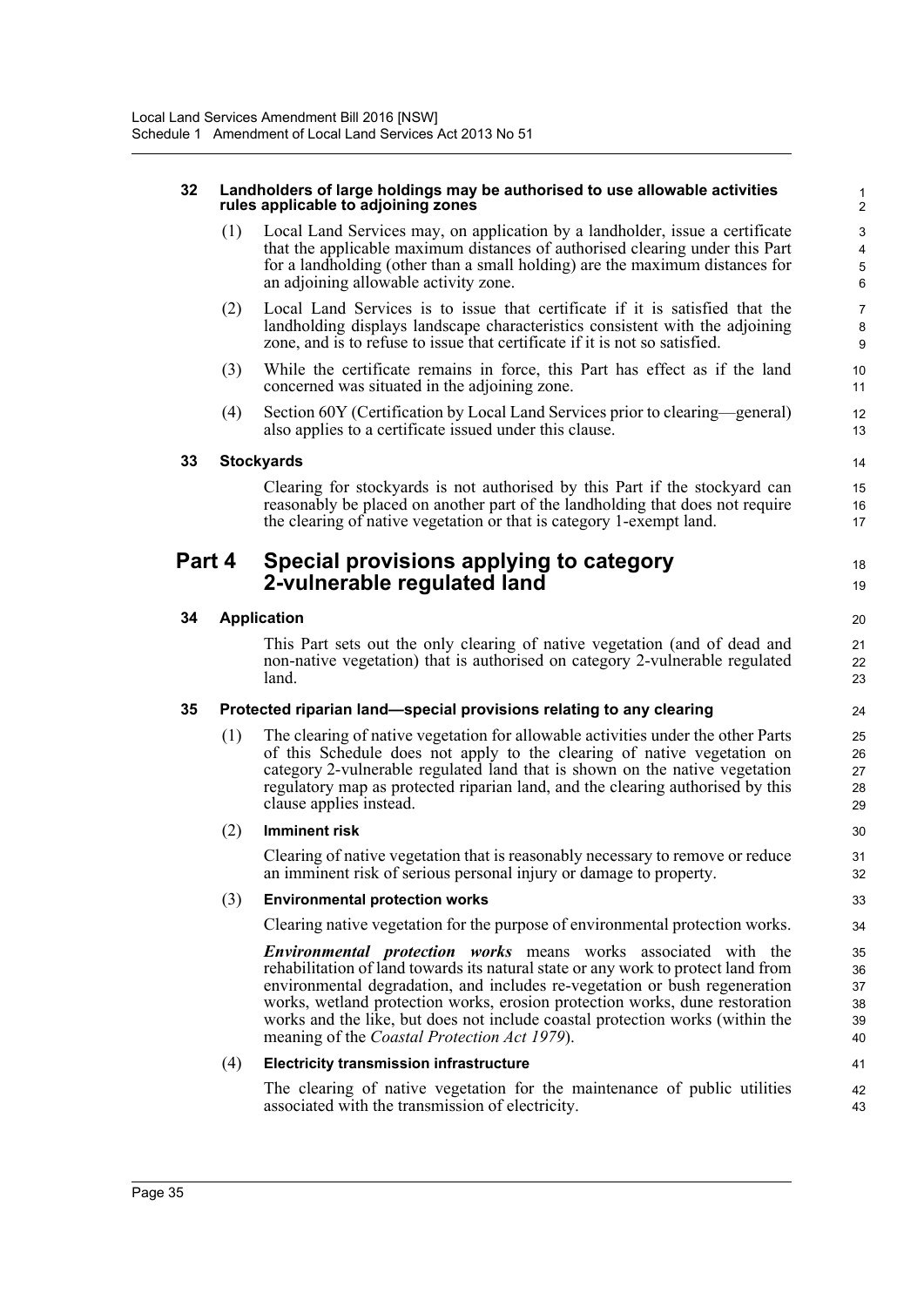#### 32 Landholders of large holdings may be authorised to use allowable activities rules applicable to adjoining zones

(1) Local Land Services may, on application by a landholder, issue a certificate that the applicable maximum distances of authorised clearing under this Part for a landholding (other than a small holding) are the maximum distances for an adjoining allowable activity zone.

(2) Local Land Services is to issue that certificate if it is satisfied that the landholding displays landscape characteristics consistent with the adjoining zone, and is to refuse to issue that certificate if it is not so satisfied.

(3) While the certificate remains in force, this Part has effect as if the land concerned was situated in the adjoining zone.

(4) Section 60Y (Certification by Local Land Services prior to clearing—general) also applies to a certificate issued under this clause.

#### 33 Stockyards

Clearing for stockyards is not authorised by this Part if the stockyard can reasonably be placed on another part of the landholding that does not require the clearing of native vegetation or that is category 1-exempt land.

## Part 4 Special provisions applying to category 2-vulnerable regulated land

#### 34 Application

This Part sets out the only clearing of native vegetation (and of dead and non-native vegetation) that is authorised on category 2-vulnerable regulated land.

#### 35 Protected riparian land—special provisions relating to any clearing

(1) The clearing of native vegetation for allowable activities under the other Parts of this Schedule does not apply to the clearing of native vegetation on category 2-vulnerable regulated land that is shown on the native vegetation regulatory map as protected riparian land, and the clearing authorised by this clause applies instead.

(2) **Imminent risk**

Clearing of native vegetation that is reasonably necessary to remove or reduce an imminent risk of serious personal injury or damage to property.

(3) **Environmental protection works**

Clearing native vegetation for the purpose of environmental protection works.

***Environmental protection works*** means works associated with the rehabilitation of land towards its natural state or any work to protect land from environmental degradation, and includes re-vegetation or bush regeneration works, wetland protection works, erosion protection works, dune restoration works and the like, but does not include coastal protection works (within the meaning of the *Coastal Protection Act 1979*).

(4) **Electricity transmission infrastructure**

The clearing of native vegetation for the maintenance of public utilities associated with the transmission of electricity.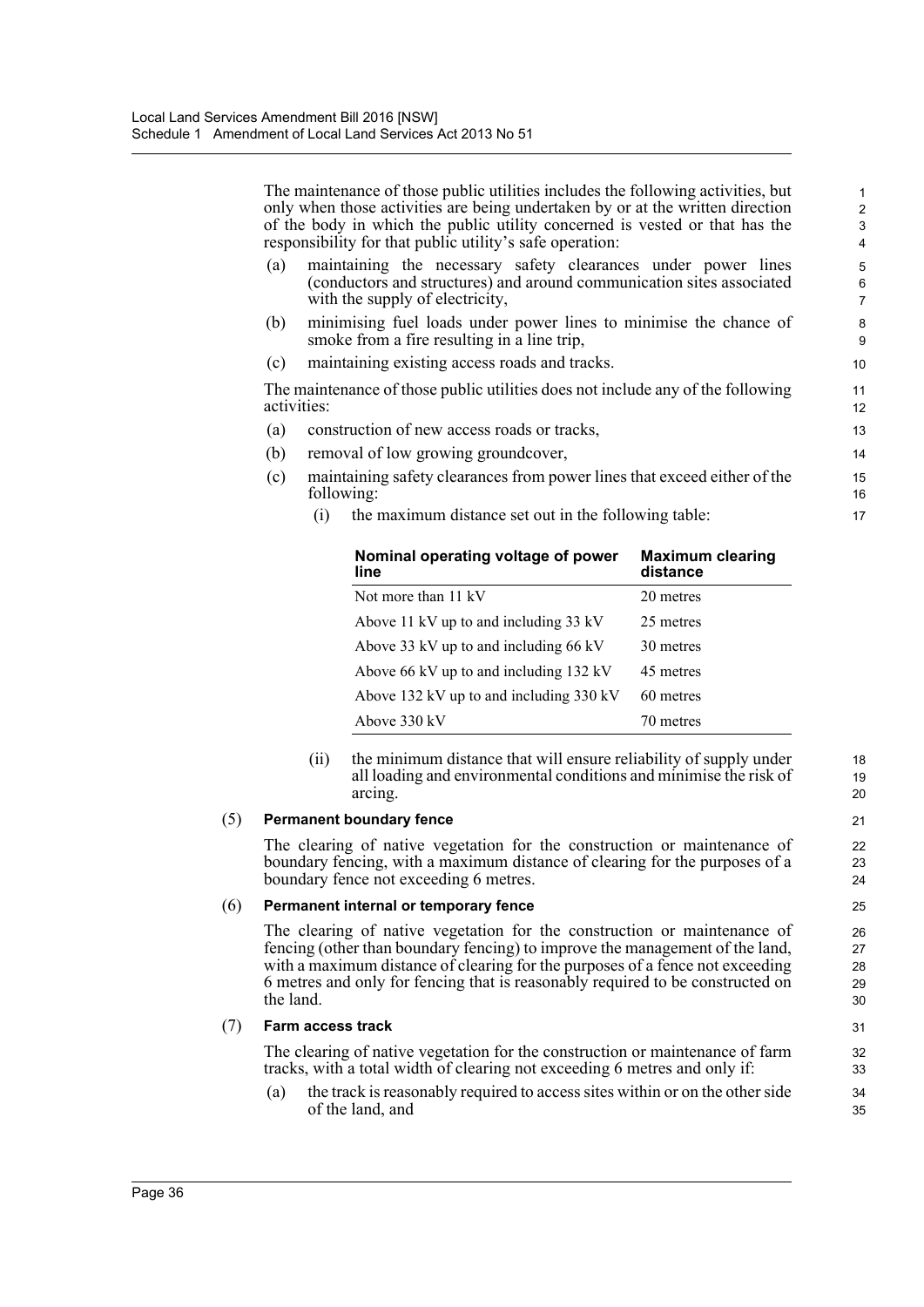The maintenance of those public utilities includes the following activities, but only when those activities are being undertaken by or at the written direction of the body in which the public utility concerned is vested or that has the responsibility for that public utility's safe operation:

(a) maintaining the necessary safety clearances under power lines (conductors and structures) and around communication sites associated with the supply of electricity,

(b) minimising fuel loads under power lines to minimise the chance of smoke from a fire resulting in a line trip,

(c) maintaining existing access roads and tracks.

The maintenance of those public utilities does not include any of the following activities:

(a) construction of new access roads or tracks,

(b) removal of low growing groundcover,

(c) maintaining safety clearances from power lines that exceed either of the following:

(i) the maximum distance set out in the following table:

| Nominal operating voltage of power line | Maximum clearing distance |
|---|---|
| Not more than 11 kV | 20 metres |
| Above 11 kV up to and including 33 kV | 25 metres |
| Above 33 kV up to and including 66 kV | 30 metres |
| Above 66 kV up to and including 132 kV | 45 metres |
| Above 132 kV up to and including 330 kV | 60 metres |
| Above 330 kV | 70 metres |

(ii) the minimum distance that will ensure reliability of supply under all loading and environmental conditions and minimise the risk of arcing.

(5) **Permanent boundary fence**

The clearing of native vegetation for the construction or maintenance of boundary fencing, with a maximum distance of clearing for the purposes of a boundary fence not exceeding 6 metres.

(6) **Permanent internal or temporary fence**

The clearing of native vegetation for the construction or maintenance of fencing (other than boundary fencing) to improve the management of the land, with a maximum distance of clearing for the purposes of a fence not exceeding 6 metres and only for fencing that is reasonably required to be constructed on the land.

(7) **Farm access track**

The clearing of native vegetation for the construction or maintenance of farm tracks, with a total width of clearing not exceeding 6 metres and only if:

(a) the track is reasonably required to access sites within or on the other side of the land, and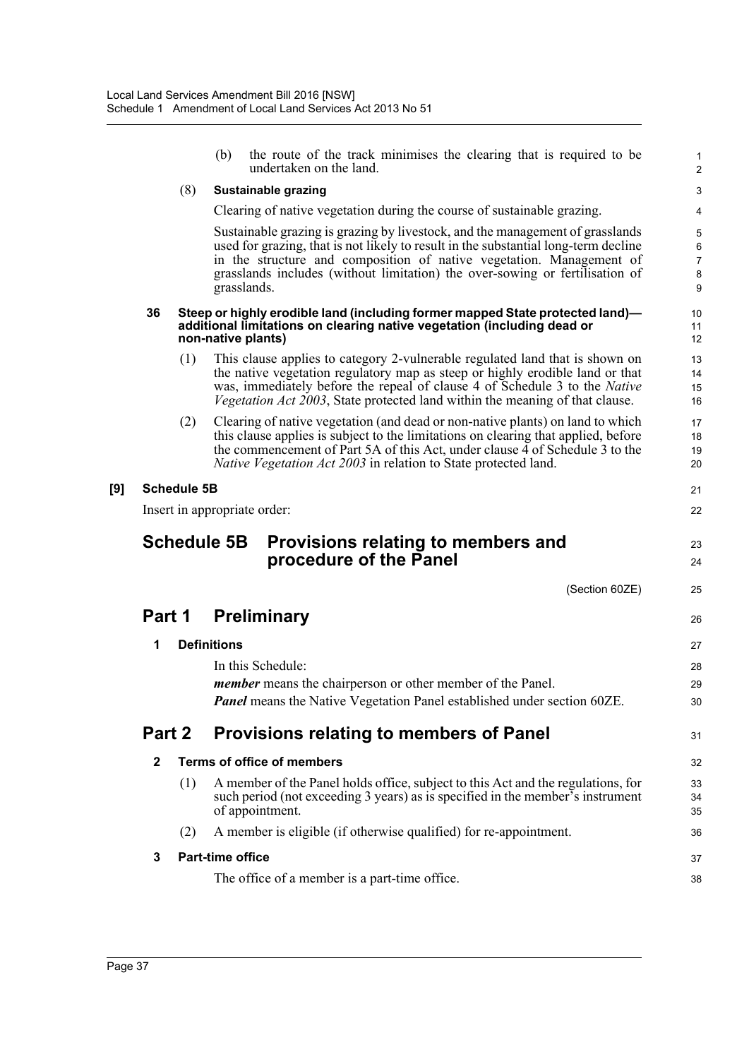(b) the route of the track minimises the clearing that is required to be undertaken on the land.

(8) **Sustainable grazing**

Clearing of native vegetation during the course of sustainable grazing.

Sustainable grazing is grazing by livestock, and the management of grasslands used for grazing, that is not likely to result in the substantial long-term decline in the structure and composition of native vegetation. Management of grasslands includes (without limitation) the over-sowing or fertilisation of grasslands.

**36 Steep or highly erodible land (including former mapped State protected land)—additional limitations on clearing native vegetation (including dead or non-native plants)**

(1) This clause applies to category 2-vulnerable regulated land that is shown on the native vegetation regulatory map as steep or highly erodible land or that was, immediately before the repeal of clause 4 of Schedule 3 to the *Native Vegetation Act 2003*, State protected land within the meaning of that clause.

(2) Clearing of native vegetation (and dead or non-native plants) on land to which this clause applies is subject to the limitations on clearing that applied, before the commencement of Part 5A of this Act, under clause 4 of Schedule 3 to the *Native Vegetation Act 2003* in relation to State protected land.

**[9] Schedule 5B**

Insert in appropriate order:

# Schedule 5B Provisions relating to members and procedure of the Panel

(Section 60ZE)

## Part 1 Preliminary

**1 Definitions**

In this Schedule:

***member*** means the chairperson or other member of the Panel.

***Panel*** means the Native Vegetation Panel established under section 60ZE.

## Part 2 Provisions relating to members of Panel

**2 Terms of office of members**

(1) A member of the Panel holds office, subject to this Act and the regulations, for such period (not exceeding 3 years) as is specified in the member's instrument of appointment.

(2) A member is eligible (if otherwise qualified) for re-appointment.

**3 Part-time office**

The office of a member is a part-time office.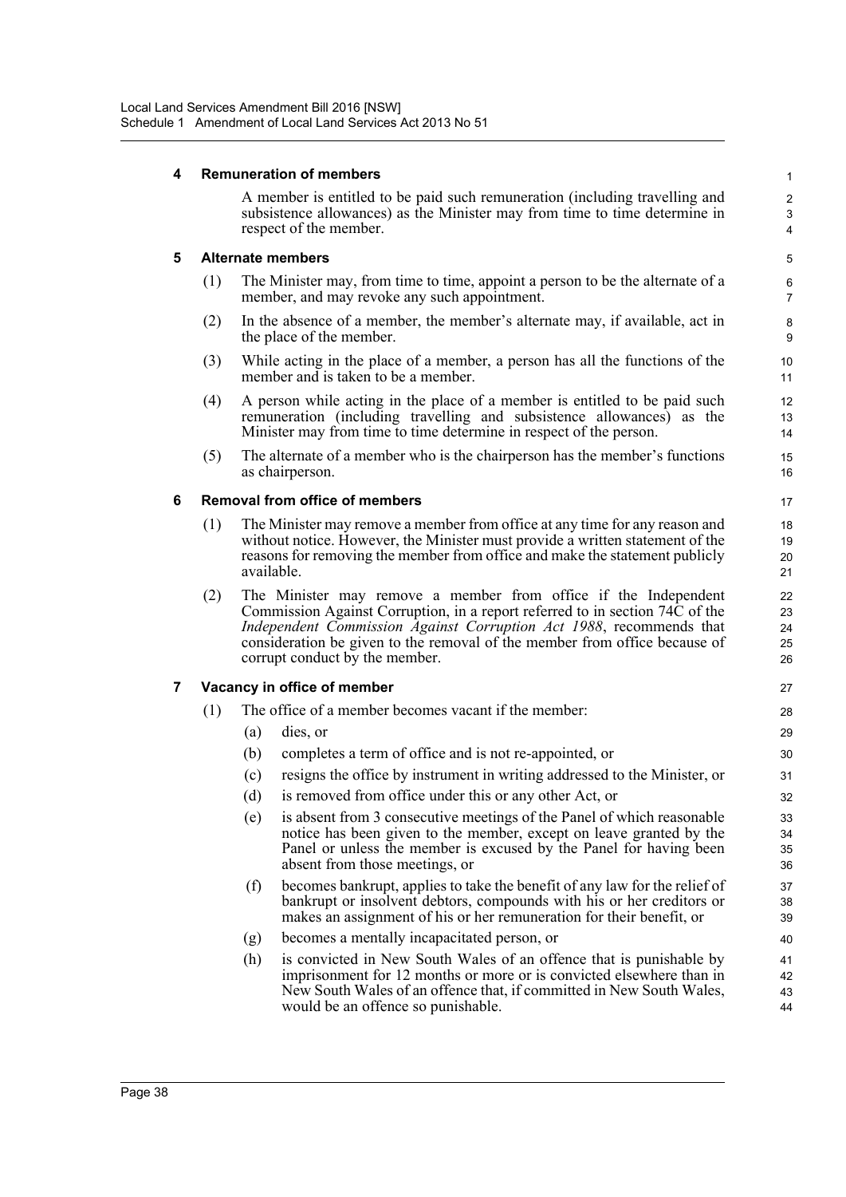### 4 Remuneration of members

A member is entitled to be paid such remuneration (including travelling and subsistence allowances) as the Minister may from time to time determine in respect of the member.

### 5 Alternate members

(1) The Minister may, from time to time, appoint a person to be the alternate of a member, and may revoke any such appointment.

(2) In the absence of a member, the member's alternate may, if available, act in the place of the member.

(3) While acting in the place of a member, a person has all the functions of the member and is taken to be a member.

(4) A person while acting in the place of a member is entitled to be paid such remuneration (including travelling and subsistence allowances) as the Minister may from time to time determine in respect of the person.

(5) The alternate of a member who is the chairperson has the member's functions as chairperson.

### 6 Removal from office of members

(1) The Minister may remove a member from office at any time for any reason and without notice. However, the Minister must provide a written statement of the reasons for removing the member from office and make the statement publicly available.

(2) The Minister may remove a member from office if the Independent Commission Against Corruption, in a report referred to in section 74C of the *Independent Commission Against Corruption Act 1988*, recommends that consideration be given to the removal of the member from office because of corrupt conduct by the member.

### 7 Vacancy in office of member

(1) The office of a member becomes vacant if the member:

(a) dies, or

(b) completes a term of office and is not re-appointed, or

(c) resigns the office by instrument in writing addressed to the Minister, or

(d) is removed from office under this or any other Act, or

(e) is absent from 3 consecutive meetings of the Panel of which reasonable notice has been given to the member, except on leave granted by the Panel or unless the member is excused by the Panel for having been absent from those meetings, or

(f) becomes bankrupt, applies to take the benefit of any law for the relief of bankrupt or insolvent debtors, compounds with his or her creditors or makes an assignment of his or her remuneration for their benefit, or

(g) becomes a mentally incapacitated person, or

(h) is convicted in New South Wales of an offence that is punishable by imprisonment for 12 months or more or is convicted elsewhere than in New South Wales of an offence that, if committed in New South Wales, would be an offence so punishable.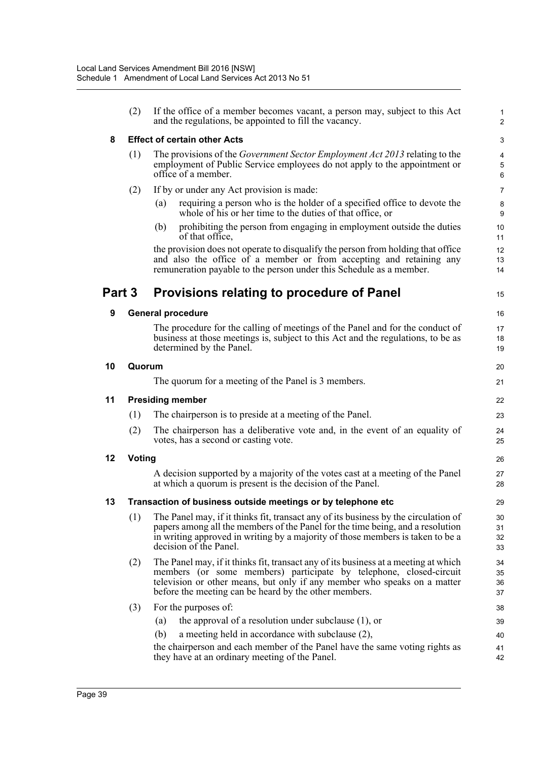(2) If the office of a member becomes vacant, a person may, subject to this Act and the regulations, be appointed to fill the vacancy.

**8 Effect of certain other Acts**

(1) The provisions of the *Government Sector Employment Act 2013* relating to the employment of Public Service employees do not apply to the appointment or office of a member.

(2) If by or under any Act provision is made:

(a) requiring a person who is the holder of a specified office to devote the whole of his or her time to the duties of that office, or

(b) prohibiting the person from engaging in employment outside the duties of that office,

the provision does not operate to disqualify the person from holding that office and also the office of a member or from accepting and retaining any remuneration payable to the person under this Schedule as a member.

## Part 3 Provisions relating to procedure of Panel

**9 General procedure**

The procedure for the calling of meetings of the Panel and for the conduct of business at those meetings is, subject to this Act and the regulations, to be as determined by the Panel.

**10 Quorum**

The quorum for a meeting of the Panel is 3 members.

**11 Presiding member**

(1) The chairperson is to preside at a meeting of the Panel.

(2) The chairperson has a deliberative vote and, in the event of an equality of votes, has a second or casting vote.

**12 Voting**

A decision supported by a majority of the votes cast at a meeting of the Panel at which a quorum is present is the decision of the Panel.

**13 Transaction of business outside meetings or by telephone etc**

(1) The Panel may, if it thinks fit, transact any of its business by the circulation of papers among all the members of the Panel for the time being, and a resolution in writing approved in writing by a majority of those members is taken to be a decision of the Panel.

(2) The Panel may, if it thinks fit, transact any of its business at a meeting at which members (or some members) participate by telephone, closed-circuit television or other means, but only if any member who speaks on a matter before the meeting can be heard by the other members.

(3) For the purposes of:

(a) the approval of a resolution under subclause (1), or

(b) a meeting held in accordance with subclause (2),

the chairperson and each member of the Panel have the same voting rights as they have at an ordinary meeting of the Panel.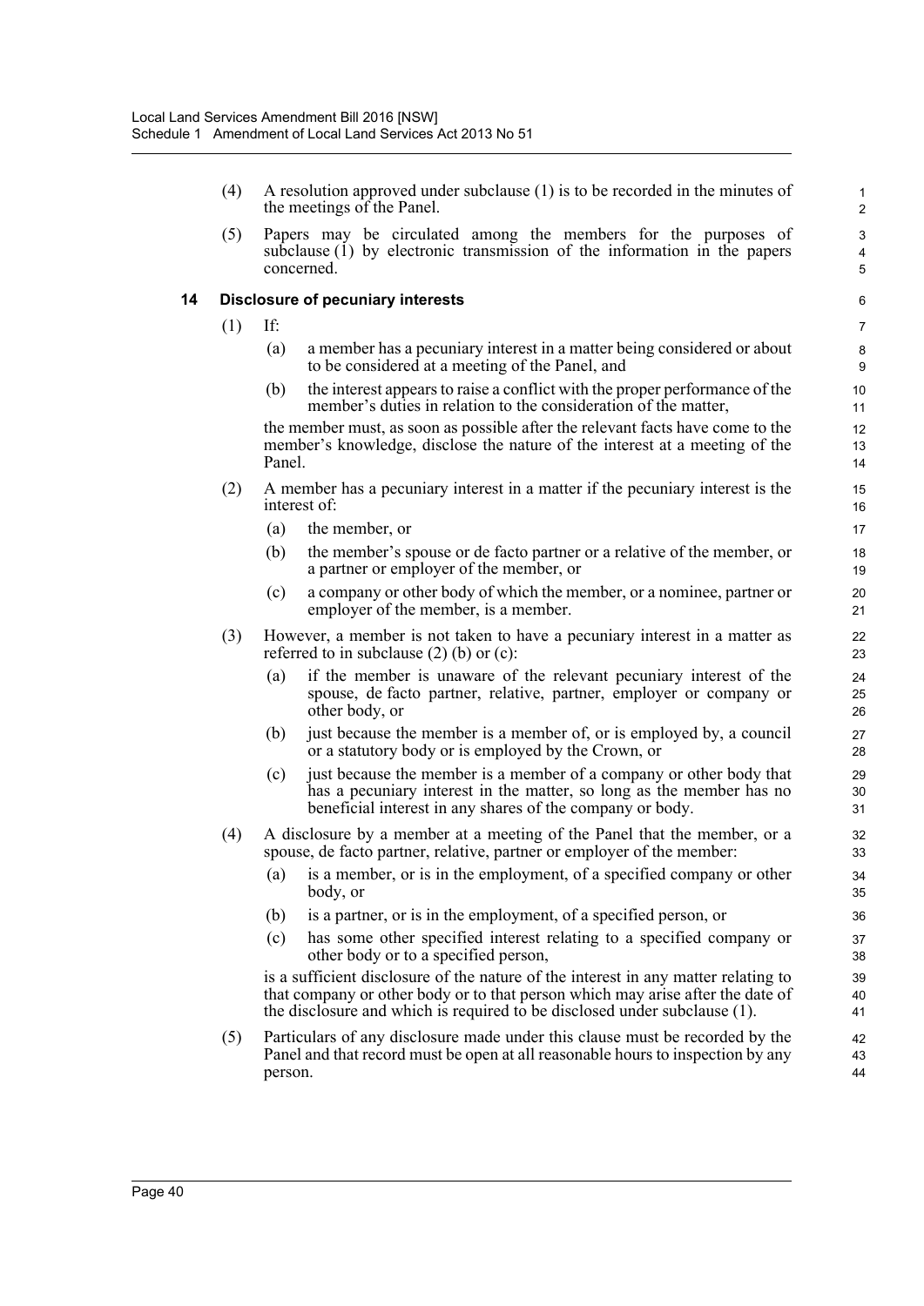(4) A resolution approved under subclause (1) is to be recorded in the minutes of the meetings of the Panel.

(5) Papers may be circulated among the members for the purposes of subclause (1) by electronic transmission of the information in the papers concerned.

### 14 Disclosure of pecuniary interests

(1) If:

(a) a member has a pecuniary interest in a matter being considered or about to be considered at a meeting of the Panel, and

(b) the interest appears to raise a conflict with the proper performance of the member's duties in relation to the consideration of the matter,

the member must, as soon as possible after the relevant facts have come to the member's knowledge, disclose the nature of the interest at a meeting of the Panel.

(2) A member has a pecuniary interest in a matter if the pecuniary interest is the interest of:

(a) the member, or

(b) the member's spouse or de facto partner or a relative of the member, or a partner or employer of the member, or

(c) a company or other body of which the member, or a nominee, partner or employer of the member, is a member.

(3) However, a member is not taken to have a pecuniary interest in a matter as referred to in subclause (2) (b) or (c):

(a) if the member is unaware of the relevant pecuniary interest of the spouse, de facto partner, relative, partner, employer or company or other body, or

(b) just because the member is a member of, or is employed by, a council or a statutory body or is employed by the Crown, or

(c) just because the member is a member of a company or other body that has a pecuniary interest in the matter, so long as the member has no beneficial interest in any shares of the company or body.

(4) A disclosure by a member at a meeting of the Panel that the member, or a spouse, de facto partner, relative, partner or employer of the member:

(a) is a member, or is in the employment, of a specified company or other body, or

(b) is a partner, or is in the employment, of a specified person, or

(c) has some other specified interest relating to a specified company or other body or to a specified person,

is a sufficient disclosure of the nature of the interest in any matter relating to that company or other body or to that person which may arise after the date of the disclosure and which is required to be disclosed under subclause (1).

(5) Particulars of any disclosure made under this clause must be recorded by the Panel and that record must be open at all reasonable hours to inspection by any person.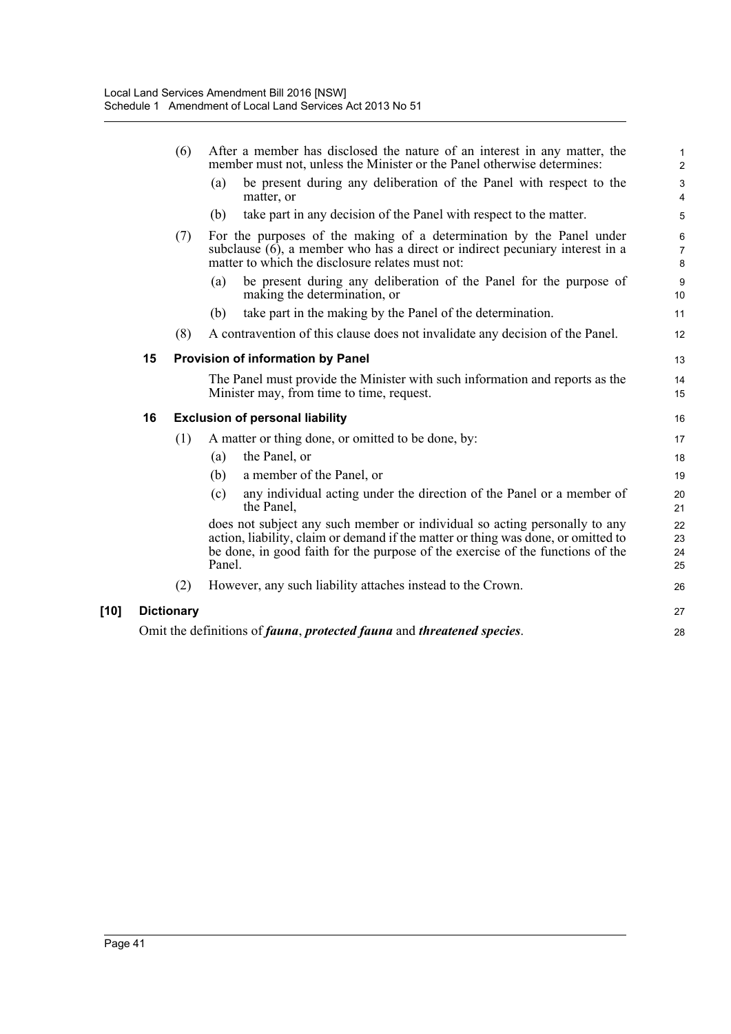(6) After a member has disclosed the nature of an interest in any matter, the member must not, unless the Minister or the Panel otherwise determines:

(a) be present during any deliberation of the Panel with respect to the matter, or

(b) take part in any decision of the Panel with respect to the matter.

(7) For the purposes of the making of a determination by the Panel under subclause (6), a member who has a direct or indirect pecuniary interest in a matter to which the disclosure relates must not:

(a) be present during any deliberation of the Panel for the purpose of making the determination, or

(b) take part in the making by the Panel of the determination.

(8) A contravention of this clause does not invalidate any decision of the Panel.

### 15 Provision of information by Panel

The Panel must provide the Minister with such information and reports as the Minister may, from time to time, request.

### 16 Exclusion of personal liability

(1) A matter or thing done, or omitted to be done, by:

(a) the Panel, or

(b) a member of the Panel, or

(c) any individual acting under the direction of the Panel or a member of the Panel,

does not subject any such member or individual so acting personally to any action, liability, claim or demand if the matter or thing was done, or omitted to be done, in good faith for the purpose of the exercise of the functions of the Panel.

(2) However, any such liability attaches instead to the Crown.

## [10] Dictionary

Omit the definitions of ***fauna***, ***protected fauna*** and ***threatened species***.